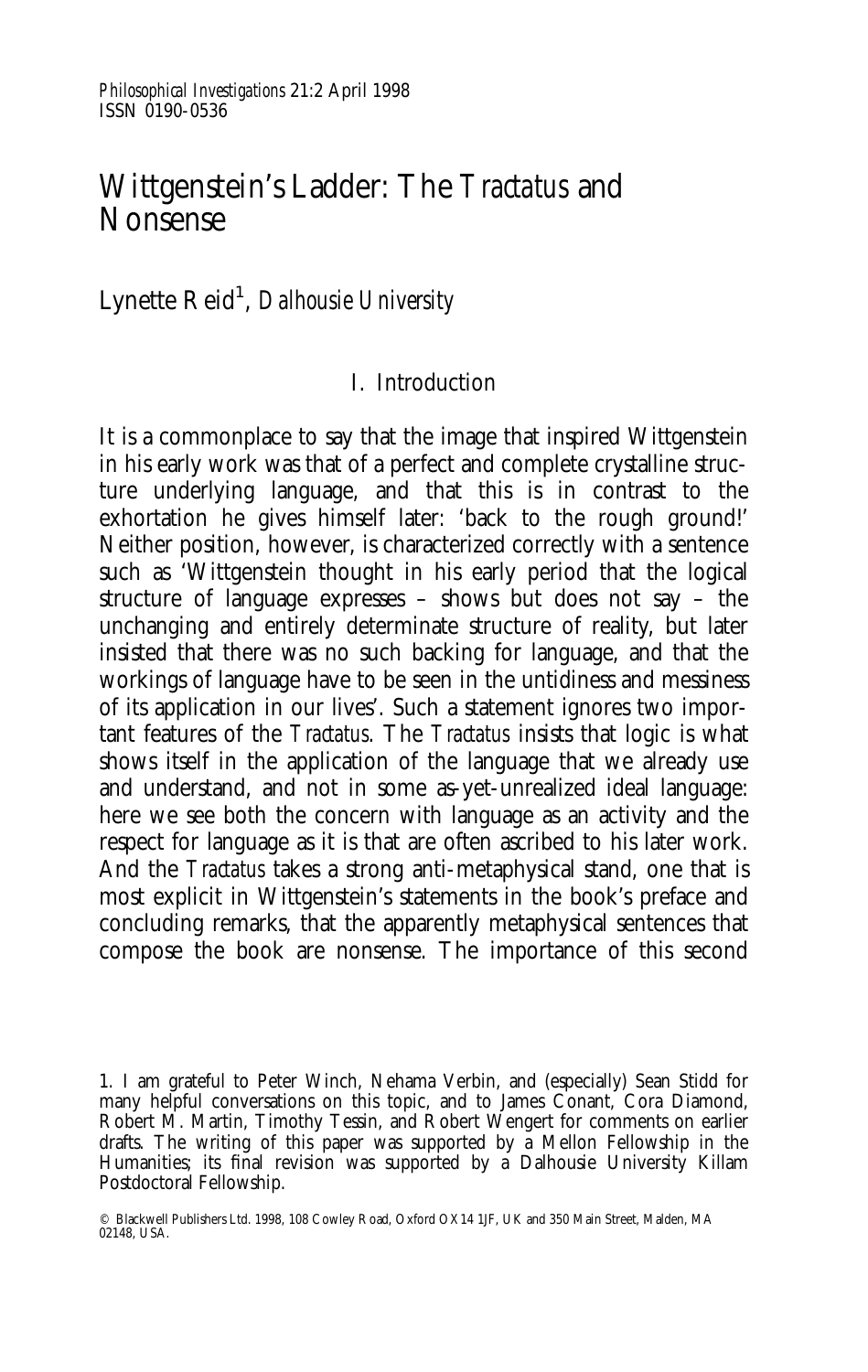# Wittgenstein's Ladder: The *Tractatus* and Nonsense

Lynette Reid[1], *Dalhousie University*

## I. Introduction

It is a commonplace to say that the image that inspired Wittgenstein in his early work was that of a perfect and complete crystalline structure underlying language, and that this is in contrast to the exhortation he gives himself later: 'back to the rough ground!' Neither position, however, is characterized correctly with a sentence such as 'Wittgenstein thought in his early period that the logical structure of language expresses – shows but does not say – the unchanging and entirely determinate structure of reality, but later insisted that there was no such backing for language, and that the workings of language have to be seen in the untidiness and messiness of its application in our lives'. Such a statement ignores two important features of the *Tractatus*. The *Tractatus* insists that logic is what shows itself in the application of the language that we already use and understand, and not in some as-yet-unrealized ideal language: here we see both the concern with language as an activity and the respect for language as it is that are often ascribed to his later work. And the *Tractatus* takes a strong anti-metaphysical stand, one that is most explicit in Wittgenstein's statements in the book's preface and concluding remarks, that the apparently metaphysical sentences that compose the book are nonsense. The importance of this second

1. I am grateful to Peter Winch, Nehama Verbin, and (especially) Sean Stidd for many helpful conversations on this topic, and to James Conant, Cora Diamond, Robert M. Martin, Timothy Tessin, and Robert Wengert for comments on earlier drafts. The writing of this paper was supported by a Mellon Fellowship in the Humanities; its final revision was supported by a Dalhousie University Killam Postdoctoral Fellowship.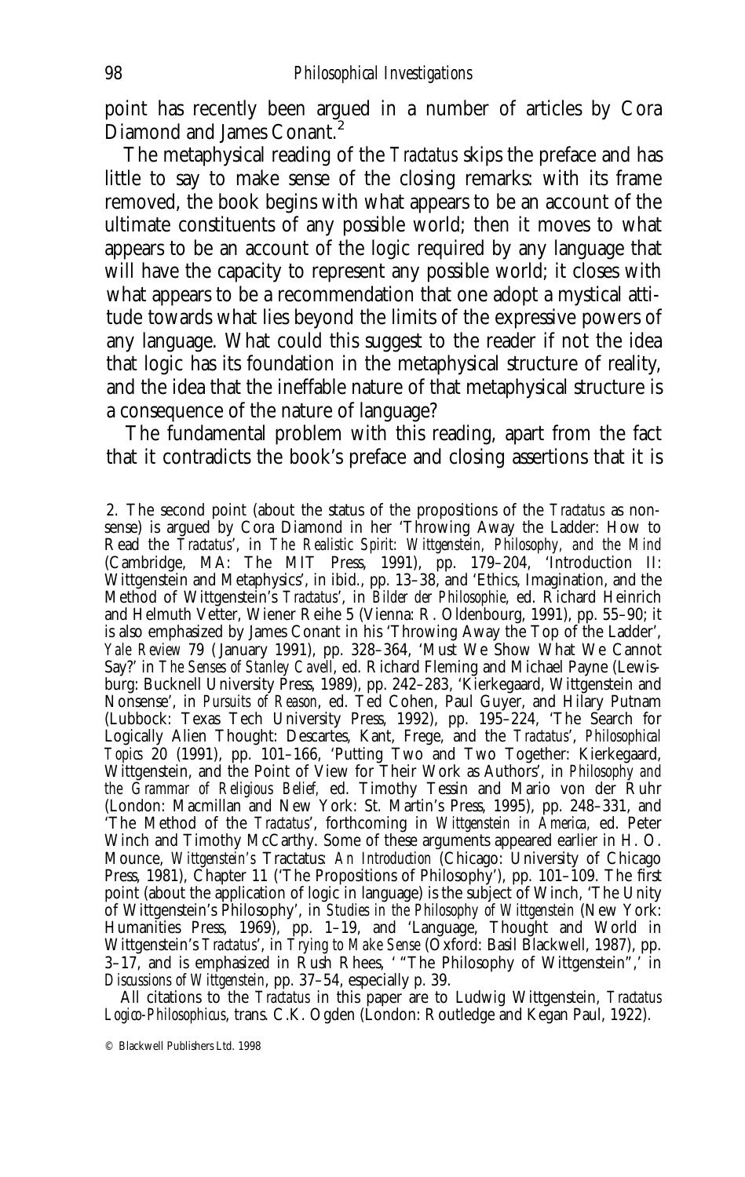point has recently been argued in a number of articles by Cora Diamond and James Conant.[2]

The metaphysical reading of the *Tractatus* skips the preface and has little to say to make sense of the closing remarks: with its frame removed, the book begins with what appears to be an account of the ultimate constituents of any possible world; then it moves to what appears to be an account of the logic required by any language that will have the capacity to represent any possible world; it closes with what appears to be a recommendation that one adopt a mystical attitude towards what lies beyond the limits of the expressive powers of any language. What could this suggest to the reader if not the idea that logic has its foundation in the metaphysical structure of reality, and the idea that the ineffable nature of that metaphysical structure is a consequence of the nature of language?

The fundamental problem with this reading, apart from the fact that it contradicts the book's preface and closing assertions that it is

2. The second point (about the status of the propositions of the *Tractatus* as nonsense) is argued by Cora Diamond in her 'Throwing Away the Ladder: How to Read the *Tractatus*', in *The Realistic Spirit: Wittgenstein, Philosophy, and the Mind* (Cambridge, MA: The MIT Press, 1991), pp. 179–204, 'Introduction II: Wittgenstein and Metaphysics', in ibid., pp. 13–38, and 'Ethics, Imagination, and the Method of Wittgenstein's *Tractatus*', in *Bilder der Philosophie*, ed. Richard Heinrich and Helmuth Vetter, Wiener Reihe 5 (Vienna: R. Oldenbourg, 1991), pp. 55–90; it is also emphasized by James Conant in his 'Throwing Away the Top of the Ladder', *Yale Review* 79 (January 1991), pp. 328–364, 'Must We Show What We Cannot Say?' in *The Senses of Stanley Cavell*, ed. Richard Fleming and Michael Payne (Lewisburg: Bucknell University Press, 1989), pp. 242–283, 'Kierkegaard, Wittgenstein and Nonsense', in *Pursuits of Reason*, ed. Ted Cohen, Paul Guyer, and Hilary Putnam (Lubbock: Texas Tech University Press, 1992), pp. 195–224, 'The Search for Logically Alien Thought: Descartes, Kant, Frege, and the *Tractatus*', *Philosophical Topics* 20 (1991), pp. 101–166, 'Putting Two and Two Together: Kierkegaard, Wittgenstein, and the Point of View for Their Work as Authors', in *Philosophy and the Grammar of Religious Belief*, ed. Timothy Tessin and Mario von der Ruhr (London: Macmillan and New York: St. Martin's Press, 1995), pp. 248–331, and 'The Method of the *Tractatus*', forthcoming in *Wittgenstein in America*, ed. Peter Winch and Timothy McCarthy. Some of these arguments appeared earlier in H. O. Mounce, *Wittgenstein's* Tractatus: *An Introduction* (Chicago: University of Chicago Press, 1981), Chapter 11 ('The Propositions of Philosophy'), pp. 101–109. The first point (about the application of logic in language) is the subject of Winch, 'The Unity of Wittgenstein's Philosophy', in *Studies in the Philosophy of Wittgenstein* (New York: Humanities Press, 1969), pp. 1–19, and 'Language, Thought and World in Wittgenstein's *Tractatus*', in *Trying to Make Sense* (Oxford: Basil Blackwell, 1987), pp. 3–17, and is emphasized in Rush Rhees, '"The Philosophy of Wittgenstein",' in *Discussions of Wittgenstein*, pp. 37–54, especially p. 39.

All citations to the *Tractatus* in this paper are to Ludwig Wittgenstein, *Tractatus Logico-Philosophicus*, trans. C.K. Ogden (London: Routledge and Kegan Paul, 1922).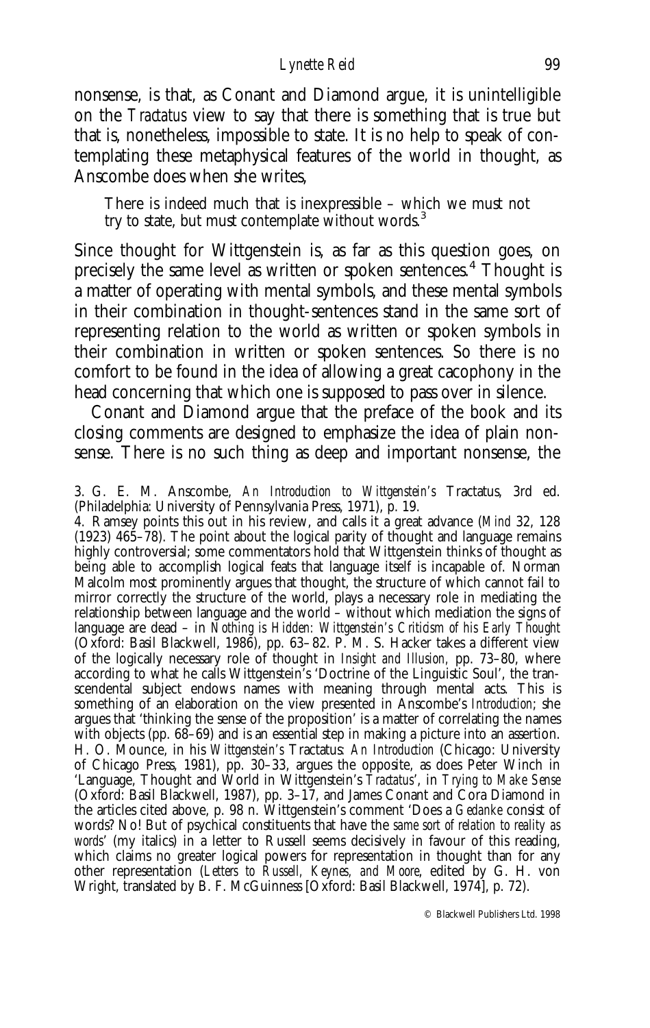nonsense, is that, as Conant and Diamond argue, it is unintelligible on the *Tractatus* view to say that there is something that is true but that is, nonetheless, impossible to state. It is no help to speak of contemplating these metaphysical features of the world in thought, as Anscombe does when she writes,

> There is indeed much that is inexpressible – which we must not try to state, but must contemplate without words.[3]

Since thought for Wittgenstein is, as far as this question goes, on precisely the same level as written or spoken sentences.[4] Thought is a matter of operating with mental symbols, and these mental symbols in their combination in thought-sentences stand in the same sort of representing relation to the world as written or spoken symbols in their combination in written or spoken sentences. So there is no comfort to be found in the idea of allowing a great cacophony in the head concerning that which one is supposed to pass over in silence.

Conant and Diamond argue that the preface of the book and its closing comments are designed to emphasize the idea of plain nonsense. There is no such thing as deep and important nonsense, the

---

3. G. E. M. Anscombe, *An Introduction to Wittgenstein's* Tractatus, 3rd ed. (Philadelphia: University of Pennsylvania Press, 1971), p. 19.

4. Ramsey points this out in his review, and calls it a great advance (*Mind* 32, 128 (1923) 465–78). The point about the logical parity of thought and language remains highly controversial; some commentators hold that Wittgenstein thinks of thought as being able to accomplish logical feats that language itself is incapable of. Norman Malcolm most prominently argues that thought, the structure of which cannot fail to mirror correctly the structure of the world, plays a necessary role in mediating the relationship between language and the world – without which mediation the signs of language are dead – in *Nothing is Hidden: Wittgenstein's Criticism of his Early Thought* (Oxford: Basil Blackwell, 1986), pp. 63–82. P. M. S. Hacker takes a different view of the logically necessary role of thought in *Insight and Illusion*, pp. 73–80, where according to what he calls Wittgenstein's 'Doctrine of the Linguistic Soul', the transcendental subject endows names with meaning through mental acts. This is something of an elaboration on the view presented in Anscombe's *Introduction*; she argues that 'thinking the sense of the proposition' is a matter of correlating the names with objects (pp. 68–69) and is an essential step in making a picture into an assertion. H. O. Mounce, in his *Wittgenstein's* Tractatus: *An Introduction* (Chicago: University of Chicago Press, 1981), pp. 30–33, argues the opposite, as does Peter Winch in 'Language, Thought and World in Wittgenstein's *Tractatus*', in *Trying to Make Sense* (Oxford: Basil Blackwell, 1987), pp. 3–17, and James Conant and Cora Diamond in the articles cited above, p. 98 n. Wittgenstein's comment 'Does a *Gedanke* consist of words? No! But of psychical constituents that have the *same sort of relation to reality as words*' (my italics) in a letter to Russell seems decisively in favour of this reading, which claims no greater logical powers for representation in thought than for any other representation (*Letters to Russell, Keynes, and Moore*, edited by G. H. von Wright, translated by B. F. McGuinness [Oxford: Basil Blackwell, 1974], p. 72).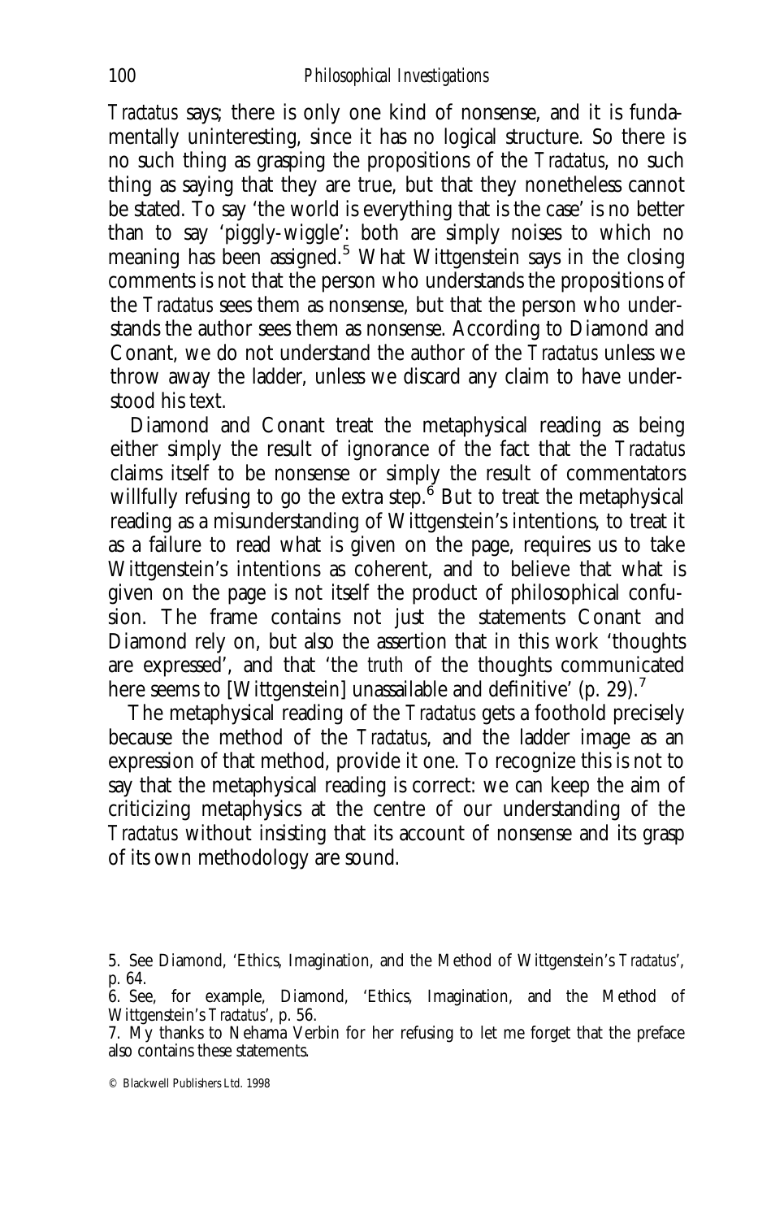*Tractatus* says; there is only one kind of nonsense, and it is fundamentally uninteresting, since it has no logical structure. So there is no such thing as grasping the propositions of the *Tractatus*, no such thing as saying that they are true, but that they nonetheless cannot be stated. To say 'the world is everything that is the case' is no better than to say 'piggly-wiggle': both are simply noises to which no meaning has been assigned.[5] What Wittgenstein says in the closing comments is not that the person who understands the propositions of the *Tractatus* sees them as nonsense, but that the person who understands the author sees them as nonsense. According to Diamond and Conant, we do not understand the author of the *Tractatus* unless we throw away the ladder, unless we discard any claim to have understood his text.

Diamond and Conant treat the metaphysical reading as being either simply the result of ignorance of the fact that the *Tractatus* claims itself to be nonsense or simply the result of commentators willfully refusing to go the extra step.[6] But to treat the metaphysical reading as a misunderstanding of Wittgenstein's intentions, to treat it as a failure to read what is given on the page, requires us to take Wittgenstein's intentions as coherent, and to believe that what is given on the page is not itself the product of philosophical confusion. The frame contains not just the statements Conant and Diamond rely on, but also the assertion that in this work 'thoughts are expressed', and that 'the *truth* of the thoughts communicated here seems to [Wittgenstein] unassailable and definitive' (p. 29).[7]

The metaphysical reading of the *Tractatus* gets a foothold precisely because the method of the *Tractatus*, and the ladder image as an expression of that method, provide it one. To recognize this is not to say that the metaphysical reading is correct: we can keep the aim of criticizing metaphysics at the centre of our understanding of the *Tractatus* without insisting that its account of nonsense and its grasp of its own methodology are sound.

5. See Diamond, 'Ethics, Imagination, and the Method of Wittgenstein's *Tractatus*', p. 64.

6. See, for example, Diamond, 'Ethics, Imagination, and the Method of Wittgenstein's *Tractatus*', p. 56.

7. My thanks to Nehama Verbin for her refusing to let me forget that the preface also contains these statements.

© Blackwell Publishers Ltd. 1998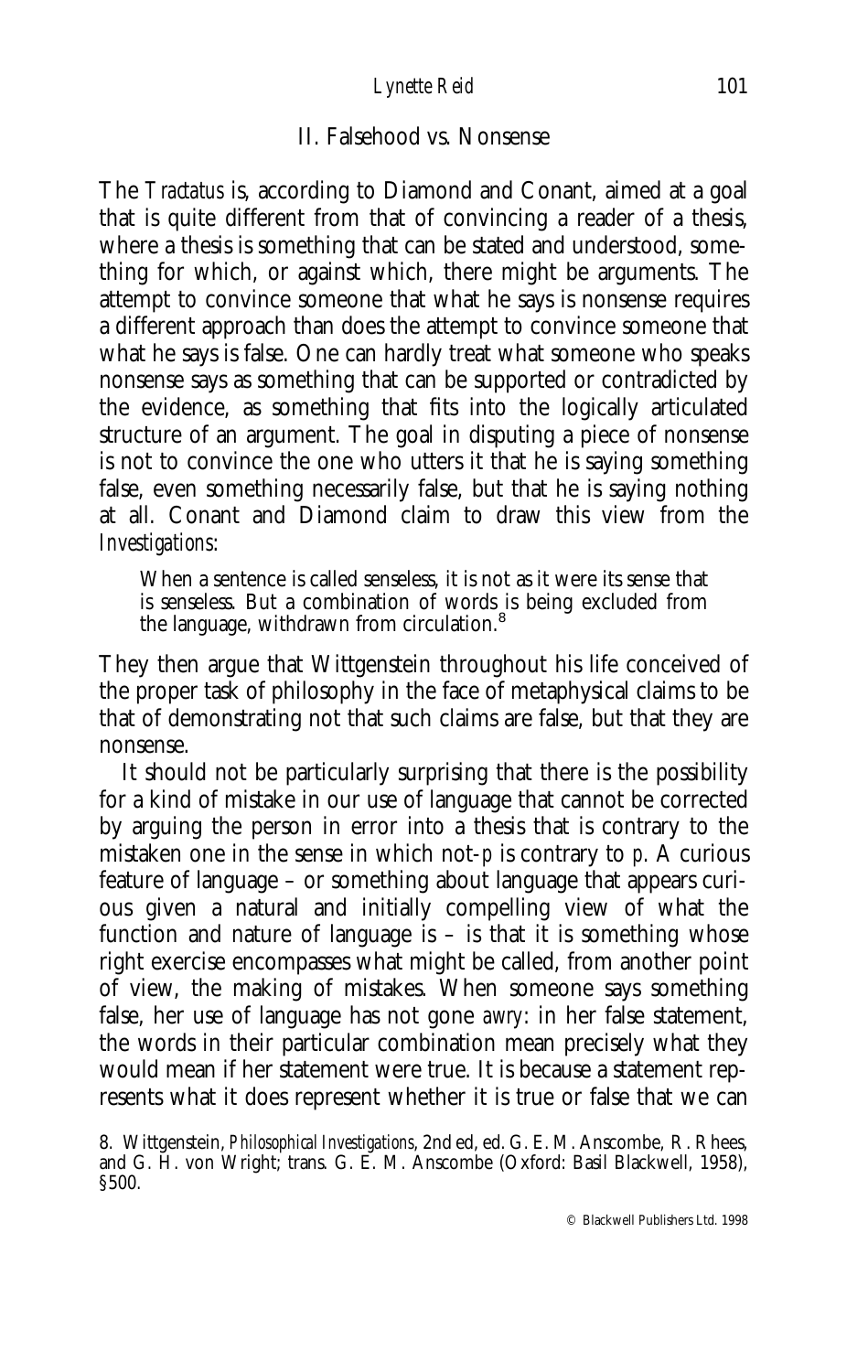## II. Falsehood vs. Nonsense

The *Tractatus* is, according to Diamond and Conant, aimed at a goal that is quite different from that of convincing a reader of a thesis, where a thesis is something that can be stated and understood, something for which, or against which, there might be arguments. The attempt to convince someone that what he says is nonsense requires a different approach than does the attempt to convince someone that what he says is false. One can hardly treat what someone who speaks nonsense says as something that can be supported or contradicted by the evidence, as something that fits into the logically articulated structure of an argument. The goal in disputing a piece of nonsense is not to convince the one who utters it that he is saying something false, even something necessarily false, but that he is saying nothing at all. Conant and Diamond claim to draw this view from the *Investigations*:

> When a sentence is called senseless, it is not as it were its sense that is senseless. But a combination of words is being excluded from the language, withdrawn from circulation.[8]

They then argue that Wittgenstein throughout his life conceived of the proper task of philosophy in the face of metaphysical claims to be that of demonstrating not that such claims are false, but that they are nonsense.

It should not be particularly surprising that there is the possibility for a kind of mistake in our use of language that cannot be corrected by arguing the person in error into a thesis that is contrary to the mistaken one in the sense in which not-*p* is contrary to *p*. A curious feature of language – or something about language that appears curious given a natural and initially compelling view of what the function and nature of language is – is that it is something whose right exercise encompasses what might be called, from another point of view, the making of mistakes. When someone says something false, her use of language has not gone *awry*: in her false statement, the words in their particular combination mean precisely what they would mean if her statement were true. It is because a statement represents what it does represent whether it is true or false that we can

8. Wittgenstein, *Philosophical Investigations*, 2nd ed, ed. G. E. M. Anscombe, R. Rhees, and G. H. von Wright; trans. G. E. M. Anscombe (Oxford: Basil Blackwell, 1958), §500.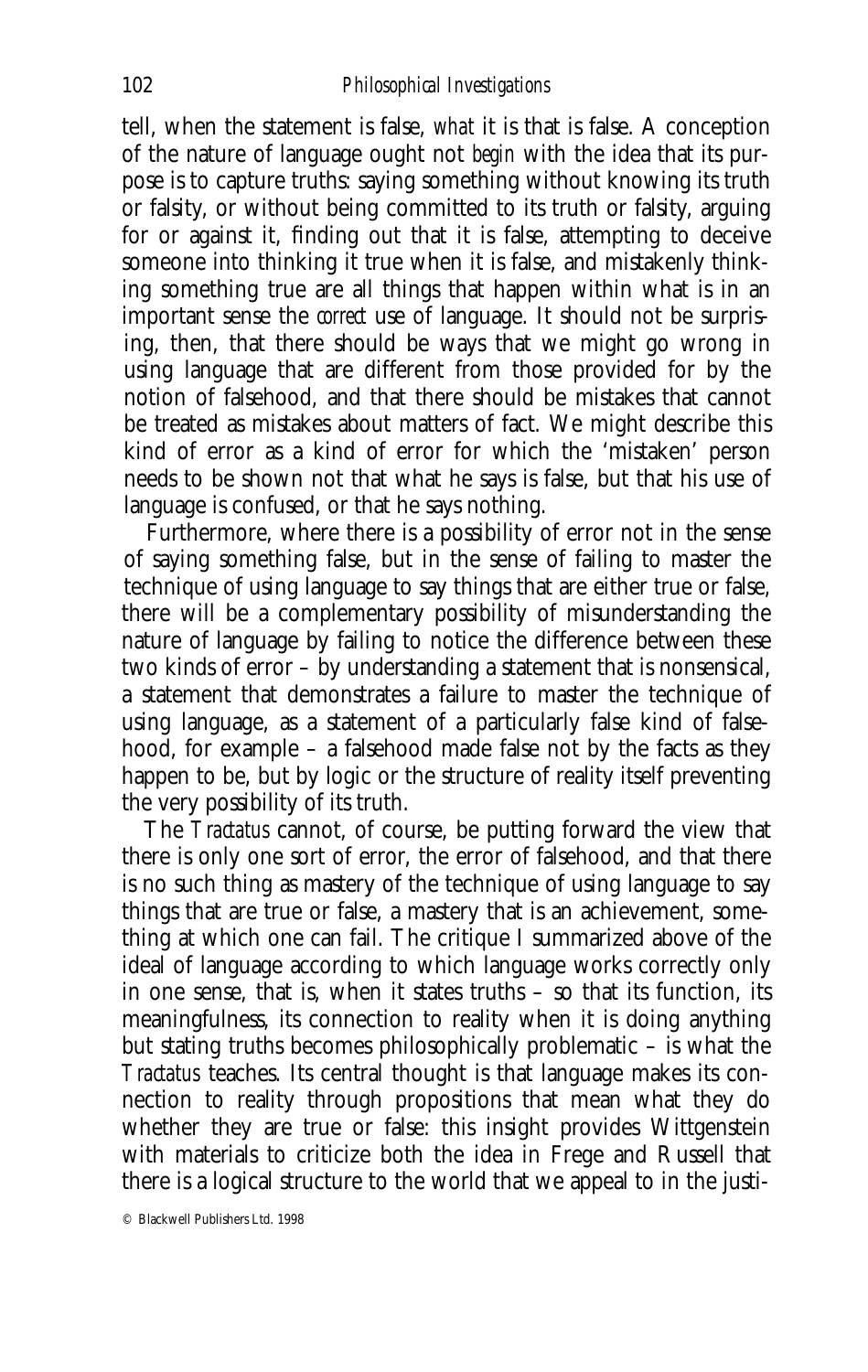tell, when the statement is false, *what* it is that is false. A conception of the nature of language ought not *begin* with the idea that its purpose is to capture truths: saying something without knowing its truth or falsity, or without being committed to its truth or falsity, arguing for or against it, finding out that it is false, attempting to deceive someone into thinking it true when it is false, and mistakenly thinking something true are all things that happen within what is in an important sense the *correct* use of language. It should not be surprising, then, that there should be ways that we might go wrong in using language that are different from those provided for by the notion of falsehood, and that there should be mistakes that cannot be treated as mistakes about matters of fact. We might describe this kind of error as a kind of error for which the 'mistaken' person needs to be shown not that what he says is false, but that his use of language is confused, or that he says nothing.

Furthermore, where there is a possibility of error not in the sense of saying something false, but in the sense of failing to master the technique of using language to say things that are either true or false, there will be a complementary possibility of misunderstanding the nature of language by failing to notice the difference between these two kinds of error – by understanding a statement that is nonsensical, a statement that demonstrates a failure to master the technique of using language, as a statement of a particularly false kind of falsehood, for example – a falsehood made false not by the facts as they happen to be, but by logic or the structure of reality itself preventing the very possibility of its truth.

The *Tractatus* cannot, of course, be putting forward the view that there is only one sort of error, the error of falsehood, and that there is no such thing as mastery of the technique of using language to say things that are true or false, a mastery that is an achievement, something at which one can fail. The critique I summarized above of the ideal of language according to which language works correctly only in one sense, that is, when it states truths – so that its function, its meaningfulness, its connection to reality when it is doing anything but stating truths becomes philosophically problematic – is what the *Tractatus* teaches. Its central thought is that language makes its connection to reality through propositions that mean what they do whether they are true or false: this insight provides Wittgenstein with materials to criticize both the idea in Frege and Russell that there is a logical structure to the world that we appeal to in the justi-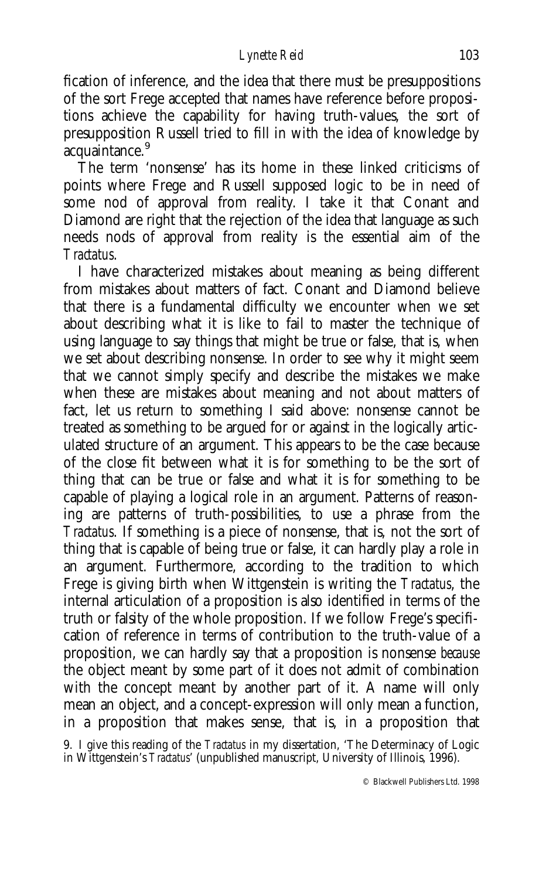fication of inference, and the idea that there must be presuppositions of the sort Frege accepted that names have reference before propositions achieve the capability for having truth-values, the sort of presupposition Russell tried to fill in with the idea of knowledge by acquaintance.[9]

The term 'nonsense' has its home in these linked criticisms of points where Frege and Russell supposed logic to be in need of some nod of approval from reality. I take it that Conant and Diamond are right that the rejection of the idea that language as such needs nods of approval from reality is the essential aim of the *Tractatus*.

I have characterized mistakes about meaning as being different from mistakes about matters of fact. Conant and Diamond believe that there is a fundamental difficulty we encounter when we set about describing what it is like to fail to master the technique of using language to say things that might be true or false, that is, when we set about describing nonsense. In order to see why it might seem that we cannot simply specify and describe the mistakes we make when these are mistakes about meaning and not about matters of fact, let us return to something I said above: nonsense cannot be treated as something to be argued for or against in the logically articulated structure of an argument. This appears to be the case because of the close fit between what it is for something to be the sort of thing that can be true or false and what it is for something to be capable of playing a logical role in an argument. Patterns of reasoning are patterns of truth-possibilities, to use a phrase from the *Tractatus*. If something is a piece of nonsense, that is, not the sort of thing that is capable of being true or false, it can hardly play a role in an argument. Furthermore, according to the tradition to which Frege is giving birth when Wittgenstein is writing the *Tractatus*, the internal articulation of a proposition is also identified in terms of the truth or falsity of the whole proposition. If we follow Frege's specification of reference in terms of contribution to the truth-value of a proposition, we can hardly say that a proposition is nonsense *because* the object meant by some part of it does not admit of combination with the concept meant by another part of it. A name will only mean an object, and a concept-expression will only mean a function, in a proposition that makes sense, that is, in a proposition that

9. I give this reading of the *Tractatus* in my dissertation, 'The Determinacy of Logic in Wittgenstein's *Tractatus*' (unpublished manuscript, University of Illinois, 1996).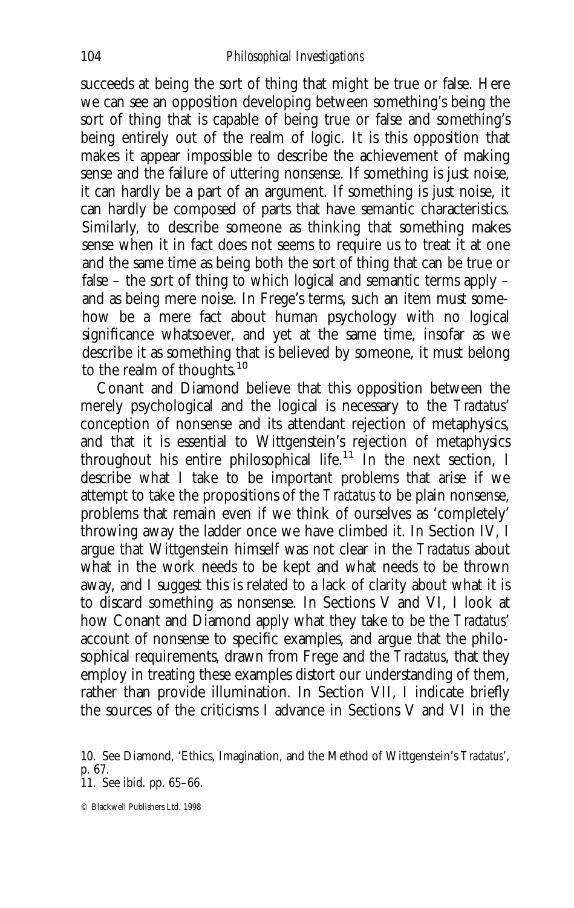succeeds at being the sort of thing that might be true or false. Here we can see an opposition developing between something's being the sort of thing that is capable of being true or false and something's being entirely out of the realm of logic. It is this opposition that makes it appear impossible to describe the achievement of making sense and the failure of uttering nonsense. If something is just noise, it can hardly be a part of an argument. If something is just noise, it can hardly be composed of parts that have semantic characteristics. Similarly, to describe someone as thinking that something makes sense when it in fact does not seems to require us to treat it at one and the same time as being both the sort of thing that can be true or false – the sort of thing to which logical and semantic terms apply – and as being mere noise. In Frege's terms, such an item must somehow be a mere fact about human psychology with no logical significance whatsoever, and yet at the same time, insofar as we describe it as something that is believed by someone, it must belong to the realm of thoughts.[10]

Conant and Diamond believe that this opposition between the merely psychological and the logical is necessary to the *Tractatus*' conception of nonsense and its attendant rejection of metaphysics, and that it is essential to Wittgenstein's rejection of metaphysics throughout his entire philosophical life.[11] In the next section, I describe what I take to be important problems that arise if we attempt to take the propositions of the *Tractatus* to be plain nonsense, problems that remain even if we think of ourselves as 'completely' throwing away the ladder once we have climbed it. In Section IV, I argue that Wittgenstein himself was not clear in the *Tractatus* about what in the work needs to be kept and what needs to be thrown away, and I suggest this is related to a lack of clarity about what it is to discard something as nonsense. In Sections V and VI, I look at how Conant and Diamond apply what they take to be the *Tractatus*' account of nonsense to specific examples, and argue that the philosophical requirements, drawn from Frege and the *Tractatus*, that they employ in treating these examples distort our understanding of them, rather than provide illumination. In Section VII, I indicate briefly the sources of the criticisms I advance in Sections V and VI in the

10. See Diamond, 'Ethics, Imagination, and the Method of Wittgenstein's *Tractatus*', p. 67.
11. See ibid. pp. 65–66.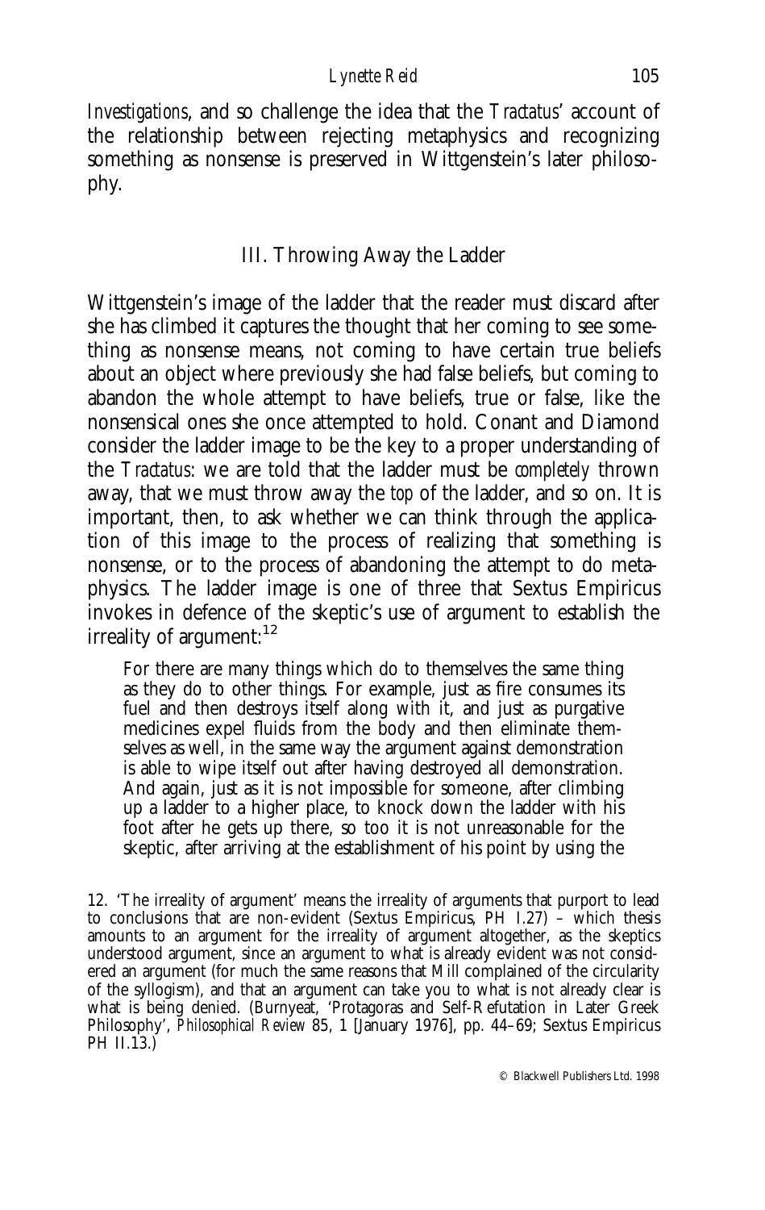*Investigations*, and so challenge the idea that the *Tractatus*' account of the relationship between rejecting metaphysics and recognizing something as nonsense is preserved in Wittgenstein's later philosophy.

## III. Throwing Away the Ladder

Wittgenstein's image of the ladder that the reader must discard after she has climbed it captures the thought that her coming to see something as nonsense means, not coming to have certain true beliefs about an object where previously she had false beliefs, but coming to abandon the whole attempt to have beliefs, true or false, like the nonsensical ones she once attempted to hold. Conant and Diamond consider the ladder image to be the key to a proper understanding of the *Tractatus*: we are told that the ladder must be *completely* thrown away, that we must throw away the *top* of the ladder, and so on. It is important, then, to ask whether we can think through the application of this image to the process of realizing that something is nonsense, or to the process of abandoning the attempt to do metaphysics. The ladder image is one of three that Sextus Empiricus invokes in defence of the skeptic's use of argument to establish the irreality of argument:[12]

> For there are many things which do to themselves the same thing as they do to other things. For example, just as fire consumes its fuel and then destroys itself along with it, and just as purgative medicines expel fluids from the body and then eliminate themselves as well, in the same way the argument against demonstration is able to wipe itself out after having destroyed all demonstration. And again, just as it is not impossible for someone, after climbing up a ladder to a higher place, to knock down the ladder with his foot after he gets up there, so too it is not unreasonable for the skeptic, after arriving at the establishment of his point by using the

12. 'The irreality of argument' means the irreality of arguments that purport to lead to conclusions that are non-evident (Sextus Empiricus, PH I.27) – which thesis amounts to an argument for the irreality of argument altogether, as the skeptics understood argument, since an argument to what is already evident was not considered an argument (for much the same reasons that Mill complained of the circularity of the syllogism), and that an argument can take you to what is not already clear is what is being denied. (Burnyeat, 'Protagoras and Self-Refutation in Later Greek Philosophy', *Philosophical Review* 85, 1 [January 1976], pp. 44–69; Sextus Empiricus PH II.13.)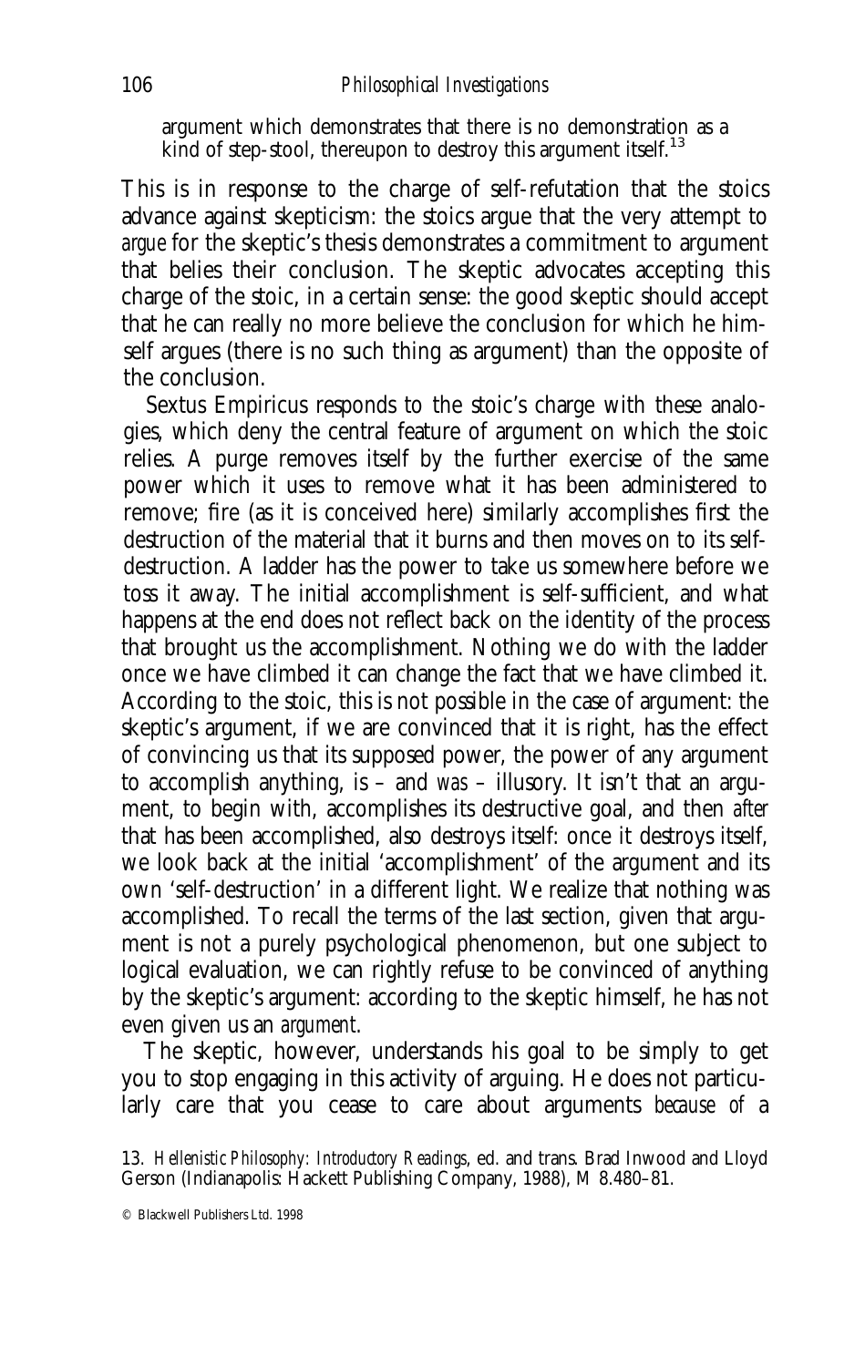> argument which demonstrates that there is no demonstration as a kind of step-stool, thereupon to destroy this argument itself.[13]

This is in response to the charge of self-refutation that the stoics advance against skepticism: the stoics argue that the very attempt to *argue* for the skeptic's thesis demonstrates a commitment to argument that belies their conclusion. The skeptic advocates accepting this charge of the stoic, in a certain sense: the good skeptic should accept that he can really no more believe the conclusion for which he himself argues (there is no such thing as argument) than the opposite of the conclusion.

Sextus Empiricus responds to the stoic's charge with these analogies, which deny the central feature of argument on which the stoic relies. A purge removes itself by the further exercise of the same power which it uses to remove what it has been administered to remove; fire (as it is conceived here) similarly accomplishes first the destruction of the material that it burns and then moves on to its self-destruction. A ladder has the power to take us somewhere before we toss it away. The initial accomplishment is self-sufficient, and what happens at the end does not reflect back on the identity of the process that brought us the accomplishment. Nothing we do with the ladder once we have climbed it can change the fact that we have climbed it. According to the stoic, this is not possible in the case of argument: the skeptic's argument, if we are convinced that it is right, has the effect of convincing us that its supposed power, the power of any argument to accomplish anything, is – and *was* – illusory. It isn't that an argument, to begin with, accomplishes its destructive goal, and then *after* that has been accomplished, also destroys itself: once it destroys itself, we look back at the initial 'accomplishment' of the argument and its own 'self-destruction' in a different light. We realize that nothing was accomplished. To recall the terms of the last section, given that argument is not a purely psychological phenomenon, but one subject to logical evaluation, we can rightly refuse to be convinced of anything by the skeptic's argument: according to the skeptic himself, he has not even given us an *argument*.

The skeptic, however, understands his goal to be simply to get you to stop engaging in this activity of arguing. He does not particularly care that you cease to care about arguments *because of* a

13. *Hellenistic Philosophy: Introductory Readings*, ed. and trans. Brad Inwood and Lloyd Gerson (Indianapolis: Hackett Publishing Company, 1988), M 8.480–81.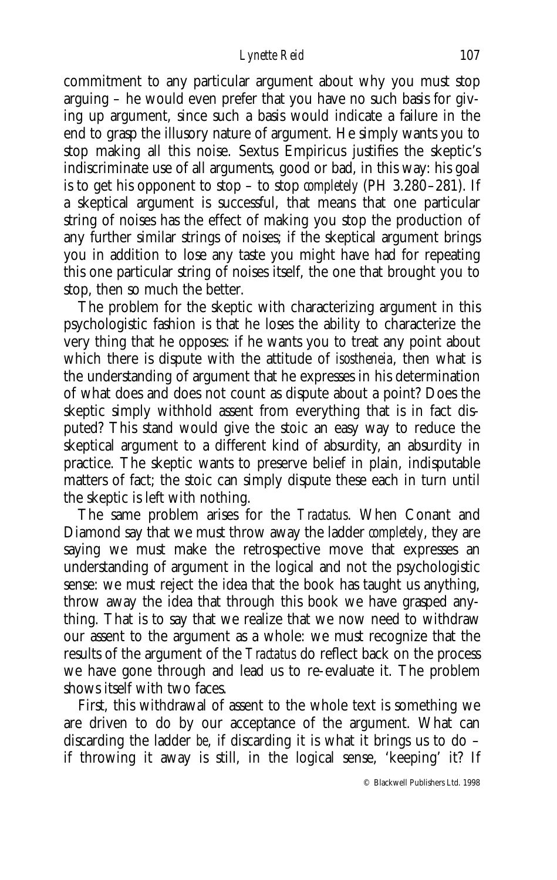commitment to any particular argument about why you must stop arguing – he would even prefer that you have no such basis for giving up argument, since such a basis would indicate a failure in the end to grasp the illusory nature of argument. He simply wants you to stop making all this noise. Sextus Empiricus justifies the skeptic's indiscriminate use of all arguments, good or bad, in this way: his goal is to get his opponent to stop – to stop *completely* (PH 3.280–281). If a skeptical argument is successful, that means that one particular string of noises has the effect of making you stop the production of any further similar strings of noises; if the skeptical argument brings you in addition to lose any taste you might have had for repeating this one particular string of noises itself, the one that brought you to stop, then so much the better.

The problem for the skeptic with characterizing argument in this psychologistic fashion is that he loses the ability to characterize the very thing that he opposes: if he wants you to treat any point about which there is dispute with the attitude of *isostheneia*, then what is the understanding of argument that he expresses in his determination of what does and does not count as dispute about a point? Does the skeptic simply withhold assent from everything that is in fact disputed? This stand would give the stoic an easy way to reduce the skeptical argument to a different kind of absurdity, an absurdity in practice. The skeptic wants to preserve belief in plain, indisputable matters of fact; the stoic can simply dispute these each in turn until the skeptic is left with nothing.

The same problem arises for the *Tractatus*. When Conant and Diamond say that we must throw away the ladder *completely*, they are saying we must make the retrospective move that expresses an understanding of argument in the logical and not the psychologistic sense: we must reject the idea that the book has taught us anything, throw away the idea that through this book we have grasped anything. That is to say that we realize that we now need to withdraw our assent to the argument as a whole: we must recognize that the results of the argument of the *Tractatus* do reflect back on the process we have gone through and lead us to re-evaluate it. The problem shows itself with two faces.

First, this withdrawal of assent to the whole text is something we are driven to do by our acceptance of the argument. What can discarding the ladder *be*, if discarding it is what it brings us to do – if throwing it away is still, in the logical sense, 'keeping' it? If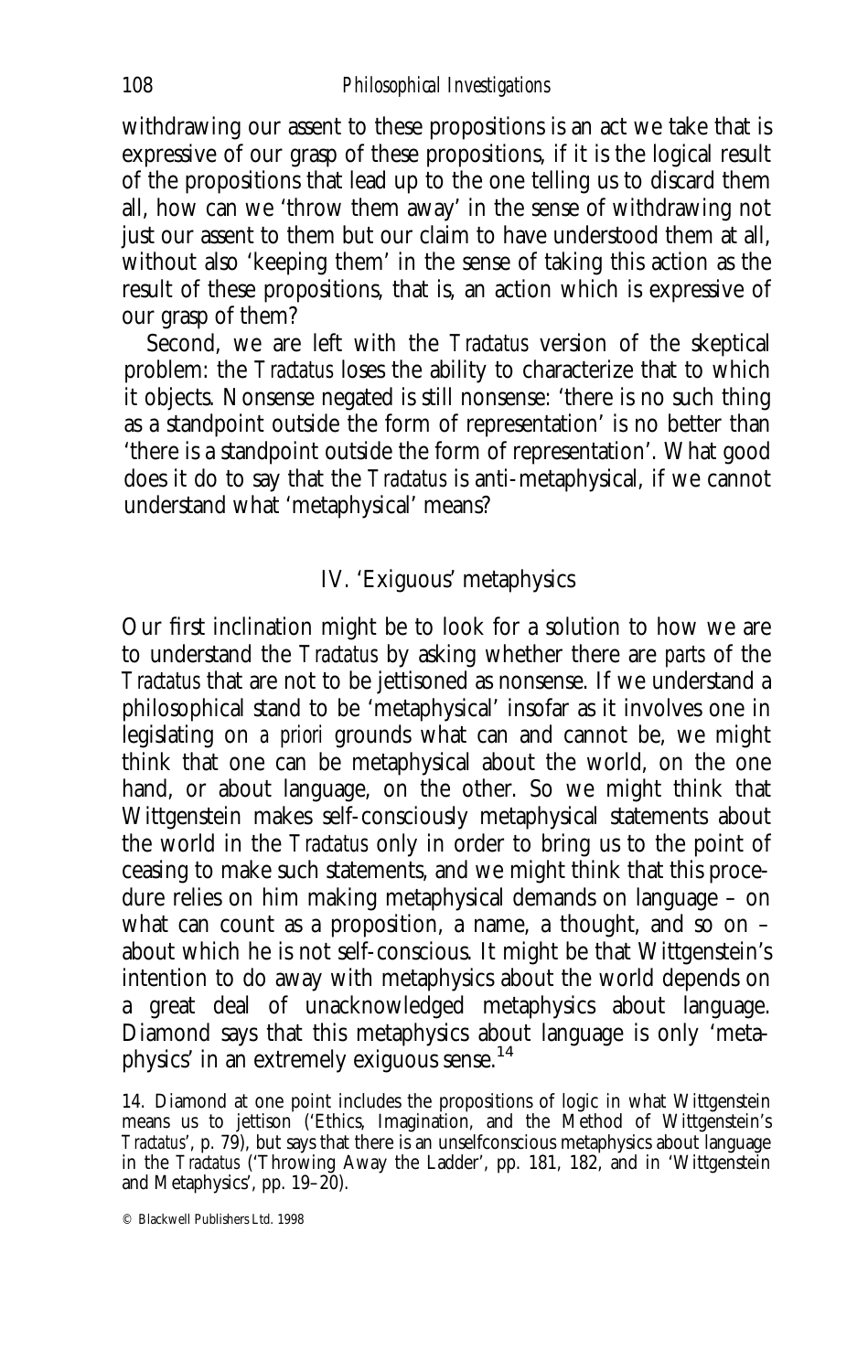withdrawing our assent to these propositions is an act we take that is expressive of our grasp of these propositions, if it is the logical result of the propositions that lead up to the one telling us to discard them all, how can we 'throw them away' in the sense of withdrawing not just our assent to them but our claim to have understood them at all, without also 'keeping them' in the sense of taking this action as the result of these propositions, that is, an action which is expressive of our grasp of them?

Second, we are left with the *Tractatus* version of the skeptical problem: the *Tractatus* loses the ability to characterize that to which it objects. Nonsense negated is still nonsense: 'there is no such thing as a standpoint outside the form of representation' is no better than 'there is a standpoint outside the form of representation'. What good does it do to say that the *Tractatus* is anti-metaphysical, if we cannot understand what 'metaphysical' means?

## IV. 'Exiguous' metaphysics

Our first inclination might be to look for a solution to how we are to understand the *Tractatus* by asking whether there are *parts* of the *Tractatus* that are not to be jettisoned as nonsense. If we understand a philosophical stand to be 'metaphysical' insofar as it involves one in legislating on *a priori* grounds what can and cannot be, we might think that one can be metaphysical about the world, on the one hand, or about language, on the other. So we might think that Wittgenstein makes self-consciously metaphysical statements about the world in the *Tractatus* only in order to bring us to the point of ceasing to make such statements, and we might think that this procedure relies on him making metaphysical demands on language – on what can count as a proposition, a name, a thought, and so on – about which he is not self-conscious. It might be that Wittgenstein's intention to do away with metaphysics about the world depends on a great deal of unacknowledged metaphysics about language. Diamond says that this metaphysics about language is only 'metaphysics' in an extremely exiguous sense.[14]

14. Diamond at one point includes the propositions of logic in what Wittgenstein means us to jettison ('Ethics, Imagination, and the Method of Wittgenstein's *Tractatus*', p. 79), but says that there is an unselfconscious metaphysics about language in the *Tractatus* ('Throwing Away the Ladder', pp. 181, 182, and in 'Wittgenstein and Metaphysics', pp. 19–20).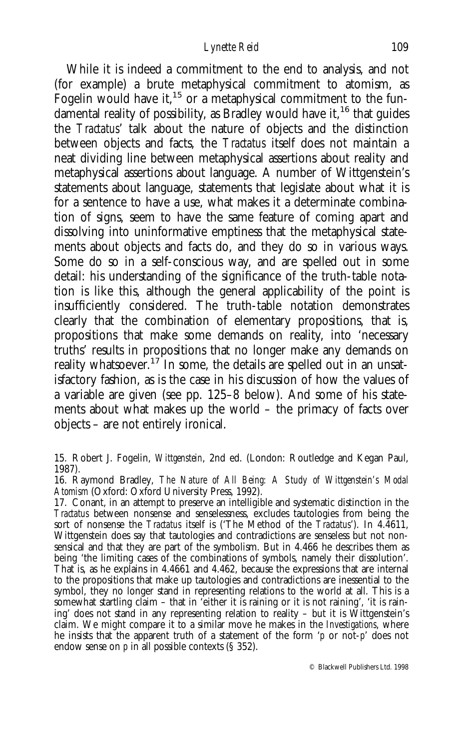While it is indeed a commitment to the end to analysis, and not (for example) a brute metaphysical commitment to atomism, as Fogelin would have it,[15] or a metaphysical commitment to the fundamental reality of possibility, as Bradley would have it,[16] that guides the *Tractatus*' talk about the nature of objects and the distinction between objects and facts, the *Tractatus* itself does not maintain a neat dividing line between metaphysical assertions about reality and metaphysical assertions about language. A number of Wittgenstein's statements about language, statements that legislate about what it is for a sentence to have a use, what makes it a determinate combination of signs, seem to have the same feature of coming apart and dissolving into uninformative emptiness that the metaphysical statements about objects and facts do, and they do so in various ways. Some do so in a self-conscious way, and are spelled out in some detail: his understanding of the significance of the truth-table notation is like this, although the general applicability of the point is insufficiently considered. The truth-table notation demonstrates clearly that the combination of elementary propositions, that is, propositions that make some demands on reality, into 'necessary truths' results in propositions that no longer make any demands on reality whatsoever.[17] In some, the details are spelled out in an unsatisfactory fashion, as is the case in his discussion of how the values of a variable are given (see pp. 125–8 below). And some of his statements about what makes up the world – the primacy of facts over objects – are not entirely ironical.

15. Robert J. Fogelin, *Wittgenstein*, 2nd ed. (London: Routledge and Kegan Paul, 1987).

16. Raymond Bradley, *The Nature of All Being: A Study of Wittgenstein's Modal Atomism* (Oxford: Oxford University Press, 1992).

17. Conant, in an attempt to preserve an intelligible and systematic distinction in the *Tractatus* between nonsense and senselessness, excludes tautologies from being the sort of nonsense the *Tractatus* itself is ('The Method of the *Tractatus*'). In 4.4611, Wittgenstein does say that tautologies and contradictions are senseless but not nonsensical and that they are part of the symbolism. But in 4.466 he describes them as being 'the limiting cases of the combinations of symbols, namely their dissolution'. That is, as he explains in 4.4661 and 4.462, because the expressions that are internal to the propositions that make up tautologies and contradictions are inessential to the symbol, they no longer stand in representing relations to the world at all. This is a somewhat startling claim – that in 'either it is raining or it is not raining', 'it is raining' does not stand in any representing relation to reality – but it is Wittgenstein's claim. We might compare it to a similar move he makes in the *Investigations*, where he insists that the apparent truth of a statement of the form '*p* or not-*p*' does not endow sense on *p* in all possible contexts (§ 352).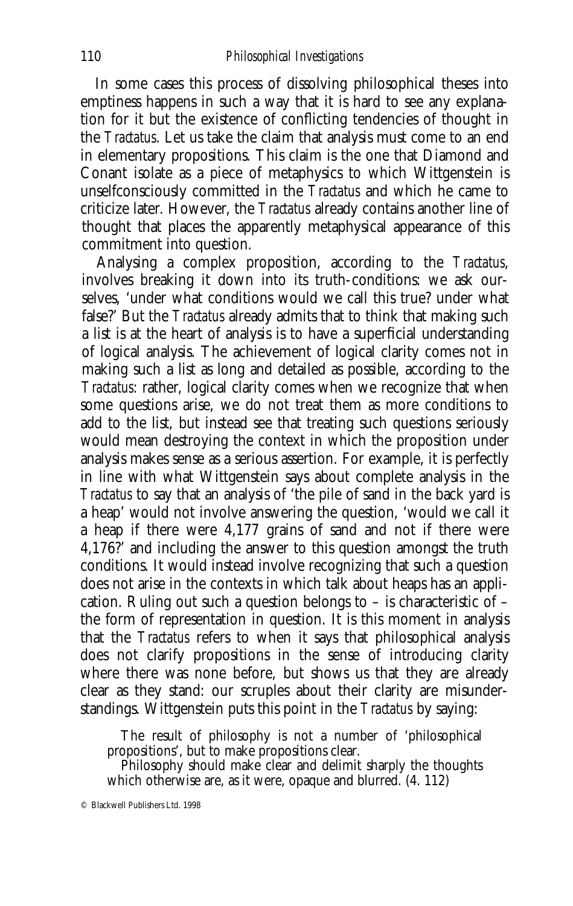In some cases this process of dissolving philosophical theses into emptiness happens in such a way that it is hard to see any explanation for it but the existence of conflicting tendencies of thought in the *Tractatus*. Let us take the claim that analysis must come to an end in elementary propositions. This claim is the one that Diamond and Conant isolate as a piece of metaphysics to which Wittgenstein is unselfconsciously committed in the *Tractatus* and which he came to criticize later. However, the *Tractatus* already contains another line of thought that places the apparently metaphysical appearance of this commitment into question.

Analysing a complex proposition, according to the *Tractatus*, involves breaking it down into its truth-conditions: we ask ourselves, 'under what conditions would we call this true? under what false?' But the *Tractatus* already admits that to think that making such a list is at the heart of analysis is to have a superficial understanding of logical analysis. The achievement of logical clarity comes not in making such a list as long and detailed as possible, according to the *Tractatus*: rather, logical clarity comes when we recognize that when some questions arise, we do not treat them as more conditions to add to the list, but instead see that treating such questions seriously would mean destroying the context in which the proposition under analysis makes sense as a serious assertion. For example, it is perfectly in line with what Wittgenstein says about complete analysis in the *Tractatus* to say that an analysis of 'the pile of sand in the back yard is a heap' would not involve answering the question, 'would we call it a heap if there were 4,177 grains of sand and not if there were 4,176?' and including the answer to this question amongst the truth conditions. It would instead involve recognizing that such a question does not arise in the contexts in which talk about heaps has an application. Ruling out such a question belongs to – is characteristic of – the form of representation in question. It is this moment in analysis that the *Tractatus* refers to when it says that philosophical analysis does not clarify propositions in the sense of introducing clarity where there was none before, but shows us that they are already clear as they stand: our scruples about their clarity are misunderstandings. Wittgenstein puts this point in the *Tractatus* by saying:

> The result of philosophy is not a number of 'philosophical propositions', but to make propositions clear.
>
> Philosophy should make clear and delimit sharply the thoughts which otherwise are, as it were, opaque and blurred. (4.112)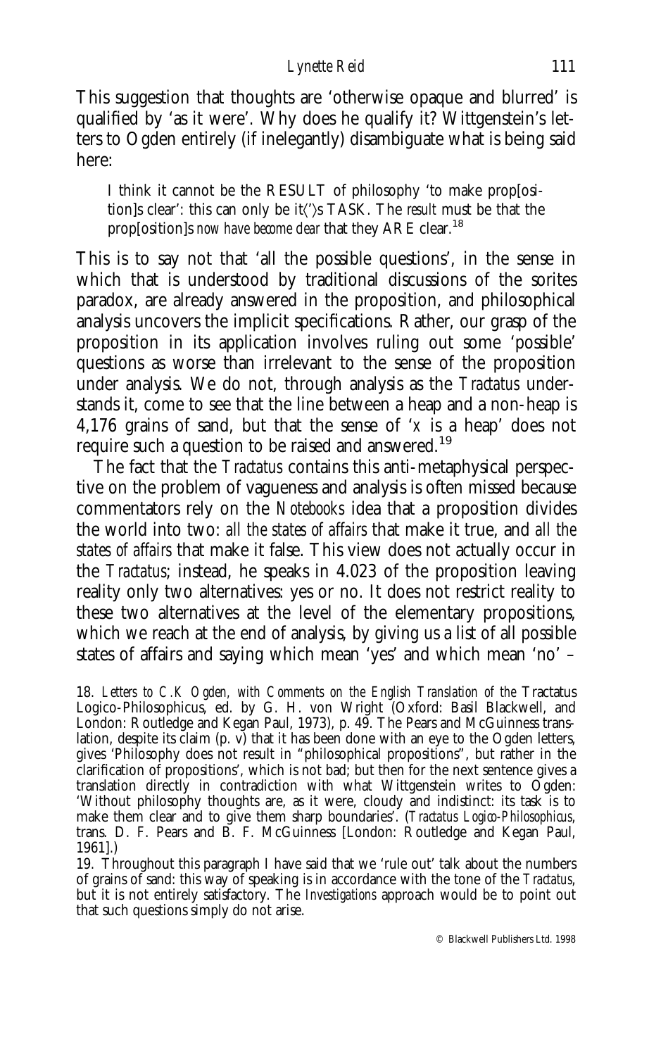This suggestion that thoughts are 'otherwise opaque and blurred' is qualified by 'as it were'. Why does he qualify it? Wittgenstein's letters to Ogden entirely (if inelegantly) disambiguate what is being said here:

> I think it cannot be the RESULT of philosophy 'to make prop[osition]s clear': this can only be it(')s TASK. The *result* must be that the prop[osition]s *now have become clear* that they ARE clear.[18]

This is to say not that 'all the possible questions', in the sense in which that is understood by traditional discussions of the sorites paradox, are already answered in the proposition, and philosophical analysis uncovers the implicit specifications. Rather, our grasp of the proposition in its application involves ruling out some 'possible' questions as worse than irrelevant to the sense of the proposition under analysis. We do not, through analysis as the *Tractatus* understands it, come to see that the line between a heap and a non-heap is 4,176 grains of sand, but that the sense of '*x* is a heap' does not require such a question to be raised and answered.[19]

The fact that the *Tractatus* contains this anti-metaphysical perspective on the problem of vagueness and analysis is often missed because commentators rely on the *Notebooks* idea that a proposition divides the world into two: *all the states of affairs* that make it true, and *all the states of affairs* that make it false. This view does not actually occur in the *Tractatus*; instead, he speaks in 4.023 of the proposition leaving reality only two alternatives: yes or no. It does not restrict reality to these two alternatives at the level of the elementary propositions, which we reach at the end of analysis, by giving us a list of all possible states of affairs and saying which mean 'yes' and which mean 'no' –

---

18. *Letters to C.K Ogden, with Comments on the English Translation of the* Tractatus Logico-Philosophicus, ed. by G. H. von Wright (Oxford: Basil Blackwell, and London: Routledge and Kegan Paul, 1973), p. 49. The Pears and McGuinness translation, despite its claim (p. v) that it has been done with an eye to the Ogden letters, gives 'Philosophy does not result in "philosophical propositions", but rather in the clarification of propositions', which is not bad; but then for the next sentence gives a translation directly in contradiction with what Wittgenstein writes to Ogden: 'Without philosophy thoughts are, as it were, cloudy and indistinct: its task is to make them clear and to give them sharp boundaries'. (*Tractatus Logico-Philosophicus*, trans. D. F. Pears and B. F. McGuinness [London: Routledge and Kegan Paul, 1961].)

19. Throughout this paragraph I have said that we 'rule out' talk about the numbers of grains of sand: this way of speaking is in accordance with the tone of the *Tractatus*, but it is not entirely satisfactory. The *Investigations* approach would be to point out that such questions simply do not arise.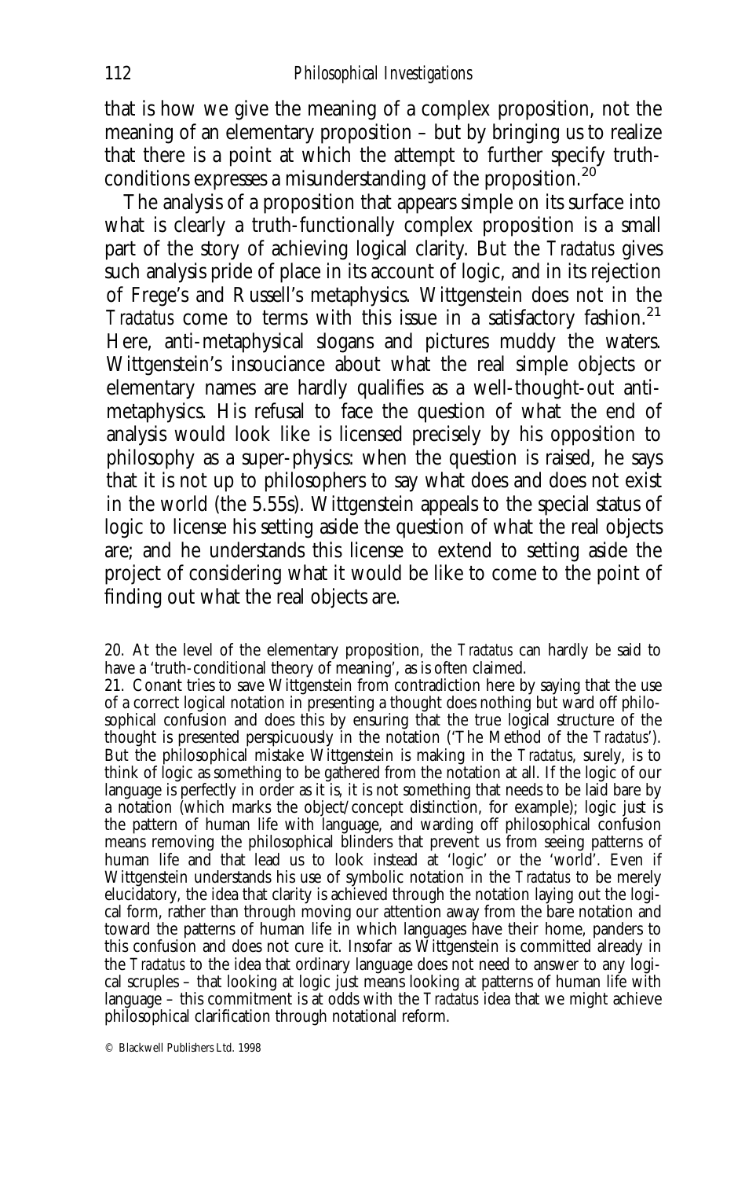that is how we give the meaning of a complex proposition, not the meaning of an elementary proposition – but by bringing us to realize that there is a point at which the attempt to further specify truth-conditions expresses a misunderstanding of the proposition.[20]

The analysis of a proposition that appears simple on its surface into what is clearly a truth-functionally complex proposition is a small part of the story of achieving logical clarity. But the *Tractatus* gives such analysis pride of place in its account of logic, and in its rejection of Frege's and Russell's metaphysics. Wittgenstein does not in the *Tractatus* come to terms with this issue in a satisfactory fashion.[21] Here, anti-metaphysical slogans and pictures muddy the waters. Wittgenstein's insouciance about what the real simple objects or elementary names are hardly qualifies as a well-thought-out anti-metaphysics. His refusal to face the question of what the end of analysis would look like is licensed precisely by his opposition to philosophy as a super-physics: when the question is raised, he says that it is not up to philosophers to say what does and does not exist in the world (the 5.55s). Wittgenstein appeals to the special status of logic to license his setting aside the question of what the real objects are; and he understands this license to extend to setting aside the project of considering what it would be like to come to the point of finding out what the real objects are.

20. At the level of the elementary proposition, the *Tractatus* can hardly be said to have a 'truth-conditional theory of meaning', as is often claimed.

21. Conant tries to save Wittgenstein from contradiction here by saying that the use of a correct logical notation in presenting a thought does nothing but ward off philosophical confusion and does this by ensuring that the true logical structure of the thought is presented perspicuously in the notation ('The Method of the *Tractatus*'). But the philosophical mistake Wittgenstein is making in the *Tractatus*, surely, is to think of logic as something to be gathered from the notation at all. If the logic of our language is perfectly in order as it is, it is not something that needs to be laid bare by a notation (which marks the object/concept distinction, for example); logic just is the pattern of human life with language, and warding off philosophical confusion means removing the philosophical blinders that prevent us from seeing patterns of human life and that lead us to look instead at 'logic' or the 'world'. Even if Wittgenstein understands his use of symbolic notation in the *Tractatus* to be merely elucidatory, the idea that clarity is achieved through the notation laying out the logical form, rather than through moving our attention away from the bare notation and toward the patterns of human life in which languages have their home, panders to this confusion and does not cure it. Insofar as Wittgenstein is committed already in the *Tractatus* to the idea that ordinary language does not need to answer to any logical scruples – that looking at logic just means looking at patterns of human life with language – this commitment is at odds with the *Tractatus* idea that we might achieve philosophical clarification through notational reform.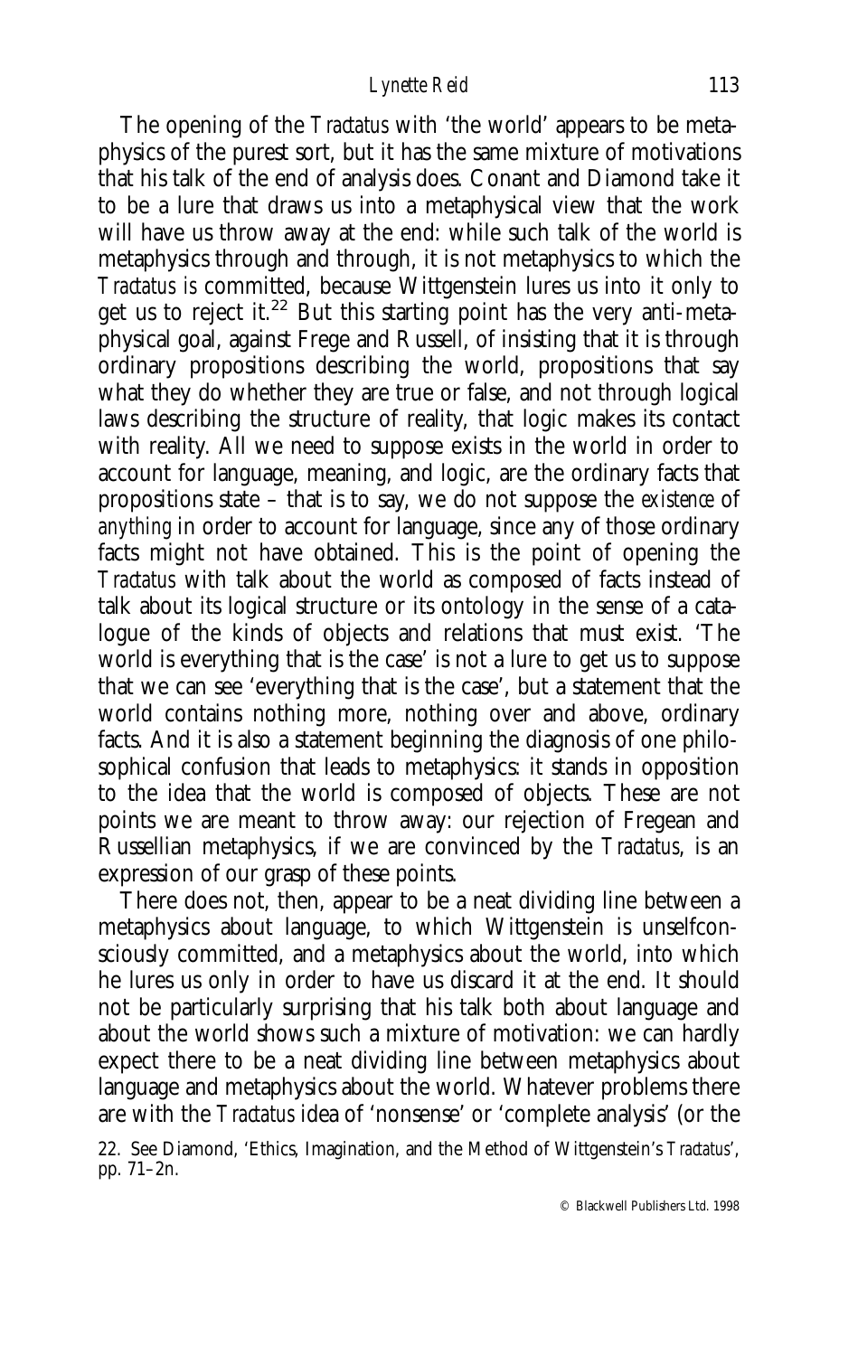The opening of the *Tractatus* with 'the world' appears to be metaphysics of the purest sort, but it has the same mixture of motivations that his talk of the end of analysis does. Conant and Diamond take it to be a lure that draws us into a metaphysical view that the work will have us throw away at the end: while such talk of the world is metaphysics through and through, it is not metaphysics to which the *Tractatus is* committed, because Wittgenstein lures us into it only to get us to reject it.[22] But this starting point has the very anti-metaphysical goal, against Frege and Russell, of insisting that it is through ordinary propositions describing the world, propositions that say what they do whether they are true or false, and not through logical laws describing the structure of reality, that logic makes its contact with reality. All we need to suppose exists in the world in order to account for language, meaning, and logic, are the ordinary facts that propositions state – that is to say, we do not suppose the *existence* of *anything* in order to account for language, since any of those ordinary facts might not have obtained. This is the point of opening the *Tractatus* with talk about the world as composed of facts instead of talk about its logical structure or its ontology in the sense of a catalogue of the kinds of objects and relations that must exist. 'The world is everything that is the case' is not a lure to get us to suppose that we can see 'everything that is the case', but a statement that the world contains nothing more, nothing over and above, ordinary facts. And it is also a statement beginning the diagnosis of one philosophical confusion that leads to metaphysics: it stands in opposition to the idea that the world is composed of objects. These are not points we are meant to throw away: our rejection of Fregean and Russellian metaphysics, if we are convinced by the *Tractatus*, is an expression of our grasp of these points.

There does not, then, appear to be a neat dividing line between a metaphysics about language, to which Wittgenstein is unselfconsciously committed, and a metaphysics about the world, into which he lures us only in order to have us discard it at the end. It should not be particularly surprising that his talk both about language and about the world shows such a mixture of motivation: we can hardly expect there to be a neat dividing line between metaphysics about language and metaphysics about the world. Whatever problems there are with the *Tractatus* idea of 'nonsense' or 'complete analysis' (or the

22. See Diamond, 'Ethics, Imagination, and the Method of Wittgenstein's *Tractatus*', pp. 71–2n.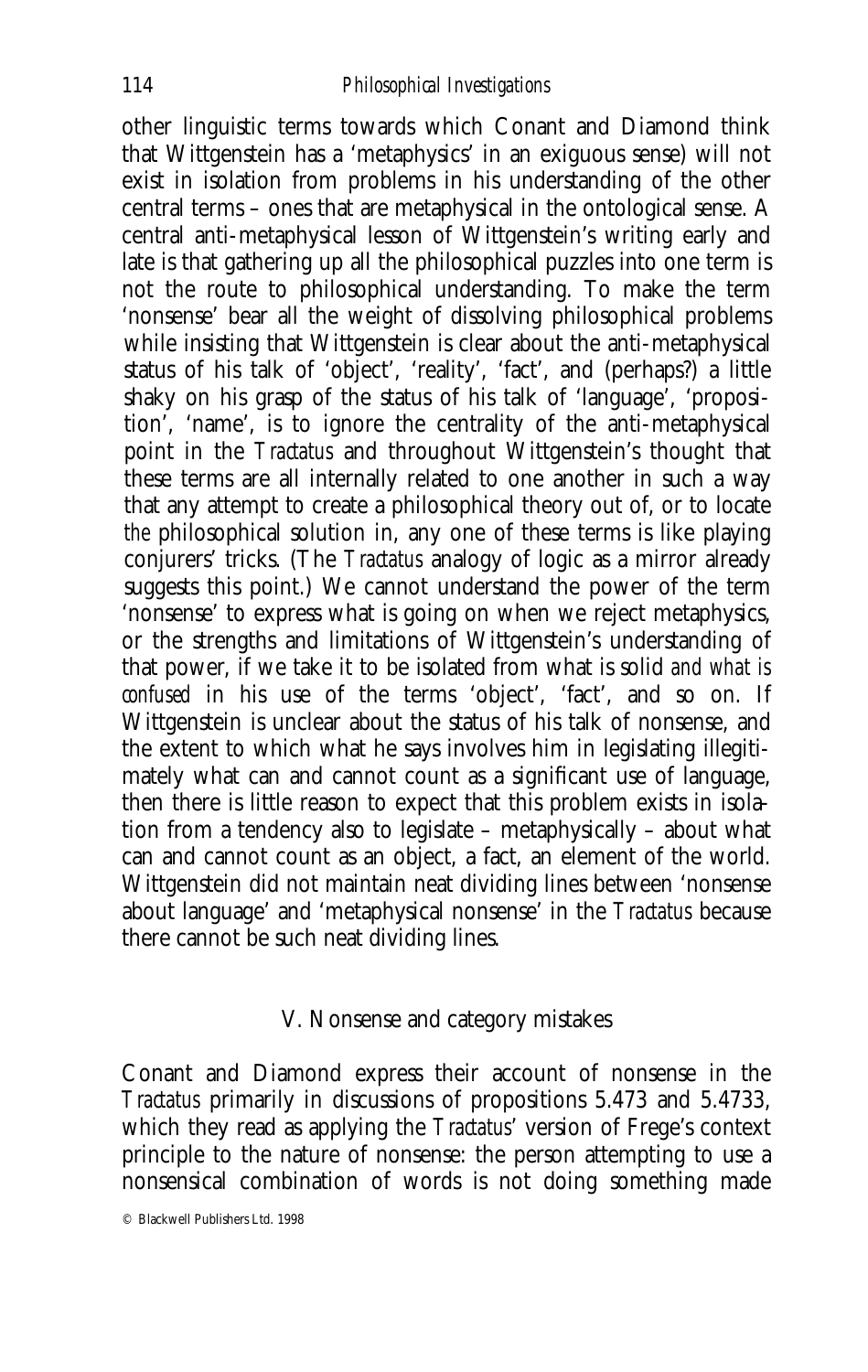other linguistic terms towards which Conant and Diamond think that Wittgenstein has a 'metaphysics' in an exiguous sense) will not exist in isolation from problems in his understanding of the other central terms – ones that are metaphysical in the ontological sense. A central anti-metaphysical lesson of Wittgenstein's writing early and late is that gathering up all the philosophical puzzles into one term is not the route to philosophical understanding. To make the term 'nonsense' bear all the weight of dissolving philosophical problems while insisting that Wittgenstein is clear about the anti-metaphysical status of his talk of 'object', 'reality', 'fact', and (perhaps?) a little shaky on his grasp of the status of his talk of 'language', 'proposition', 'name', is to ignore the centrality of the anti-metaphysical point in the *Tractatus* and throughout Wittgenstein's thought that these terms are all internally related to one another in such a way that any attempt to create a philosophical theory out of, or to locate *the* philosophical solution in, any one of these terms is like playing conjurers' tricks. (The *Tractatus* analogy of logic as a mirror already suggests this point.) We cannot understand the power of the term 'nonsense' to express what is going on when we reject metaphysics, or the strengths and limitations of Wittgenstein's understanding of that power, if we take it to be isolated from what is solid *and what is confused* in his use of the terms 'object', 'fact', and so on. If Wittgenstein is unclear about the status of his talk of nonsense, and the extent to which what he says involves him in legislating illegitimately what can and cannot count as a significant use of language, then there is little reason to expect that this problem exists in isolation from a tendency also to legislate – metaphysically – about what can and cannot count as an object, a fact, an element of the world. Wittgenstein did not maintain neat dividing lines between 'nonsense about language' and 'metaphysical nonsense' in the *Tractatus* because there cannot be such neat dividing lines.

## V. Nonsense and category mistakes

Conant and Diamond express their account of nonsense in the *Tractatus* primarily in discussions of propositions 5.473 and 5.4733, which they read as applying the *Tractatus*' version of Frege's context principle to the nature of nonsense: the person attempting to use a nonsensical combination of words is not doing something made

© Blackwell Publishers Ltd. 1998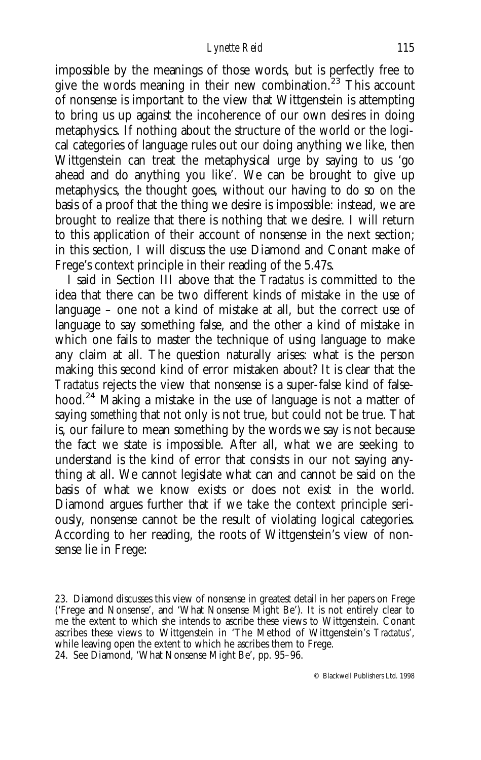impossible by the meanings of those words, but is perfectly free to give the words meaning in their new combination.[23] This account of nonsense is important to the view that Wittgenstein is attempting to bring us up against the incoherence of our own desires in doing metaphysics. If nothing about the structure of the world or the logical categories of language rules out our doing anything we like, then Wittgenstein can treat the metaphysical urge by saying to us 'go ahead and do anything you like'. We can be brought to give up metaphysics, the thought goes, without our having to do so on the basis of a proof that the thing we desire is impossible: instead, we are brought to realize that there is nothing that we desire. I will return to this application of their account of nonsense in the next section; in this section, I will discuss the use Diamond and Conant make of Frege's context principle in their reading of the 5.47s.

I said in Section III above that the *Tractatus* is committed to the idea that there can be two different kinds of mistake in the use of language – one not a kind of mistake at all, but the correct use of language to say something false, and the other a kind of mistake in which one fails to master the technique of using language to make any claim at all. The question naturally arises: what is the person making this second kind of error mistaken about? It is clear that the *Tractatus* rejects the view that nonsense is a super-false kind of falsehood.[24] Making a mistake in the use of language is not a matter of saying *something* that not only is not true, but could not be true. That is, our failure to mean something by the words we say is not because the fact we state is impossible. After all, what we are seeking to understand is the kind of error that consists in our not saying anything at all. We cannot legislate what can and cannot be said on the basis of what we know exists or does not exist in the world. Diamond argues further that if we take the context principle seriously, nonsense cannot be the result of violating logical categories. According to her reading, the roots of Wittgenstein's view of nonsense lie in Frege:

23. Diamond discusses this view of nonsense in greatest detail in her papers on Frege ('Frege and Nonsense', and 'What Nonsense Might Be'). It is not entirely clear to me the extent to which she intends to ascribe these views to Wittgenstein. Conant ascribes these views to Wittgenstein in 'The Method of Wittgenstein's *Tractatus*', while leaving open the extent to which he ascribes them to Frege.

24. See Diamond, 'What Nonsense Might Be', pp. 95–96.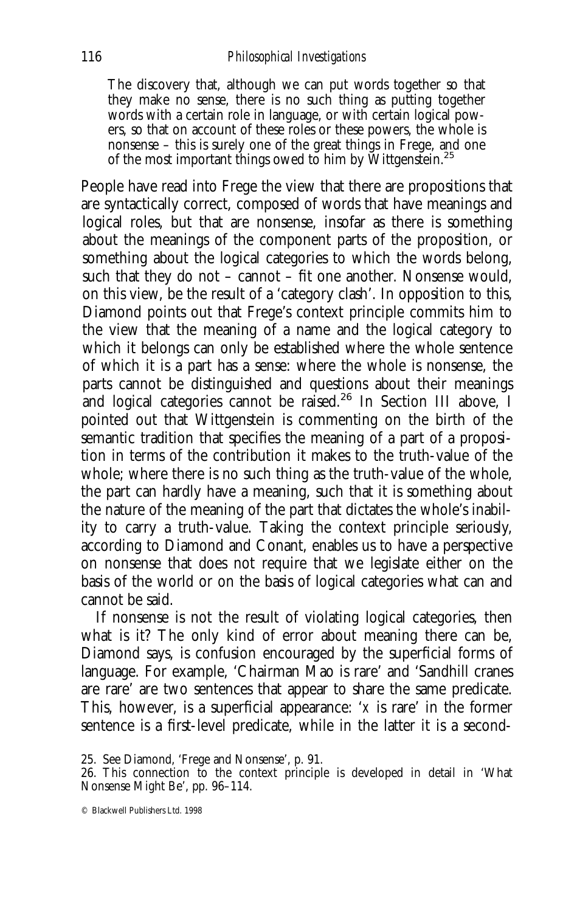> The discovery that, although we can put words together so that they make no sense, there is no such thing as putting together words with a certain role in language, or with certain logical powers, so that on account of these roles or these powers, the whole is nonsense – this is surely one of the great things in Frege, and one of the most important things owed to him by Wittgenstein.[25]

People have read into Frege the view that there are propositions that are syntactically correct, composed of words that have meanings and logical roles, but that are nonsense, insofar as there is something about the meanings of the component parts of the proposition, or something about the logical categories to which the words belong, such that they do not – cannot – fit one another. Nonsense would, on this view, be the result of a 'category clash'. In opposition to this, Diamond points out that Frege's context principle commits him to the view that the meaning of a name and the logical category to which it belongs can only be established where the whole sentence of which it is a part has a sense: where the whole is nonsense, the parts cannot be distinguished and questions about their meanings and logical categories cannot be raised.[26] In Section III above, I pointed out that Wittgenstein is commenting on the birth of the semantic tradition that specifies the meaning of a part of a proposition in terms of the contribution it makes to the truth-value of the whole; where there is no such thing as the truth-value of the whole, the part can hardly have a meaning, such that it is something about the nature of the meaning of the part that dictates the whole's inability to carry a truth-value. Taking the context principle seriously, according to Diamond and Conant, enables us to have a perspective on nonsense that does not require that we legislate either on the basis of the world or on the basis of logical categories what can and cannot be said.

If nonsense is not the result of violating logical categories, then what is it? The only kind of error about meaning there can be, Diamond says, is confusion encouraged by the superficial forms of language. For example, 'Chairman Mao is rare' and 'Sandhill cranes are rare' are two sentences that appear to share the same predicate. This, however, is a superficial appearance: '*x* is rare' in the former sentence is a first-level predicate, while in the latter it is a second-

25. See Diamond, 'Frege and Nonsense', p. 91.

26. This connection to the context principle is developed in detail in 'What Nonsense Might Be', pp. 96–114.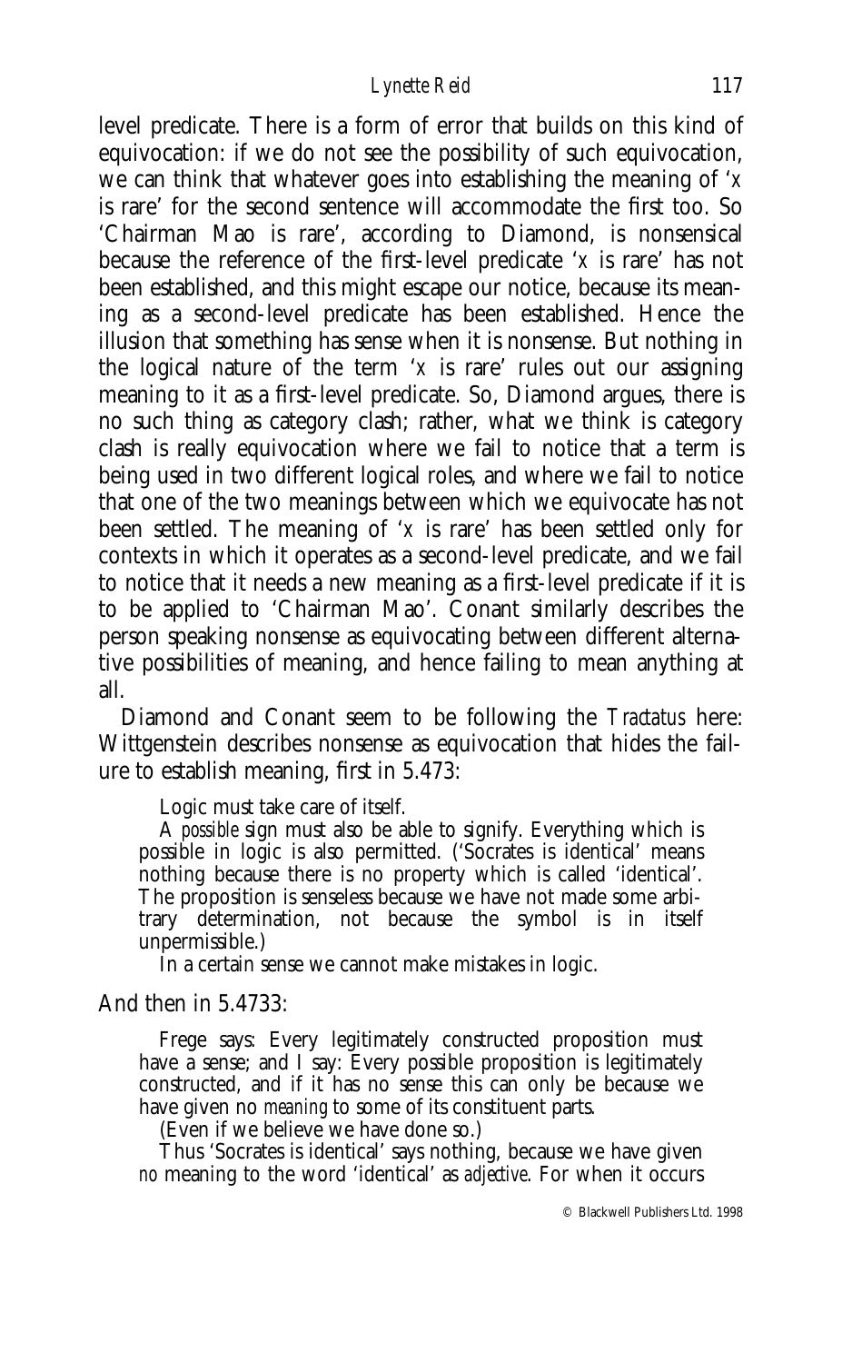level predicate. There is a form of error that builds on this kind of equivocation: if we do not see the possibility of such equivocation, we can think that whatever goes into establishing the meaning of '*x* is rare' for the second sentence will accommodate the first too. So 'Chairman Mao is rare', according to Diamond, is nonsensical because the reference of the first-level predicate '*x* is rare' has not been established, and this might escape our notice, because its meaning as a second-level predicate has been established. Hence the illusion that something has sense when it is nonsense. But nothing in the logical nature of the term '*x* is rare' rules out our assigning meaning to it as a first-level predicate. So, Diamond argues, there is no such thing as category clash; rather, what we think is category clash is really equivocation where we fail to notice that a term is being used in two different logical roles, and where we fail to notice that one of the two meanings between which we equivocate has not been settled. The meaning of '*x* is rare' has been settled only for contexts in which it operates as a second-level predicate, and we fail to notice that it needs a new meaning as a first-level predicate if it is to be applied to 'Chairman Mao'. Conant similarly describes the person speaking nonsense as equivocating between different alternative possibilities of meaning, and hence failing to mean anything at all.

Diamond and Conant seem to be following the *Tractatus* here: Wittgenstein describes nonsense as equivocation that hides the failure to establish meaning, first in 5.473:

> Logic must take care of itself.
>
> A *possible* sign must also be able to signify. Everything which is possible in logic is also permitted. ('Socrates is identical' means nothing because there is no property which is called 'identical'. The proposition is senseless because we have not made some arbitrary determination, not because the symbol is in itself unpermissible.)
>
> In a certain sense we cannot make mistakes in logic.

And then in 5.4733:

> Frege says: Every legitimately constructed proposition must have a sense; and I say: Every possible proposition is legitimately constructed, and if it has no sense this can only be because we have given no *meaning* to some of its constituent parts.
>
> (Even if we believe we have done so.)
>
> Thus 'Socrates is identical' says nothing, because we have given *no* meaning to the word 'identical' as *adjective*. For when it occurs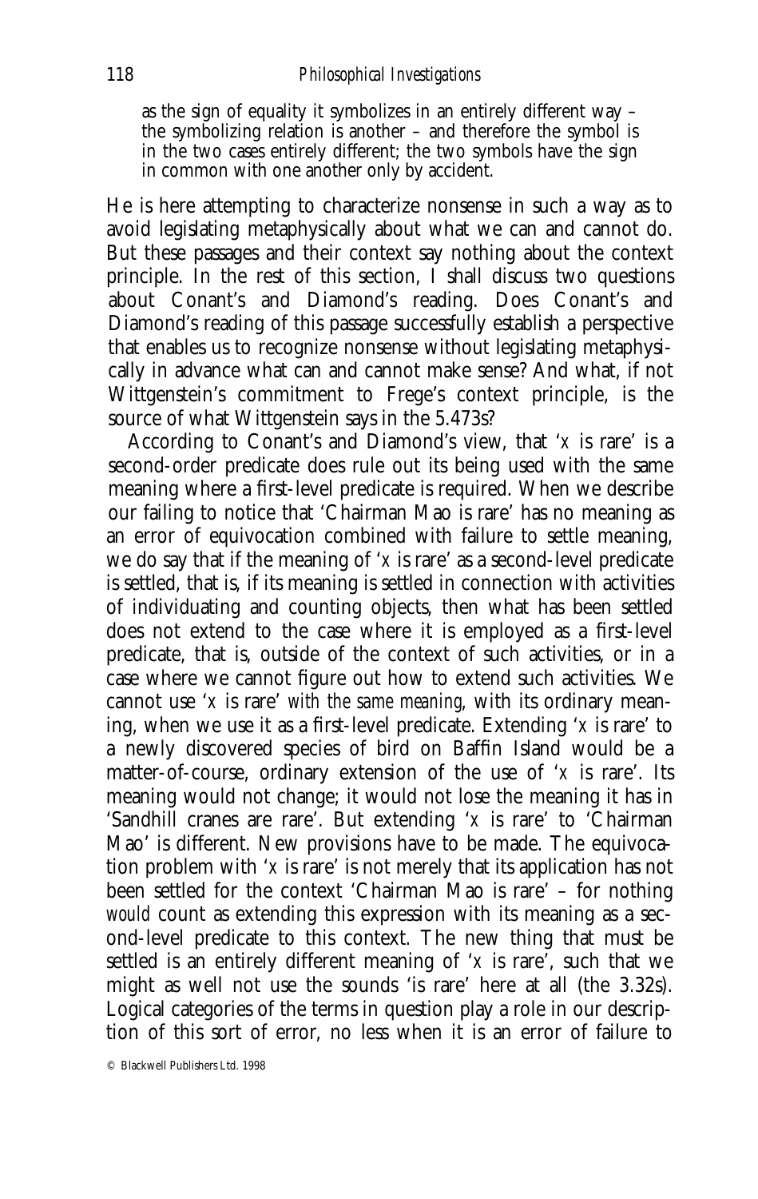> as the sign of equality it symbolizes in an entirely different way – the symbolizing relation is another – and therefore the symbol is in the two cases entirely different; the two symbols have the sign in common with one another only by accident.

He is here attempting to characterize nonsense in such a way as to avoid legislating metaphysically about what we can and cannot do. But these passages and their context say nothing about the context principle. In the rest of this section, I shall discuss two questions about Conant's and Diamond's reading. Does Conant's and Diamond's reading of this passage successfully establish a perspective that enables us to recognize nonsense without legislating metaphysically in advance what can and cannot make sense? And what, if not Wittgenstein's commitment to Frege's context principle, is the source of what Wittgenstein says in the 5.473s?

According to Conant's and Diamond's view, that '*x* is rare' is a second-order predicate does rule out its being used with the same meaning where a first-level predicate is required. When we describe our failing to notice that 'Chairman Mao is rare' has no meaning as an error of equivocation combined with failure to settle meaning, we do say that if the meaning of '*x* is rare' as a second-level predicate is settled, that is, if its meaning is settled in connection with activities of individuating and counting objects, then what has been settled does not extend to the case where it is employed as a first-level predicate, that is, outside of the context of such activities, or in a case where we cannot figure out how to extend such activities. We cannot use '*x* is rare' *with the same meaning*, with its ordinary meaning, when we use it as a first-level predicate. Extending '*x* is rare' to a newly discovered species of bird on Baffin Island would be a matter-of-course, ordinary extension of the use of '*x* is rare'. Its meaning would not change; it would not lose the meaning it has in 'Sandhill cranes are rare'. But extending '*x* is rare' to 'Chairman Mao' is different. New provisions have to be made. The equivocation problem with '*x* is rare' is not merely that its application has not been settled for the context 'Chairman Mao is rare' – for nothing *would* count as extending this expression with its meaning as a second-level predicate to this context. The new thing that must be settled is an entirely different meaning of '*x* is rare', such that we might as well not use the sounds 'is rare' here at all (the 3.32s). Logical categories of the terms in question play a role in our description of this sort of error, no less when it is an error of failure to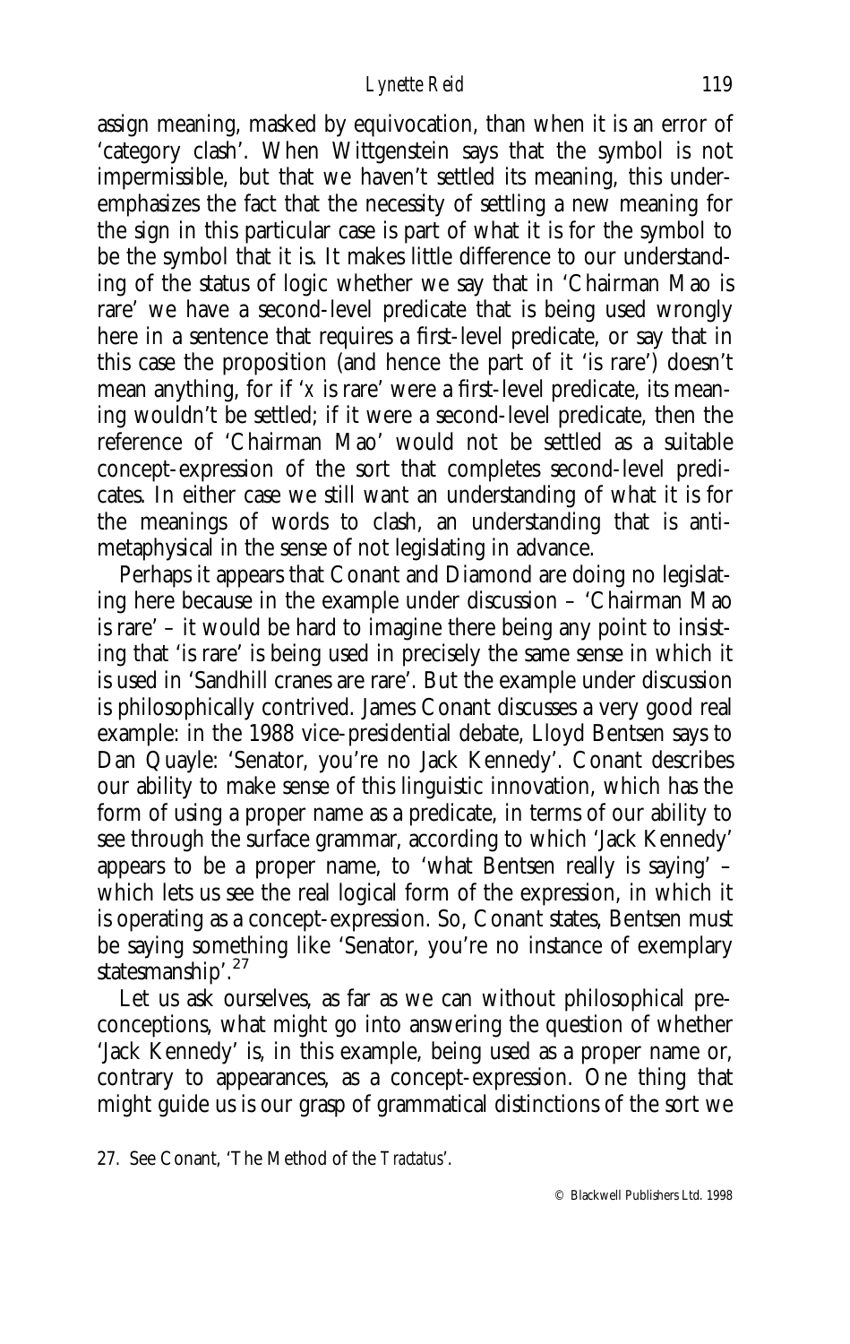assign meaning, masked by equivocation, than when it is an error of 'category clash'. When Wittgenstein says that the symbol is not impermissible, but that we haven't settled its meaning, this underemphasizes the fact that the necessity of settling a new meaning for the sign in this particular case is part of what it is for the symbol to be the symbol that it is. It makes little difference to our understanding of the status of logic whether we say that in 'Chairman Mao is rare' we have a second-level predicate that is being used wrongly here in a sentence that requires a first-level predicate, or say that in this case the proposition (and hence the part of it 'is rare') doesn't mean anything, for if '*x* is rare' were a first-level predicate, its meaning wouldn't be settled; if it were a second-level predicate, then the reference of 'Chairman Mao' would not be settled as a suitable concept-expression of the sort that completes second-level predicates. In either case we still want an understanding of what it is for the meanings of words to clash, an understanding that is anti-metaphysical in the sense of not legislating in advance.

Perhaps it appears that Conant and Diamond are doing no legislating here because in the example under discussion – 'Chairman Mao is rare' – it would be hard to imagine there being any point to insisting that 'is rare' is being used in precisely the same sense in which it is used in 'Sandhill cranes are rare'. But the example under discussion is philosophically contrived. James Conant discusses a very good real example: in the 1988 vice-presidential debate, Lloyd Bentsen says to Dan Quayle: 'Senator, you're no Jack Kennedy'. Conant describes our ability to make sense of this linguistic innovation, which has the form of using a proper name as a predicate, in terms of our ability to see through the surface grammar, according to which 'Jack Kennedy' appears to be a proper name, to 'what Bentsen really is saying' – which lets us see the real logical form of the expression, in which it is operating as a concept-expression. So, Conant states, Bentsen must be saying something like 'Senator, you're no instance of exemplary statesmanship'.[27]

Let us ask ourselves, as far as we can without philosophical preconceptions, what might go into answering the question of whether 'Jack Kennedy' is, in this example, being used as a proper name or, contrary to appearances, as a concept-expression. One thing that might guide us is our grasp of grammatical distinctions of the sort we

27. See Conant, 'The Method of the *Tractatus*'.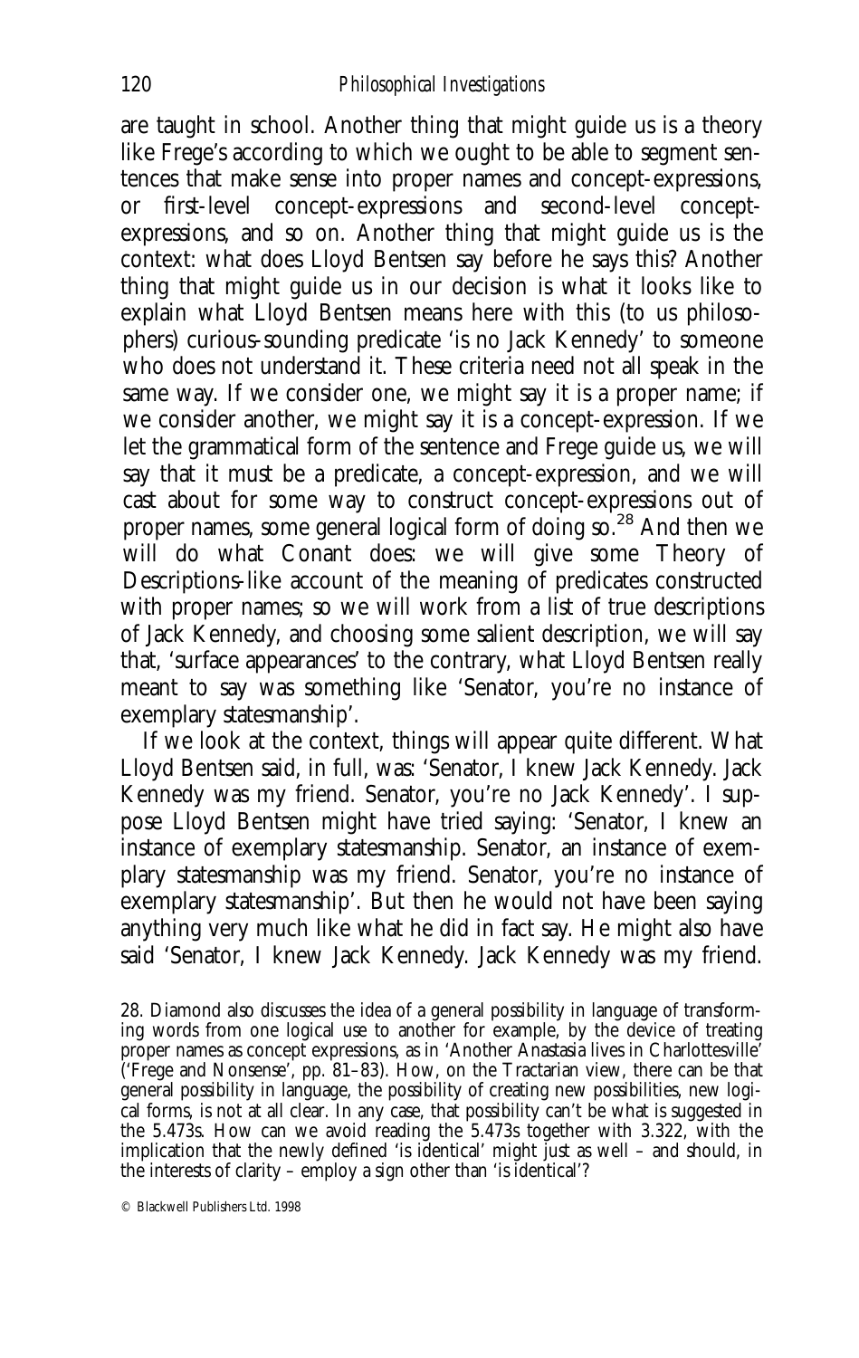are taught in school. Another thing that might guide us is a theory like Frege's according to which we ought to be able to segment sentences that make sense into proper names and concept-expressions, or first-level concept-expressions and second-level concept-expressions, and so on. Another thing that might guide us is the context: what does Lloyd Bentsen say before he says this? Another thing that might guide us in our decision is what it looks like to explain what Lloyd Bentsen means here with this (to us philosophers) curious-sounding predicate 'is no Jack Kennedy' to someone who does not understand it. These criteria need not all speak in the same way. If we consider one, we might say it is a proper name; if we consider another, we might say it is a concept-expression. If we let the grammatical form of the sentence and Frege guide us, we will say that it must be a predicate, a concept-expression, and we will cast about for some way to construct concept-expressions out of proper names, some general logical form of doing so.[28] And then we will do what Conant does: we will give some Theory of Descriptions-like account of the meaning of predicates constructed with proper names; so we will work from a list of true descriptions of Jack Kennedy, and choosing some salient description, we will say that, 'surface appearances' to the contrary, what Lloyd Bentsen really meant to say was something like 'Senator, you're no instance of exemplary statesmanship'.

If we look at the context, things will appear quite different. What Lloyd Bentsen said, in full, was: 'Senator, I knew Jack Kennedy. Jack Kennedy was my friend. Senator, you're no Jack Kennedy'. I suppose Lloyd Bentsen might have tried saying: 'Senator, I knew an instance of exemplary statesmanship. Senator, an instance of exemplary statesmanship was my friend. Senator, you're no instance of exemplary statesmanship'. But then he would not have been saying anything very much like what he did in fact say. He might also have said 'Senator, I knew Jack Kennedy. Jack Kennedy was my friend.

28. Diamond also discusses the idea of a general possibility in language of transforming words from one logical use to another for example, by the device of treating proper names as concept expressions, as in 'Another Anastasia lives in Charlottesville' ('Frege and Nonsense', pp. 81–83). How, on the Tractarian view, there can be that general possibility in language, the possibility of creating new possibilities, new logical forms, is not at all clear. In any case, that possibility can't be what is suggested in the 5.473s. How can we avoid reading the 5.473s together with 3.322, with the implication that the newly defined 'is identical' might just as well – and should, in the interests of clarity – employ a sign other than 'is identical'?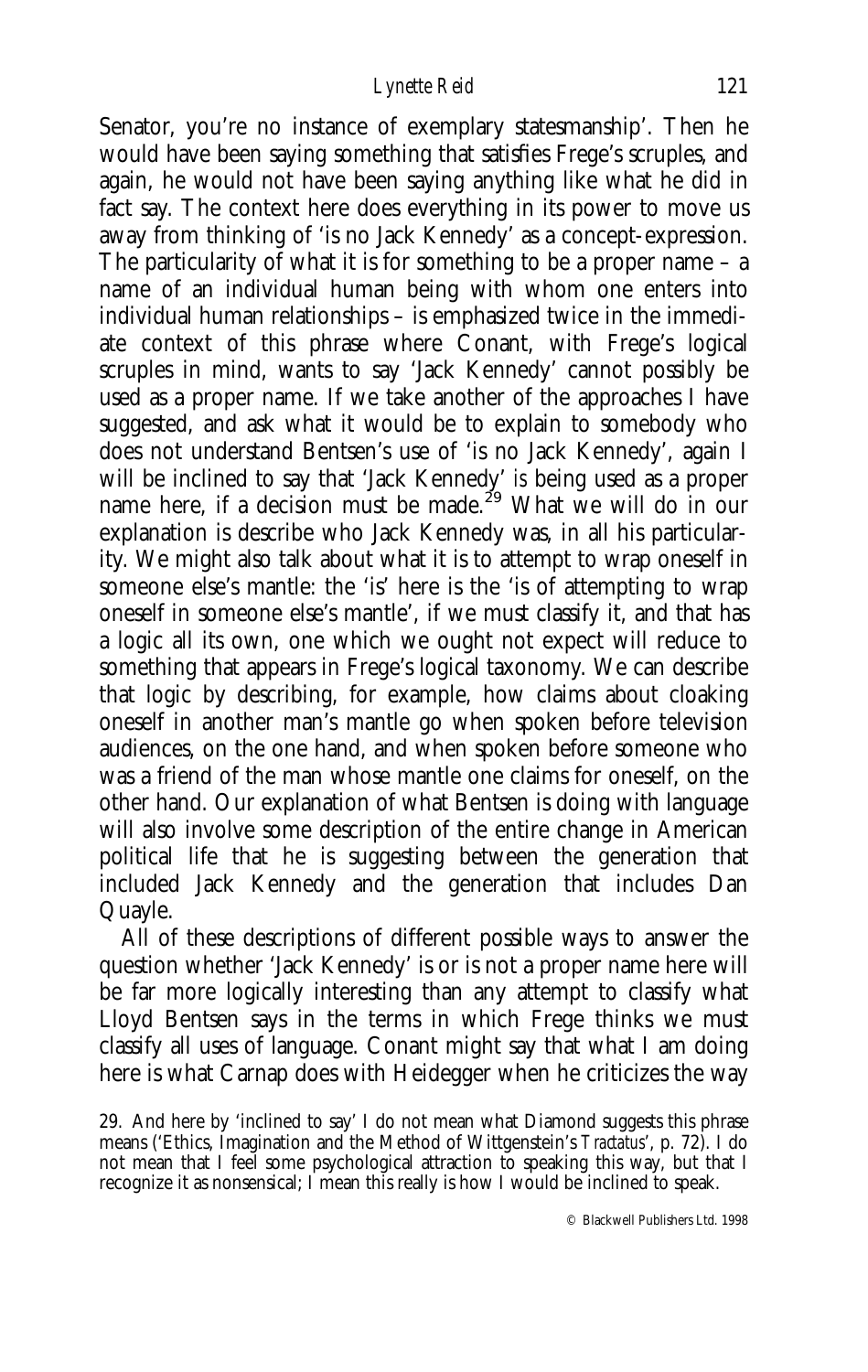Senator, you're no instance of exemplary statesmanship'. Then he would have been saying something that satisfies Frege's scruples, and again, he would not have been saying anything like what he did in fact say. The context here does everything in its power to move us away from thinking of 'is no Jack Kennedy' as a concept-expression. The particularity of what it is for something to be a proper name – a name of an individual human being with whom one enters into individual human relationships – is emphasized twice in the immediate context of this phrase where Conant, with Frege's logical scruples in mind, wants to say 'Jack Kennedy' cannot possibly be used as a proper name. If we take another of the approaches I have suggested, and ask what it would be to explain to somebody who does not understand Bentsen's use of 'is no Jack Kennedy', again I will be inclined to say that 'Jack Kennedy' *is* being used as a proper name here, if a decision must be made.[29] What we will do in our explanation is describe who Jack Kennedy was, in all his particularity. We might also talk about what it is to attempt to wrap oneself in someone else's mantle: the 'is' here is the 'is of attempting to wrap oneself in someone else's mantle', if we must classify it, and that has a logic all its own, one which we ought not expect will reduce to something that appears in Frege's logical taxonomy. We can describe that logic by describing, for example, how claims about cloaking oneself in another man's mantle go when spoken before television audiences, on the one hand, and when spoken before someone who was a friend of the man whose mantle one claims for oneself, on the other hand. Our explanation of what Bentsen is doing with language will also involve some description of the entire change in American political life that he is suggesting between the generation that included Jack Kennedy and the generation that includes Dan Quayle.

All of these descriptions of different possible ways to answer the question whether 'Jack Kennedy' is or is not a proper name here will be far more logically interesting than any attempt to classify what Lloyd Bentsen says in the terms in which Frege thinks we must classify all uses of language. Conant might say that what I am doing here is what Carnap does with Heidegger when he criticizes the way

29. And here by 'inclined to say' I do not mean what Diamond suggests this phrase means ('Ethics, Imagination and the Method of Wittgenstein's *Tractatus*', p. 72). I do not mean that I feel some psychological attraction to speaking this way, but that I recognize it as nonsensical; I mean this really is how I would be inclined to speak.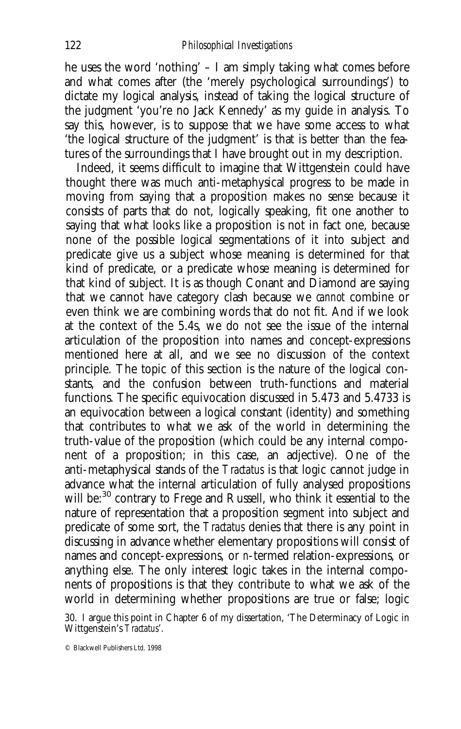he uses the word 'nothing' – I am simply taking what comes before and what comes after (the 'merely psychological surroundings') to dictate my logical analysis, instead of taking the logical structure of the judgment 'you're no Jack Kennedy' as my guide in analysis. To say this, however, is to suppose that we have some access to what 'the logical structure of the judgment' is that is better than the features of the surroundings that I have brought out in my description.

Indeed, it seems difficult to imagine that Wittgenstein could have thought there was much anti-metaphysical progress to be made in moving from saying that a proposition makes no sense because it consists of parts that do not, logically speaking, fit one another to saying that what looks like a proposition is not in fact one, because none of the possible logical segmentations of it into subject and predicate give us a subject whose meaning is determined for that kind of predicate, or a predicate whose meaning is determined for that kind of subject. It is as though Conant and Diamond are saying that we cannot have category clash because we *cannot* combine or even think we are combining words that do not fit. And if we look at the context of the 5.4s, we do not see the issue of the internal articulation of the proposition into names and concept-expressions mentioned here at all, and we see no discussion of the context principle. The topic of this section is the nature of the logical constants, and the confusion between truth-functions and material functions. The specific equivocation discussed in 5.473 and 5.4733 is an equivocation between a logical constant (identity) and something that contributes to what we ask of the world in determining the truth-value of the proposition (which could be any internal component of a proposition; in this case, an adjective). One of the anti-metaphysical stands of the *Tractatus* is that logic cannot judge in advance what the internal articulation of fully analysed propositions will be:[30] contrary to Frege and Russell, who think it essential to the nature of representation that a proposition segment into subject and predicate of some sort, the *Tractatus* denies that there is any point in discussing in advance whether elementary propositions will consist of names and concept-expressions, or *n*-termed relation-expressions, or anything else. The only interest logic takes in the internal components of propositions is that they contribute to what we ask of the world in determining whether propositions are true or false; logic

30. I argue this point in Chapter 6 of my dissertation, 'The Determinacy of Logic in Wittgenstein's *Tractatus*'.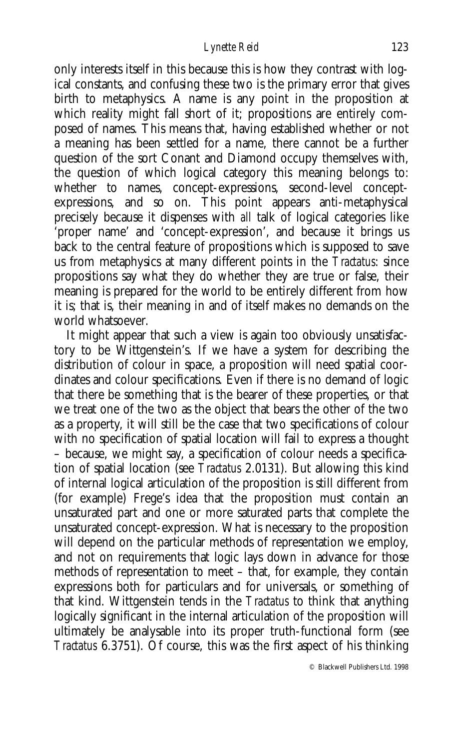only interests itself in this because this is how they contrast with logical constants, and confusing these two is the primary error that gives birth to metaphysics. A name is any point in the proposition at which reality might fall short of it; propositions are entirely composed of names. This means that, having established whether or not a meaning has been settled for a name, there cannot be a further question of the sort Conant and Diamond occupy themselves with, the question of which logical category this meaning belongs to: whether to names, concept-expressions, second-level concept-expressions, and so on. This point appears anti-metaphysical precisely because it dispenses with *all* talk of logical categories like 'proper name' and 'concept-expression', and because it brings us back to the central feature of propositions which is supposed to save us from metaphysics at many different points in the *Tractatus*: since propositions say what they do whether they are true or false, their meaning is prepared for the world to be entirely different from how it is; that is, their meaning in and of itself makes no demands on the world whatsoever.

It might appear that such a view is again too obviously unsatisfactory to be Wittgenstein's. If we have a system for describing the distribution of colour in space, a proposition will need spatial coordinates and colour specifications. Even if there is no demand of logic that there be something that is the bearer of these properties, or that we treat one of the two as the object that bears the other of the two as a property, it will still be the case that two specifications of colour with no specification of spatial location will fail to express a thought – because, we might say, a specification of colour needs a specification of spatial location (see *Tractatus* 2.0131). But allowing this kind of internal logical articulation of the proposition is still different from (for example) Frege's idea that the proposition must contain an unsaturated part and one or more saturated parts that complete the unsaturated concept-expression. What is necessary to the proposition will depend on the particular methods of representation we employ, and not on requirements that logic lays down in advance for those methods of representation to meet – that, for example, they contain expressions both for particulars and for universals, or something of that kind. Wittgenstein tends in the *Tractatus* to think that anything logically significant in the internal articulation of the proposition will ultimately be analysable into its proper truth-functional form (see *Tractatus* 6.3751). Of course, this was the first aspect of his thinking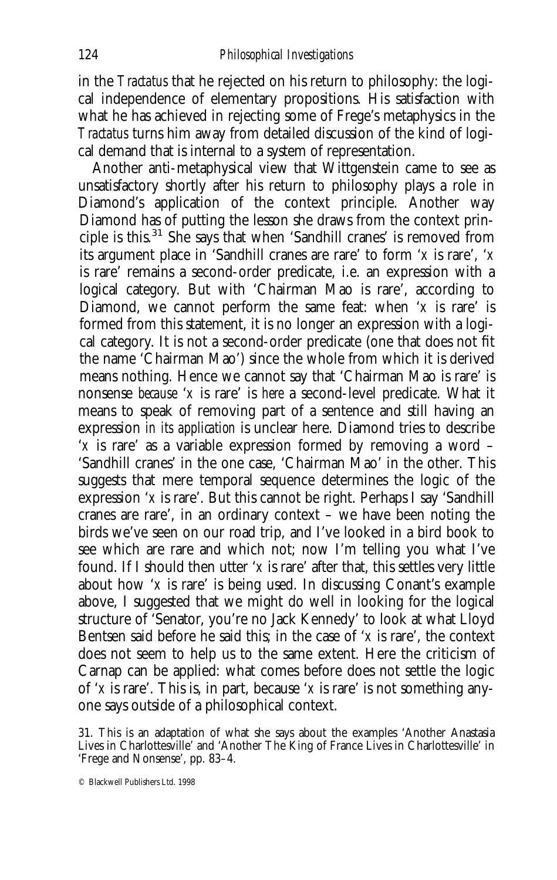in the *Tractatus* that he rejected on his return to philosophy: the logical independence of elementary propositions. His satisfaction with what he has achieved in rejecting some of Frege's metaphysics in the *Tractatus* turns him away from detailed discussion of the kind of logical demand that is internal to a system of representation.

Another anti-metaphysical view that Wittgenstein came to see as unsatisfactory shortly after his return to philosophy plays a role in Diamond's application of the context principle. Another way Diamond has of putting the lesson she draws from the context principle is this.[31] She says that when 'Sandhill cranes' is removed from its argument place in 'Sandhill cranes are rare' to form '*x* is rare', '*x* is rare' remains a second-order predicate, i.e. an expression with a logical category. But with 'Chairman Mao is rare', according to Diamond, we cannot perform the same feat: when '*x* is rare' is formed from this statement, it is no longer an expression with a logical category. It is not a second-order predicate (one that does not fit the name 'Chairman Mao') since the whole from which it is derived means nothing. Hence we cannot say that 'Chairman Mao is rare' is nonsense *because* '*x* is rare' is *here* a second-level predicate. What it means to speak of removing part of a sentence and still having an expression *in its application* is unclear here. Diamond tries to describe '*x* is rare' as a variable expression formed by removing a word – 'Sandhill cranes' in the one case, 'Chairman Mao' in the other. This suggests that mere temporal sequence determines the logic of the expression '*x* is rare'. But this cannot be right. Perhaps I say 'Sandhill cranes are rare', in an ordinary context – we have been noting the birds we've seen on our road trip, and I've looked in a bird book to see which are rare and which not; now I'm telling you what I've found. If I should then utter '*x* is rare' after that, this settles very little about how '*x* is rare' is being used. In discussing Conant's example above, I suggested that we might do well in looking for the logical structure of 'Senator, you're no Jack Kennedy' to look at what Lloyd Bentsen said before he said this; in the case of '*x* is rare', the context does not seem to help us to the same extent. Here the criticism of Carnap can be applied: what comes before does not settle the logic of '*x* is rare'. This is, in part, because '*x* is rare' is not something anyone says outside of a philosophical context.

31. This is an adaptation of what she says about the examples 'Another Anastasia Lives in Charlottesville' and 'Another The King of France Lives in Charlottesville' in 'Frege and Nonsense', pp. 83–4.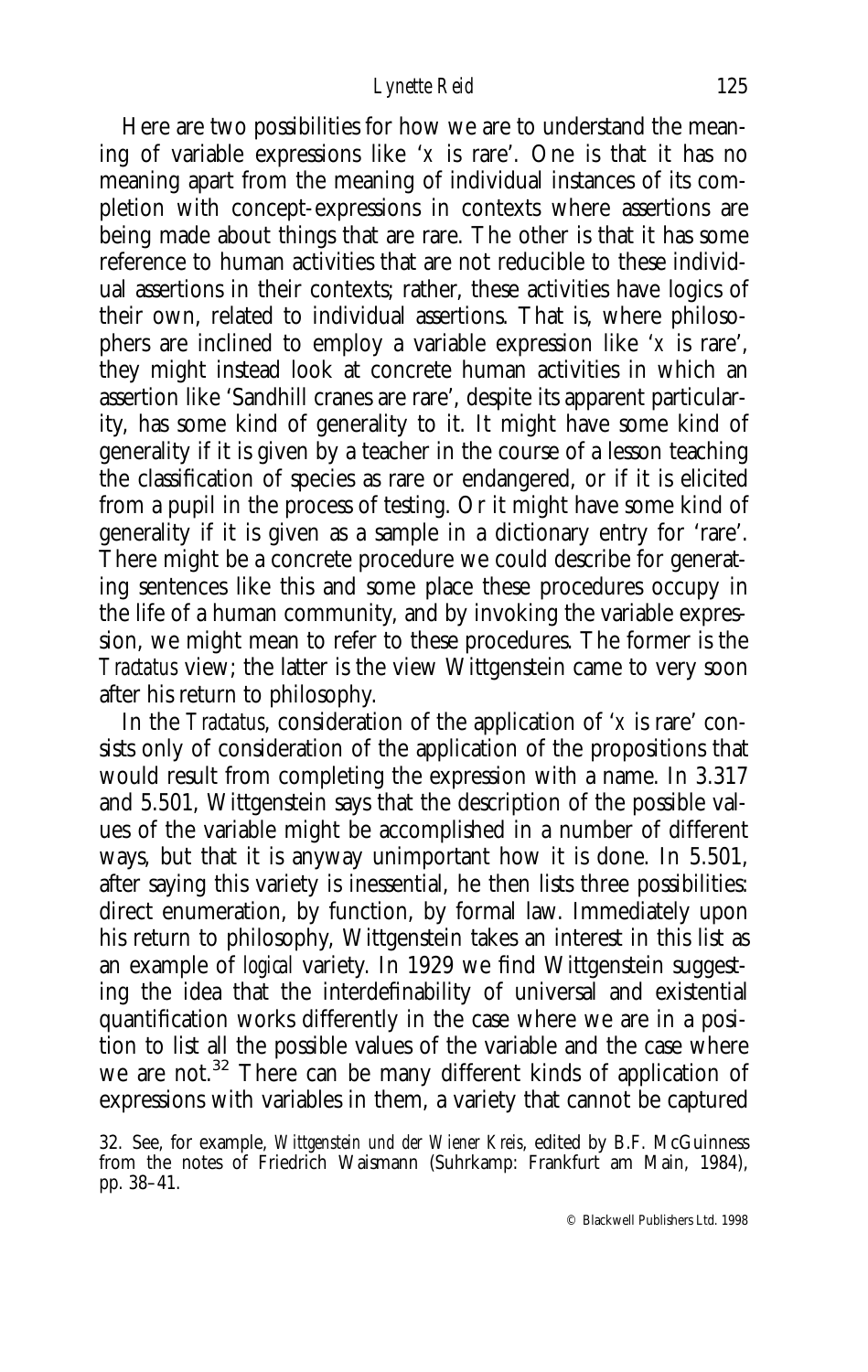Here are two possibilities for how we are to understand the meaning of variable expressions like '*x* is rare'. One is that it has no meaning apart from the meaning of individual instances of its completion with concept-expressions in contexts where assertions are being made about things that are rare. The other is that it has some reference to human activities that are not reducible to these individual assertions in their contexts; rather, these activities have logics of their own, related to individual assertions. That is, where philosophers are inclined to employ a variable expression like '*x* is rare', they might instead look at concrete human activities in which an assertion like 'Sandhill cranes are rare', despite its apparent particularity, has some kind of generality to it. It might have some kind of generality if it is given by a teacher in the course of a lesson teaching the classification of species as rare or endangered, or if it is elicited from a pupil in the process of testing. Or it might have some kind of generality if it is given as a sample in a dictionary entry for 'rare'. There might be a concrete procedure we could describe for generating sentences like this and some place these procedures occupy in the life of a human community, and by invoking the variable expression, we might mean to refer to these procedures. The former is the *Tractatus* view; the latter is the view Wittgenstein came to very soon after his return to philosophy.

In the *Tractatus*, consideration of the application of '*x* is rare' consists only of consideration of the application of the propositions that would result from completing the expression with a name. In 3.317 and 5.501, Wittgenstein says that the description of the possible values of the variable might be accomplished in a number of different ways, but that it is anyway unimportant how it is done. In 5.501, after saying this variety is inessential, he then lists three possibilities: direct enumeration, by function, by formal law. Immediately upon his return to philosophy, Wittgenstein takes an interest in this list as an example of *logical* variety. In 1929 we find Wittgenstein suggesting the idea that the interdefinability of universal and existential quantification works differently in the case where we are in a position to list all the possible values of the variable and the case where we are not.[32] There can be many different kinds of application of expressions with variables in them, a variety that cannot be captured

32. See, for example, *Wittgenstein und der Wiener Kreis*, edited by B.F. McGuinness from the notes of Friedrich Waismann (Suhrkamp: Frankfurt am Main, 1984), pp. 38–41.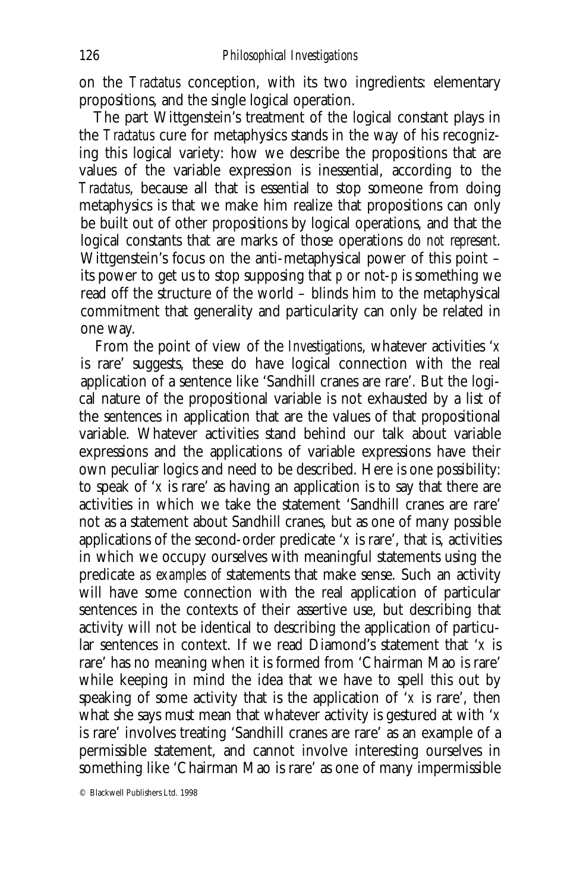on the *Tractatus* conception, with its two ingredients: elementary propositions, and the single logical operation.

The part Wittgenstein's treatment of the logical constant plays in the *Tractatus* cure for metaphysics stands in the way of his recognizing this logical variety: how we describe the propositions that are values of the variable expression is inessential, according to the *Tractatus*, because all that is essential to stop someone from doing metaphysics is that we make him realize that propositions can only be built out of other propositions by logical operations, and that the logical constants that are marks of those operations *do not represent*. Wittgenstein's focus on the anti-metaphysical power of this point – its power to get us to stop supposing that *p* or not-*p* is something we read off the structure of the world – blinds him to the metaphysical commitment that generality and particularity can only be related in one way.

From the point of view of the *Investigations*, whatever activities '*x* is rare' suggests, these do have logical connection with the real application of a sentence like 'Sandhill cranes are rare'. But the logical nature of the propositional variable is not exhausted by a list of the sentences in application that are the values of that propositional variable. Whatever activities stand behind our talk about variable expressions and the applications of variable expressions have their own peculiar logics and need to be described. Here is one possibility: to speak of '*x* is rare' as having an application is to say that there are activities in which we take the statement 'Sandhill cranes are rare' not as a statement about Sandhill cranes, but as one of many possible applications of the second-order predicate '*x* is rare', that is, activities in which we occupy ourselves with meaningful statements using the predicate *as examples of* statements that make sense. Such an activity will have some connection with the real application of particular sentences in the contexts of their assertive use, but describing that activity will not be identical to describing the application of particular sentences in context. If we read Diamond's statement that '*x* is rare' has no meaning when it is formed from 'Chairman Mao is rare' while keeping in mind the idea that we have to spell this out by speaking of some activity that is the application of '*x* is rare', then what she says must mean that whatever activity is gestured at with '*x* is rare' involves treating 'Sandhill cranes are rare' as an example of a permissible statement, and cannot involve interesting ourselves in something like 'Chairman Mao is rare' as one of many impermissible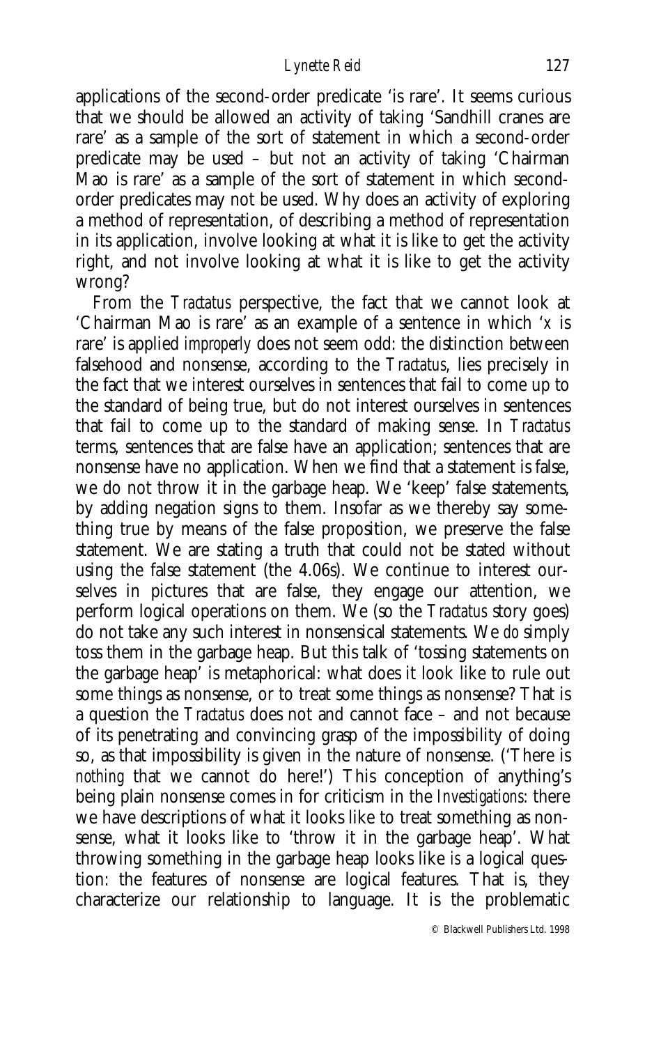applications of the second-order predicate 'is rare'. It seems curious that we should be allowed an activity of taking 'Sandhill cranes are rare' as a sample of the sort of statement in which a second-order predicate may be used – but not an activity of taking 'Chairman Mao is rare' as a sample of the sort of statement in which second-order predicates may not be used. Why does an activity of exploring a method of representation, of describing a method of representation in its application, involve looking at what it is like to get the activity right, and not involve looking at what it is like to get the activity wrong?

From the *Tractatus* perspective, the fact that we cannot look at 'Chairman Mao is rare' as an example of a sentence in which '*x* is rare' is applied *improperly* does not seem odd: the distinction between falsehood and nonsense, according to the *Tractatus*, lies precisely in the fact that we interest ourselves in sentences that fail to come up to the standard of being true, but do not interest ourselves in sentences that fail to come up to the standard of making sense. In *Tractatus* terms, sentences that are false have an application; sentences that are nonsense have no application. When we find that a statement is false, we do not throw it in the garbage heap. We 'keep' false statements, by adding negation signs to them. Insofar as we thereby say something true by means of the false proposition, we preserve the false statement. We are stating a truth that could not be stated without using the false statement (the 4.06s). We continue to interest ourselves in pictures that are false, they engage our attention, we perform logical operations on them. We (so the *Tractatus* story goes) do not take any such interest in nonsensical statements. We *do* simply toss them in the garbage heap. But this talk of 'tossing statements on the garbage heap' is metaphorical: what does it look like to rule out some things as nonsense, or to treat some things as nonsense? That is a question the *Tractatus* does not and cannot face – and not because of its penetrating and convincing grasp of the impossibility of doing so, as that impossibility is given in the nature of nonsense. ('There is *nothing* that we cannot do here!') This conception of anything's being plain nonsense comes in for criticism in the *Investigations*: there we have descriptions of what it looks like to treat something as nonsense, what it looks like to 'throw it in the garbage heap'. What throwing something in the garbage heap looks like *is* a logical question: the features of nonsense are logical features. That is, they characterize our relationship to language. It is the problematic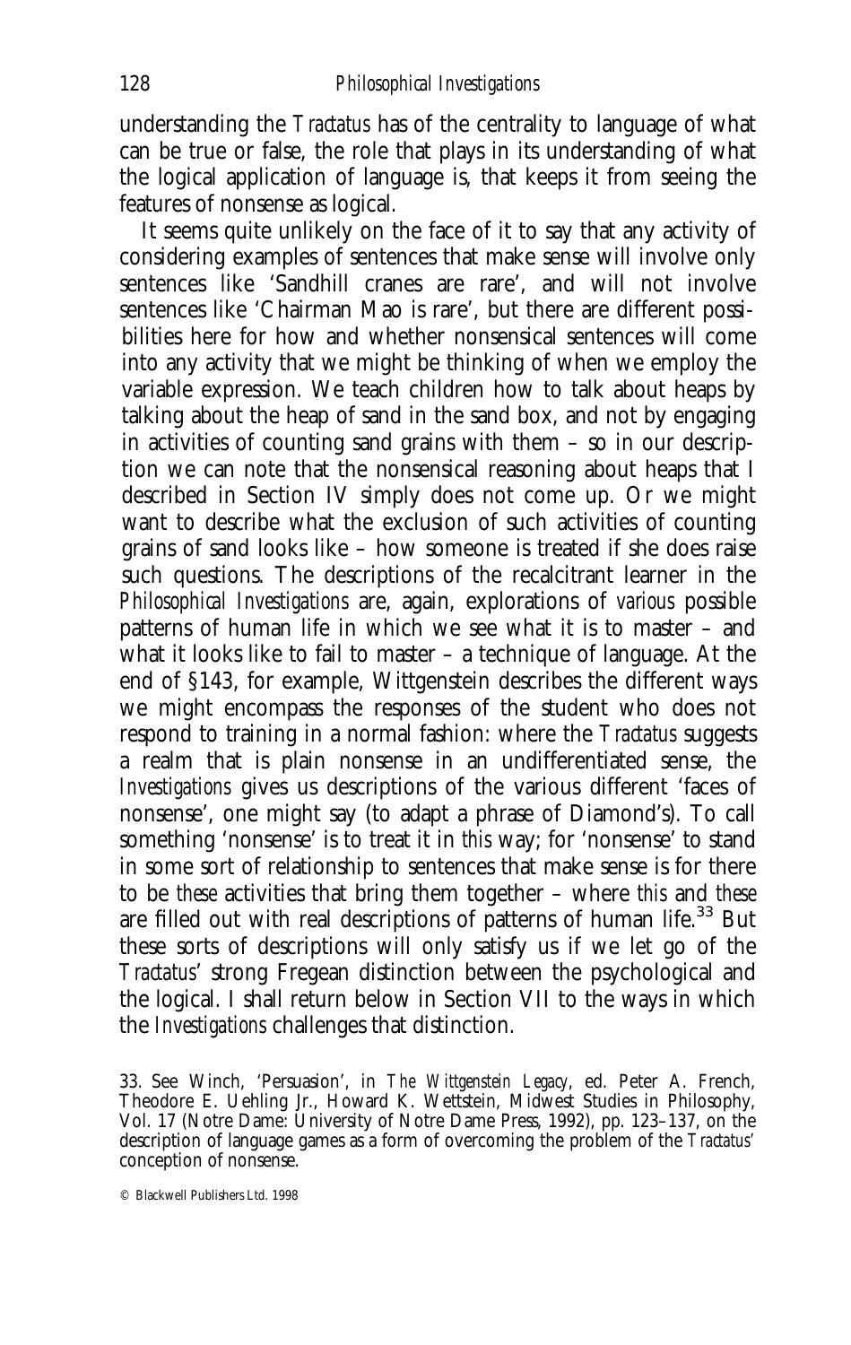understanding the *Tractatus* has of the centrality to language of what can be true or false, the role that plays in its understanding of what the logical application of language is, that keeps it from seeing the features of nonsense as logical.

It seems quite unlikely on the face of it to say that any activity of considering examples of sentences that make sense will involve only sentences like 'Sandhill cranes are rare', and will not involve sentences like 'Chairman Mao is rare', but there are different possibilities here for how and whether nonsensical sentences will come into any activity that we might be thinking of when we employ the variable expression. We teach children how to talk about heaps by talking about the heap of sand in the sand box, and not by engaging in activities of counting sand grains with them – so in our description we can note that the nonsensical reasoning about heaps that I described in Section IV simply does not come up. Or we might want to describe what the exclusion of such activities of counting grains of sand looks like – how someone is treated if she does raise such questions. The descriptions of the recalcitrant learner in the *Philosophical Investigations* are, again, explorations of *various* possible patterns of human life in which we see what it is to master – and what it looks like to fail to master – a technique of language. At the end of §143, for example, Wittgenstein describes the different ways we might encompass the responses of the student who does not respond to training in a normal fashion: where the *Tractatus* suggests a realm that is plain nonsense in an undifferentiated sense, the *Investigations* gives us descriptions of the various different 'faces of nonsense', one might say (to adapt a phrase of Diamond's). To call something 'nonsense' is to treat it in *this* way; for 'nonsense' to stand in some sort of relationship to sentences that make sense is for there to be *these* activities that bring them together – where *this* and *these* are filled out with real descriptions of patterns of human life.[33] But these sorts of descriptions will only satisfy us if we let go of the *Tractatus*' strong Fregean distinction between the psychological and the logical. I shall return below in Section VII to the ways in which the *Investigations* challenges that distinction.

33. See Winch, 'Persuasion', in *The Wittgenstein Legacy*, ed. Peter A. French, Theodore E. Uehling Jr., Howard K. Wettstein, Midwest Studies in Philosophy, Vol. 17 (Notre Dame: University of Notre Dame Press, 1992), pp. 123–137, on the description of language games as a form of overcoming the problem of the *Tractatus*' conception of nonsense.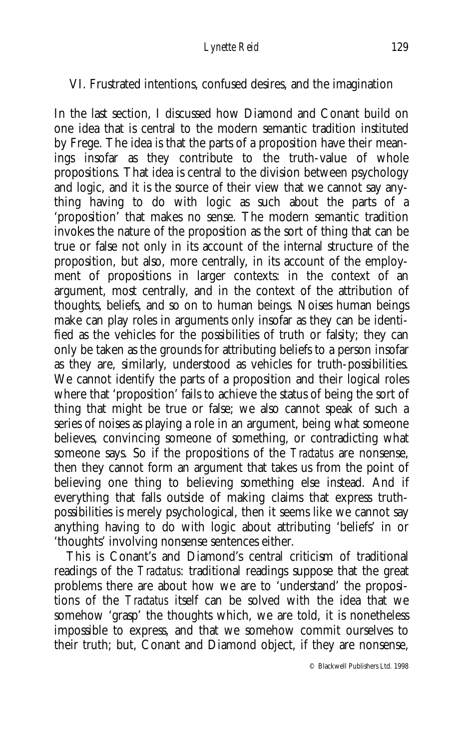## VI. Frustrated intentions, confused desires, and the imagination

In the last section, I discussed how Diamond and Conant build on one idea that is central to the modern semantic tradition instituted by Frege. The idea is that the parts of a proposition have their meanings insofar as they contribute to the truth-value of whole propositions. That idea is central to the division between psychology and logic, and it is the source of their view that we cannot say anything having to do with logic as such about the parts of a 'proposition' that makes no sense. The modern semantic tradition invokes the nature of the proposition as the sort of thing that can be true or false not only in its account of the internal structure of the proposition, but also, more centrally, in its account of the employment of propositions in larger contexts: in the context of an argument, most centrally, and in the context of the attribution of thoughts, beliefs, and so on to human beings. Noises human beings make can play roles in arguments only insofar as they can be identified as the vehicles for the possibilities of truth or falsity; they can only be taken as the grounds for attributing beliefs to a person insofar as they are, similarly, understood as vehicles for truth-possibilities. We cannot identify the parts of a proposition and their logical roles where that 'proposition' fails to achieve the status of being the sort of thing that might be true or false; we also cannot speak of such a series of noises as playing a role in an argument, being what someone believes, convincing someone of something, or contradicting what someone says. So if the propositions of the *Tractatus* are nonsense, then they cannot form an argument that takes us from the point of believing one thing to believing something else instead. And if everything that falls outside of making claims that express truth-possibilities is merely psychological, then it seems like we cannot say anything having to do with logic about attributing 'beliefs' in or 'thoughts' involving nonsense sentences either.

This is Conant's and Diamond's central criticism of traditional readings of the *Tractatus*: traditional readings suppose that the great problems there are about how we are to 'understand' the propositions of the *Tractatus* itself can be solved with the idea that we somehow 'grasp' the thoughts which, we are told, it is nonetheless impossible to express, and that we somehow commit ourselves to their truth; but, Conant and Diamond object, if they are nonsense,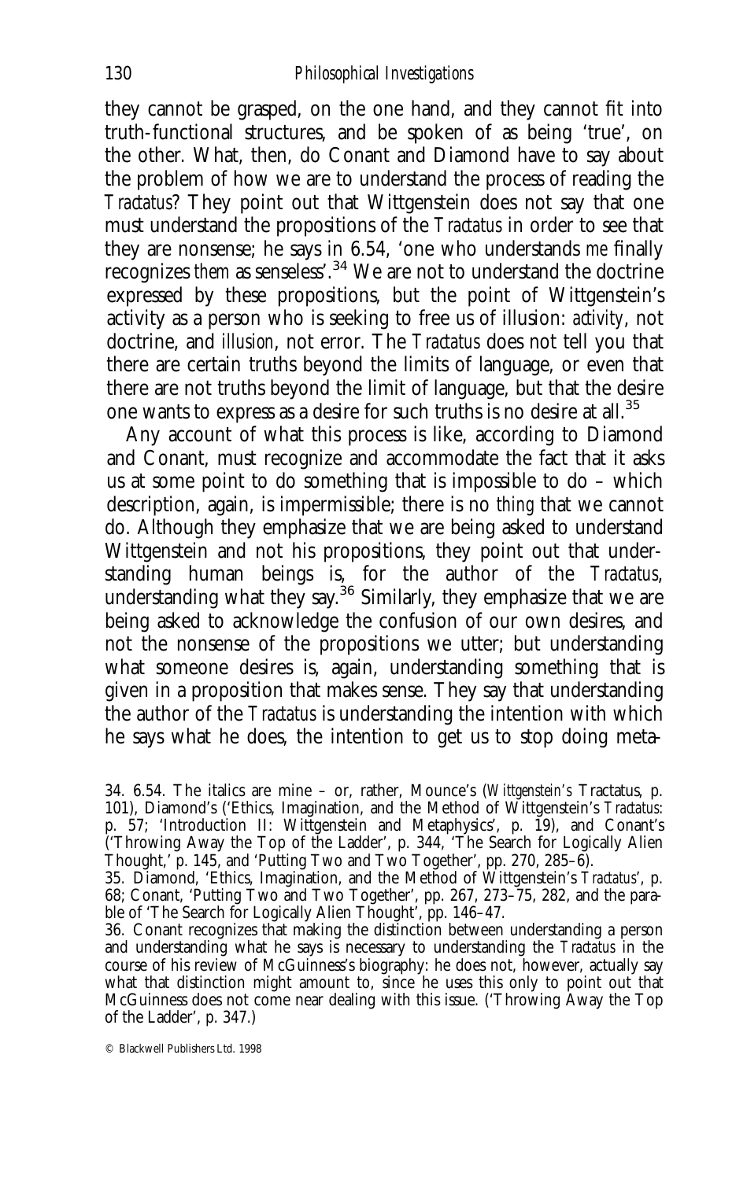they cannot be grasped, on the one hand, and they cannot fit into truth-functional structures, and be spoken of as being 'true', on the other. What, then, do Conant and Diamond have to say about the problem of how we are to understand the process of reading the *Tractatus*? They point out that Wittgenstein does not say that one must understand the propositions of the *Tractatus* in order to see that they are nonsense; he says in 6.54, 'one who understands *me* finally recognizes *them* as senseless'.[34] We are not to understand the doctrine expressed by these propositions, but the point of Wittgenstein's activity as a person who is seeking to free us of illusion: *activity*, not doctrine, and *illusion*, not error. The *Tractatus* does not tell you that there are certain truths beyond the limits of language, or even that there are not truths beyond the limit of language, but that the desire one wants to express as a desire for such truths is no desire at all.[35]

Any account of what this process is like, according to Diamond and Conant, must recognize and accommodate the fact that it asks us at some point to do something that is impossible to do – which description, again, is impermissible; there is no *thing* that we cannot do. Although they emphasize that we are being asked to understand Wittgenstein and not his propositions, they point out that understanding human beings is, for the author of the *Tractatus*, understanding what they say.[36] Similarly, they emphasize that we are being asked to acknowledge the confusion of our own desires, and not the nonsense of the propositions we utter; but understanding what someone desires is, again, understanding something that is given in a proposition that makes sense. They say that understanding the author of the *Tractatus* is understanding the intention with which he says what he does, the intention to get us to stop doing meta-

34. 6.54. The italics are mine – or, rather, Mounce's (*Wittgenstein's* Tractatus, p. 101), Diamond's ('Ethics, Imagination, and the Method of Wittgenstein's *Tractatus*: p. 57; 'Introduction II: Wittgenstein and Metaphysics', p. 19), and Conant's ('Throwing Away the Top of the Ladder', p. 344, 'The Search for Logically Alien Thought,' p. 145, and 'Putting Two and Two Together', pp. 270, 285–6).

35. Diamond, 'Ethics, Imagination, and the Method of Wittgenstein's *Tractatus*', p. 68; Conant, 'Putting Two and Two Together', pp. 267, 273–75, 282, and the parable of 'The Search for Logically Alien Thought', pp. 146–47.

36. Conant recognizes that making the distinction between understanding a person and understanding what he says is necessary to understanding the *Tractatus* in the course of his review of McGuinness's biography: he does not, however, actually say what that distinction might amount to, since he uses this only to point out that McGuinness does not come near dealing with this issue. ('Throwing Away the Top of the Ladder', p. 347.)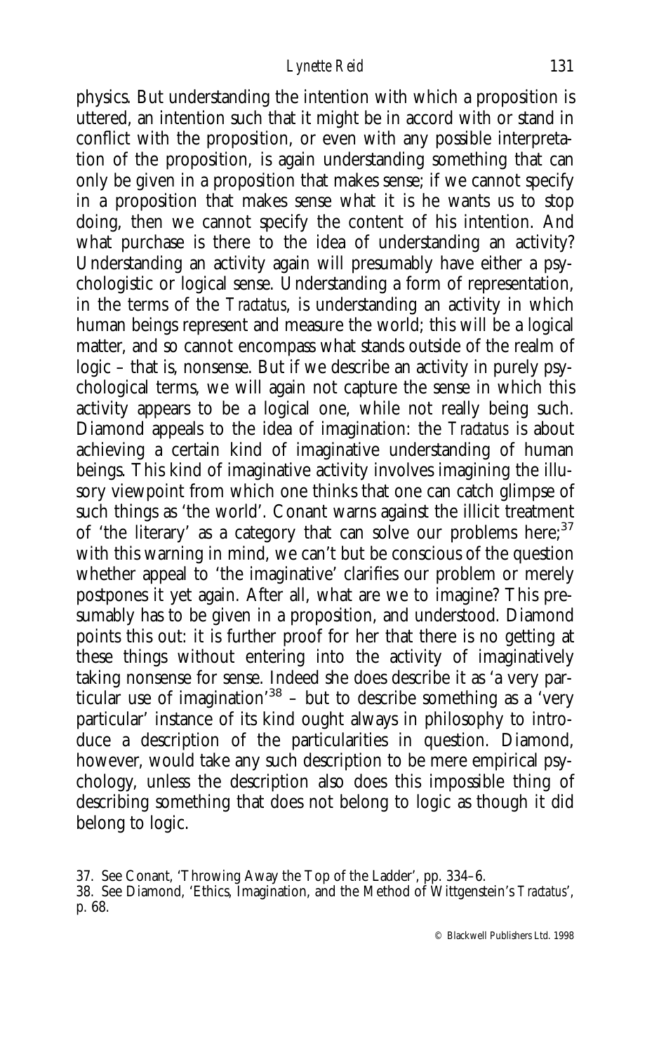physics. But understanding the intention with which a proposition is uttered, an intention such that it might be in accord with or stand in conflict with the proposition, or even with any possible interpretation of the proposition, is again understanding something that can only be given in a proposition that makes sense; if we cannot specify in a proposition that makes sense what it is he wants us to stop doing, then we cannot specify the content of his intention. And what purchase is there to the idea of understanding an activity? Understanding an activity again will presumably have either a psychologistic or logical sense. Understanding a form of representation, in the terms of the *Tractatus*, is understanding an activity in which human beings represent and measure the world; this will be a logical matter, and so cannot encompass what stands outside of the realm of logic – that is, nonsense. But if we describe an activity in purely psychological terms, we will again not capture the sense in which this activity appears to be a logical one, while not really being such. Diamond appeals to the idea of imagination: the *Tractatus* is about achieving a certain kind of imaginative understanding of human beings. This kind of imaginative activity involves imagining the illusory viewpoint from which one thinks that one can catch glimpse of such things as 'the world'. Conant warns against the illicit treatment of 'the literary' as a category that can solve our problems here;[37] with this warning in mind, we can't but be conscious of the question whether appeal to 'the imaginative' clarifies our problem or merely postpones it yet again. After all, what are we to imagine? This presumably has to be given in a proposition, and understood. Diamond points this out: it is further proof for her that there is no getting at these things without entering into the activity of imaginatively taking nonsense for sense. Indeed she does describe it as 'a very particular use of imagination'[38] – but to describe something as a 'very particular' instance of its kind ought always in philosophy to introduce a description of the particularities in question. Diamond, however, would take any such description to be mere empirical psychology, unless the description also does this impossible thing of describing something that does not belong to logic as though it did belong to logic.

37. See Conant, 'Throwing Away the Top of the Ladder', pp. 334–6.

38. See Diamond, 'Ethics, Imagination, and the Method of Wittgenstein's *Tractatus*', p. 68.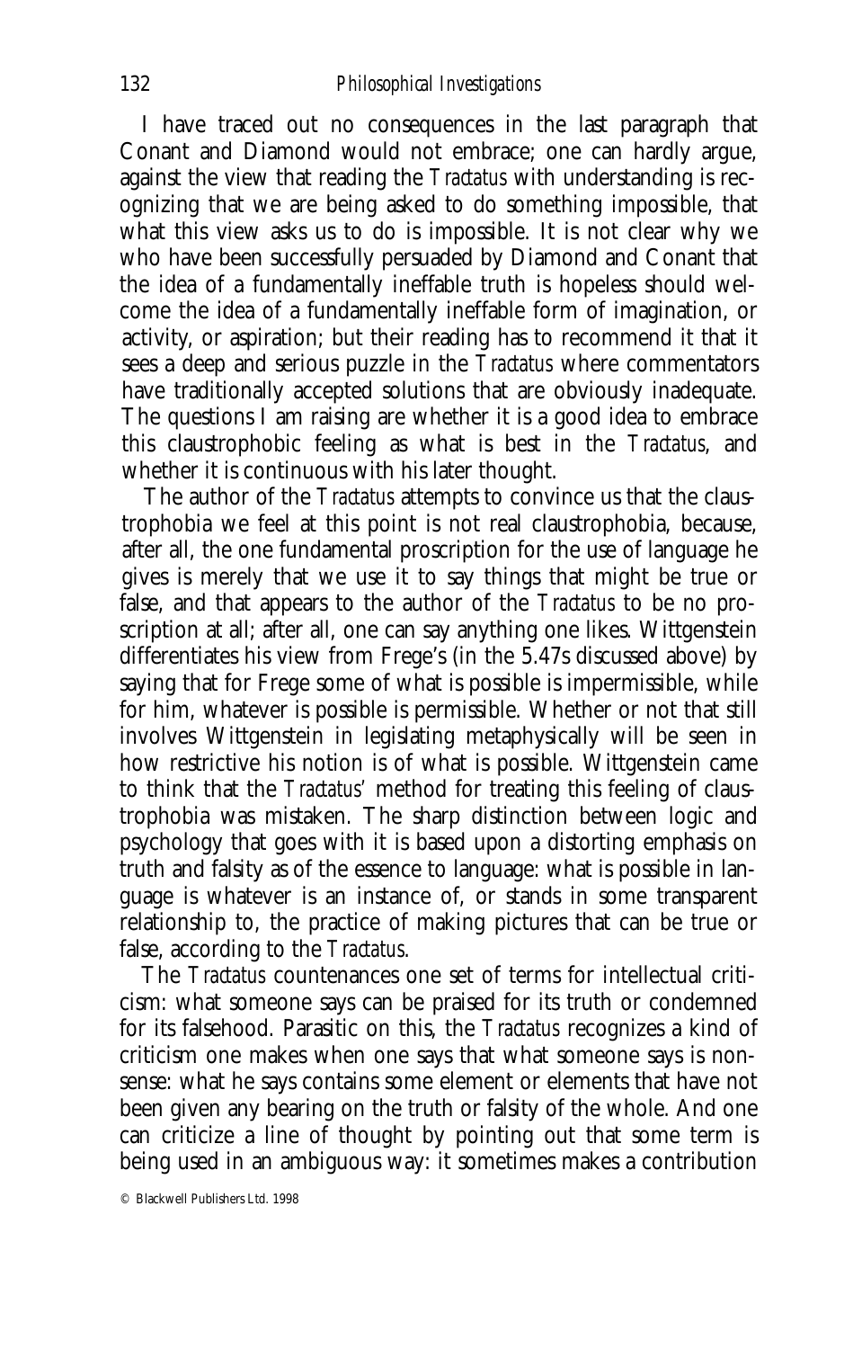I have traced out no consequences in the last paragraph that Conant and Diamond would not embrace; one can hardly argue, against the view that reading the *Tractatus* with understanding is recognizing that we are being asked to do something impossible, that what this view asks us to do is impossible. It is not clear why we who have been successfully persuaded by Diamond and Conant that the idea of a fundamentally ineffable truth is hopeless should welcome the idea of a fundamentally ineffable form of imagination, or activity, or aspiration; but their reading has to recommend it that it sees a deep and serious puzzle in the *Tractatus* where commentators have traditionally accepted solutions that are obviously inadequate. The questions I am raising are whether it is a good idea to embrace this claustrophobic feeling as what is best in the *Tractatus*, and whether it is continuous with his later thought.

The author of the *Tractatus* attempts to convince us that the claustrophobia we feel at this point is not real claustrophobia, because, after all, the one fundamental proscription for the use of language he gives is merely that we use it to say things that might be true or false, and that appears to the author of the *Tractatus* to be no proscription at all; after all, one can say anything one likes. Wittgenstein differentiates his view from Frege's (in the 5.47s discussed above) by saying that for Frege some of what is possible is impermissible, while for him, whatever is possible is permissible. Whether or not that still involves Wittgenstein in legislating metaphysically will be seen in how restrictive his notion is of what is possible. Wittgenstein came to think that the *Tractatus'* method for treating this feeling of claustrophobia was mistaken. The sharp distinction between logic and psychology that goes with it is based upon a distorting emphasis on truth and falsity as of the essence to language: what is possible in language is whatever is an instance of, or stands in some transparent relationship to, the practice of making pictures that can be true or false, according to the *Tractatus*.

The *Tractatus* countenances one set of terms for intellectual criticism: what someone says can be praised for its truth or condemned for its falsehood. Parasitic on this, the *Tractatus* recognizes a kind of criticism one makes when one says that what someone says is nonsense: what he says contains some element or elements that have not been given any bearing on the truth or falsity of the whole. And one can criticize a line of thought by pointing out that some term is being used in an ambiguous way: it sometimes makes a contribution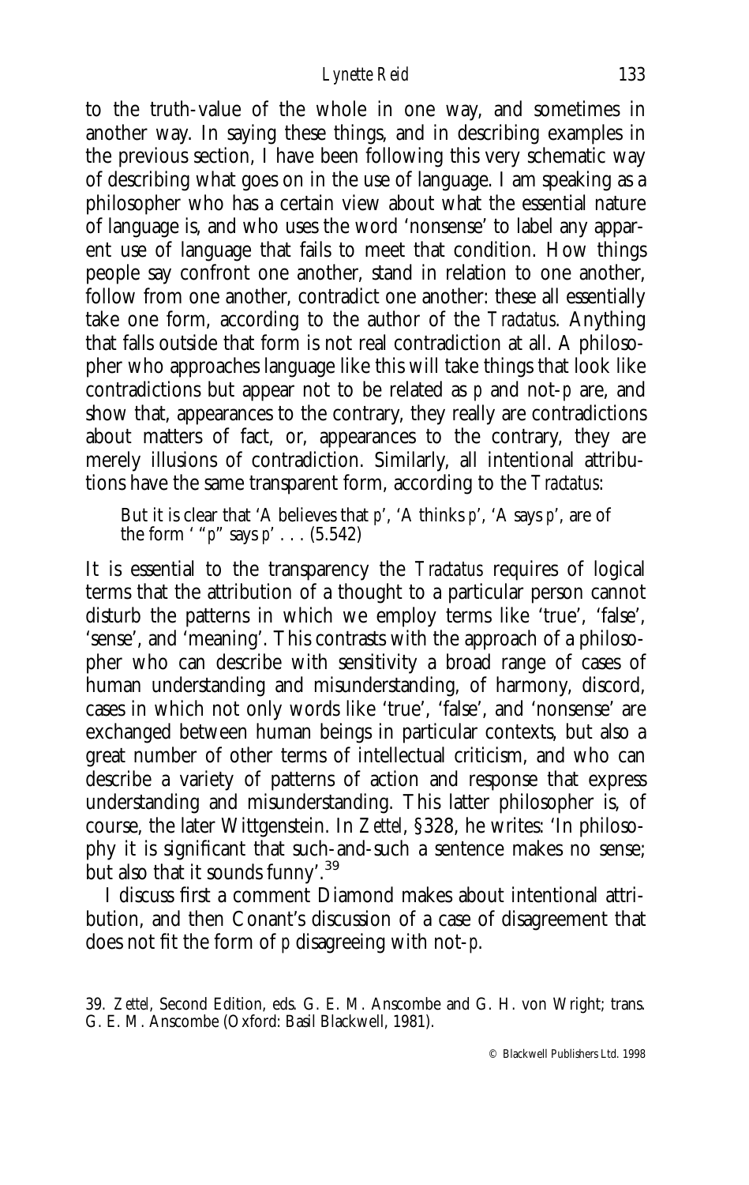to the truth-value of the whole in one way, and sometimes in another way. In saying these things, and in describing examples in the previous section, I have been following this very schematic way of describing what goes on in the use of language. I am speaking as a philosopher who has a certain view about what the essential nature of language is, and who uses the word 'nonsense' to label any apparent use of language that fails to meet that condition. How things people say confront one another, stand in relation to one another, follow from one another, contradict one another: these all essentially take one form, according to the author of the *Tractatus*. Anything that falls outside that form is not real contradiction at all. A philosopher who approaches language like this will take things that look like contradictions but appear not to be related as *p* and not-*p* are, and show that, appearances to the contrary, they really are contradictions about matters of fact, or, appearances to the contrary, they are merely illusions of contradiction. Similarly, all intentional attributions have the same transparent form, according to the *Tractatus*:

> But it is clear that 'A believes that *p*', 'A thinks *p*', 'A says *p*', are of the form ' "*p*" says *p*' . . . (5.542)

It is essential to the transparency the *Tractatus* requires of logical terms that the attribution of a thought to a particular person cannot disturb the patterns in which we employ terms like 'true', 'false', 'sense', and 'meaning'. This contrasts with the approach of a philosopher who can describe with sensitivity a broad range of cases of human understanding and misunderstanding, of harmony, discord, cases in which not only words like 'true', 'false', and 'nonsense' are exchanged between human beings in particular contexts, but also a great number of other terms of intellectual criticism, and who can describe a variety of patterns of action and response that express understanding and misunderstanding. This latter philosopher is, of course, the later Wittgenstein. In *Zettel*, §328, he writes: 'In philosophy it is significant that such-and-such a sentence makes no sense; but also that it sounds funny'.[39]

I discuss first a comment Diamond makes about intentional attribution, and then Conant's discussion of a case of disagreement that does not fit the form of *p* disagreeing with not-*p*.

39. *Zettel*, Second Edition, eds. G. E. M. Anscombe and G. H. von Wright; trans. G. E. M. Anscombe (Oxford: Basil Blackwell, 1981).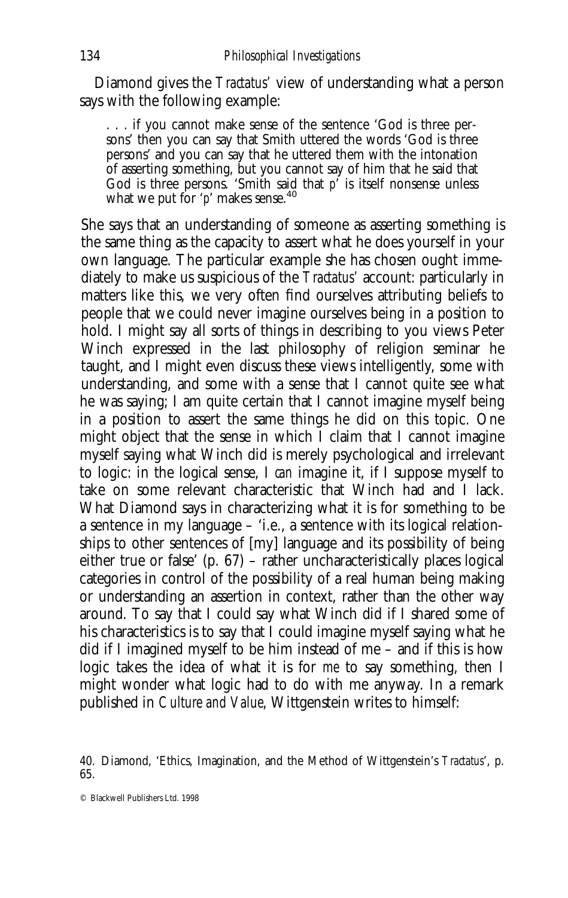Diamond gives the *Tractatus*' view of understanding what a person says with the following example:

> . . . if you cannot make sense of the sentence 'God is three persons' then you can say that Smith uttered the words 'God is three persons' and you can say that he uttered them with the intonation of asserting something, but you cannot say of him that he said that God is three persons. 'Smith said that *p*' is itself nonsense unless what we put for '*p*' makes sense.[40]

She says that an understanding of someone as asserting something is the same thing as the capacity to assert what he does yourself in your own language. The particular example she has chosen ought immediately to make us suspicious of the *Tractatus*' account: particularly in matters like this, we very often find ourselves attributing beliefs to people that we could never imagine ourselves being in a position to hold. I might say all sorts of things in describing to you views Peter Winch expressed in the last philosophy of religion seminar he taught, and I might even discuss these views intelligently, some with understanding, and some with a sense that I cannot quite see what he was saying; I am quite certain that I cannot imagine myself being in a position to assert the same things he did on this topic. One might object that the sense in which I claim that I cannot imagine myself saying what Winch did is merely psychological and irrelevant to logic: in the logical sense, I *can* imagine it, if I suppose myself to take on some relevant characteristic that Winch had and I lack. What Diamond says in characterizing what it is for something to be a sentence in my language – 'i.e., a sentence with its logical relationships to other sentences of [my] language and its possibility of being either true or false' (p. 67) – rather uncharacteristically places logical categories in control of the possibility of a real human being making or understanding an assertion in context, rather than the other way around. To say that I could say what Winch did if I shared some of his characteristics is to say that I could imagine myself saying what he did if I imagined myself to be him instead of me – and if this is how logic takes the idea of what it is for *me* to say something, then I might wonder what logic had to do with me anyway. In a remark published in *Culture and Value*, Wittgenstein writes to himself:

40. Diamond, 'Ethics, Imagination, and the Method of Wittgenstein's *Tractatus*', p. 65.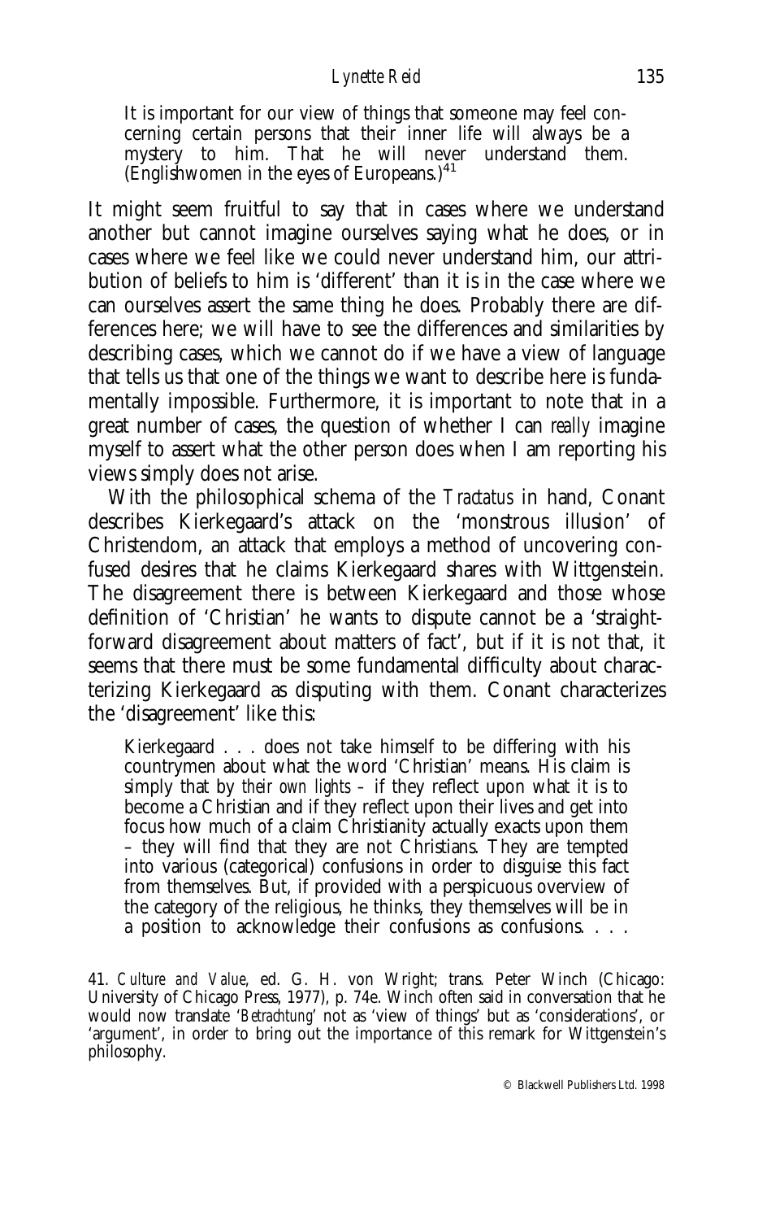> It is important for our view of things that someone may feel concerning certain persons that their inner life will always be a mystery to him. That he will never understand them. (Englishwomen in the eyes of Europeans.)[41]

It might seem fruitful to say that in cases where we understand another but cannot imagine ourselves saying what he does, or in cases where we feel like we could never understand him, our attribution of beliefs to him is 'different' than it is in the case where we can ourselves assert the same thing he does. Probably there are differences here; we will have to see the differences and similarities by describing cases, which we cannot do if we have a view of language that tells us that one of the things we want to describe here is fundamentally impossible. Furthermore, it is important to note that in a great number of cases, the question of whether I can *really* imagine myself to assert what the other person does when I am reporting his views simply does not arise.

With the philosophical schema of the *Tractatus* in hand, Conant describes Kierkegaard's attack on the 'monstrous illusion' of Christendom, an attack that employs a method of uncovering confused desires that he claims Kierkegaard shares with Wittgenstein. The disagreement there is between Kierkegaard and those whose definition of 'Christian' he wants to dispute cannot be a 'straightforward disagreement about matters of fact', but if it is not that, it seems that there must be some fundamental difficulty about characterizing Kierkegaard as disputing with them. Conant characterizes the 'disagreement' like this:

> Kierkegaard . . . does not take himself to be differing with his countrymen about what the word 'Christian' means. His claim is simply that by *their own lights* – if they reflect upon what it is to become a Christian and if they reflect upon their lives and get into focus how much of a claim Christianity actually exacts upon them – they will find that they are not Christians. They are tempted into various (categorical) confusions in order to disguise this fact from themselves. But, if provided with a perspicuous overview of the category of the religious, he thinks, they themselves will be in a position to acknowledge their confusions as confusions. . . .

41. *Culture and Value*, ed. G. H. von Wright; trans. Peter Winch (Chicago: University of Chicago Press, 1977), p. 74e. Winch often said in conversation that he would now translate '*Betrachtung*' not as 'view of things' but as 'considerations', or 'argument', in order to bring out the importance of this remark for Wittgenstein's philosophy.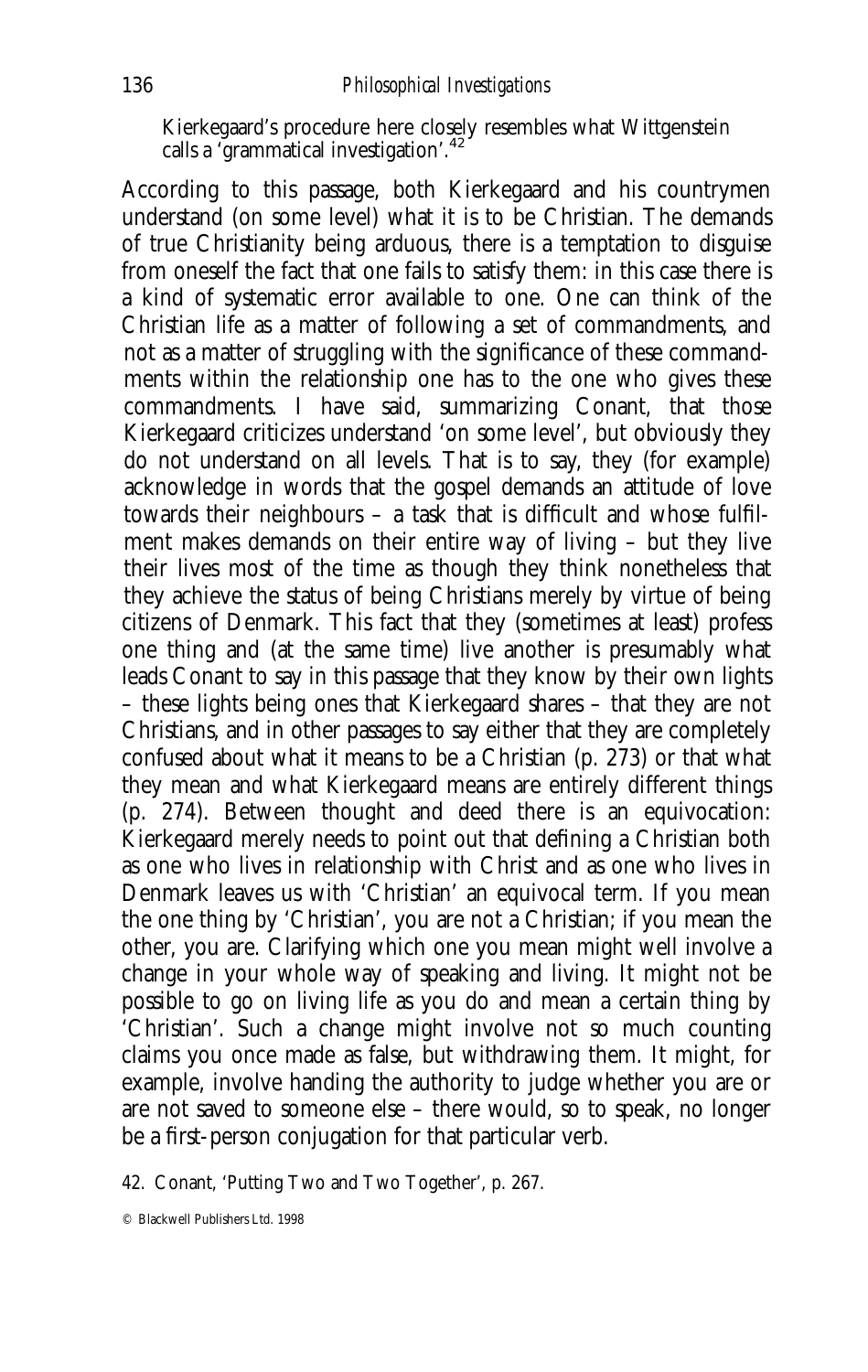> Kierkegaard's procedure here closely resembles what Wittgenstein calls a 'grammatical investigation'.[42]

According to this passage, both Kierkegaard and his countrymen understand (on some level) what it is to be Christian. The demands of true Christianity being arduous, there is a temptation to disguise from oneself the fact that one fails to satisfy them: in this case there is a kind of systematic error available to one. One can think of the Christian life as a matter of following a set of commandments, and not as a matter of struggling with the significance of these commandments within the relationship one has to the one who gives these commandments. I have said, summarizing Conant, that those Kierkegaard criticizes understand 'on some level', but obviously they do not understand on all levels. That is to say, they (for example) acknowledge in words that the gospel demands an attitude of love towards their neighbours – a task that is difficult and whose fulfilment makes demands on their entire way of living – but they live their lives most of the time as though they think nonetheless that they achieve the status of being Christians merely by virtue of being citizens of Denmark. This fact that they (sometimes at least) profess one thing and (at the same time) live another is presumably what leads Conant to say in this passage that they know by their own lights – these lights being ones that Kierkegaard shares – that they are not Christians, and in other passages to say either that they are completely confused about what it means to be a Christian (p. 273) or that what they mean and what Kierkegaard means are entirely different things (p. 274). Between thought and deed there is an equivocation: Kierkegaard merely needs to point out that defining a Christian both as one who lives in relationship with Christ and as one who lives in Denmark leaves us with 'Christian' an equivocal term. If you mean the one thing by 'Christian', you are not a Christian; if you mean the other, you are. Clarifying which one you mean might well involve a change in your whole way of speaking and living. It might not be possible to go on living life as you do and mean a certain thing by 'Christian'. Such a change might involve not so much counting claims you once made as false, but withdrawing them. It might, for example, involve handing the authority to judge whether you are or are not saved to someone else – there would, so to speak, no longer be a first-person conjugation for that particular verb.

42. Conant, 'Putting Two and Two Together', p. 267.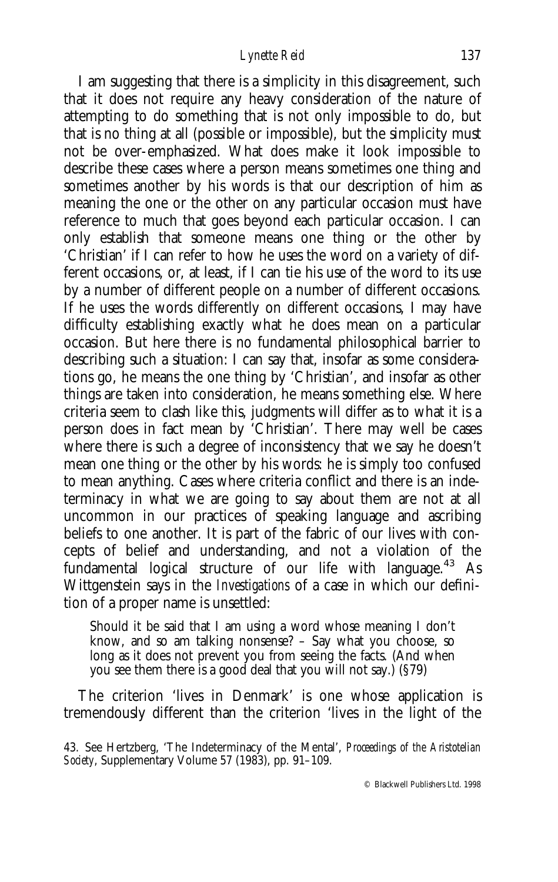I am suggesting that there is a simplicity in this disagreement, such that it does not require any heavy consideration of the nature of attempting to do something that is not only impossible to do, but that is no thing at all (possible or impossible), but the simplicity must not be over-emphasized. What does make it look impossible to describe these cases where a person means sometimes one thing and sometimes another by his words is that our description of him as meaning the one or the other on any particular occasion must have reference to much that goes beyond each particular occasion. I can only establish that someone means one thing or the other by 'Christian' if I can refer to how he uses the word on a variety of different occasions, or, at least, if I can tie his use of the word to its use by a number of different people on a number of different occasions. If he uses the words differently on different occasions, I may have difficulty establishing exactly what he does mean on a particular occasion. But here there is no fundamental philosophical barrier to describing such a situation: I can say that, insofar as some considerations go, he means the one thing by 'Christian', and insofar as other things are taken into consideration, he means something else. Where criteria seem to clash like this, judgments will differ as to what it is a person does in fact mean by 'Christian'. There may well be cases where there is such a degree of inconsistency that we say he doesn't mean one thing or the other by his words: he is simply too confused to mean anything. Cases where criteria conflict and there is an indeterminacy in what we are going to say about them are not at all uncommon in our practices of speaking language and ascribing beliefs to one another. It is part of the fabric of our lives with concepts of belief and understanding, and not a violation of the fundamental logical structure of our life with language.[43] As Wittgenstein says in the *Investigations* of a case in which our definition of a proper name is unsettled:

> Should it be said that I am using a word whose meaning I don't know, and so am talking nonsense? – Say what you choose, so long as it does not prevent you from seeing the facts. (And when you see them there is a good deal that you will not say.) (§79)

The criterion 'lives in Denmark' is one whose application is tremendously different than the criterion 'lives in the light of the

43. See Hertzberg, 'The Indeterminacy of the Mental', *Proceedings of the Aristotelian Society*, Supplementary Volume 57 (1983), pp. 91–109.

© Blackwell Publishers Ltd. 1998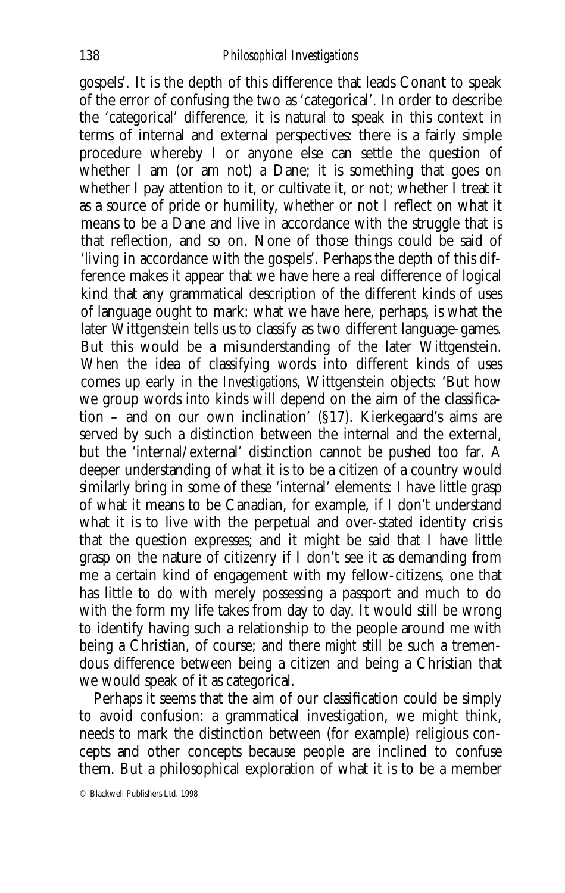gospels'. It is the depth of this difference that leads Conant to speak of the error of confusing the two as 'categorical'. In order to describe the 'categorical' difference, it is natural to speak in this context in terms of internal and external perspectives: there is a fairly simple procedure whereby I or anyone else can settle the question of whether I am (or am not) a Dane; it is something that goes on whether I pay attention to it, or cultivate it, or not; whether I treat it as a source of pride or humility, whether or not I reflect on what it means to be a Dane and live in accordance with the struggle that is that reflection, and so on. None of those things could be said of 'living in accordance with the gospels'. Perhaps the depth of this difference makes it appear that we have here a real difference of logical kind that any grammatical description of the different kinds of uses of language ought to mark: what we have here, perhaps, is what the later Wittgenstein tells us to classify as two different language-games. But this would be a misunderstanding of the later Wittgenstein. When the idea of classifying words into different kinds of uses comes up early in the *Investigations*, Wittgenstein objects: 'But how we group words into kinds will depend on the aim of the classification – and on our own inclination' (§17). Kierkegaard's aims are served by such a distinction between the internal and the external, but the 'internal/external' distinction cannot be pushed too far. A deeper understanding of what it is to be a citizen of a country would similarly bring in some of these 'internal' elements: I have little grasp of what it means to be Canadian, for example, if I don't understand what it is to live with the perpetual and over-stated identity crisis that the question expresses; and it might be said that I have little grasp on the nature of citizenry if I don't see it as demanding from me a certain kind of engagement with my fellow-citizens, one that has little to do with merely possessing a passport and much to do with the form my life takes from day to day. It would still be wrong to identify having such a relationship to the people around me with being a Christian, of course; and there *might* still be such a tremendous difference between being a citizen and being a Christian that we would speak of it as categorical.

Perhaps it seems that the aim of our classification could be simply to avoid confusion: a grammatical investigation, we might think, needs to mark the distinction between (for example) religious concepts and other concepts because people are inclined to confuse them. But a philosophical exploration of what it is to be a member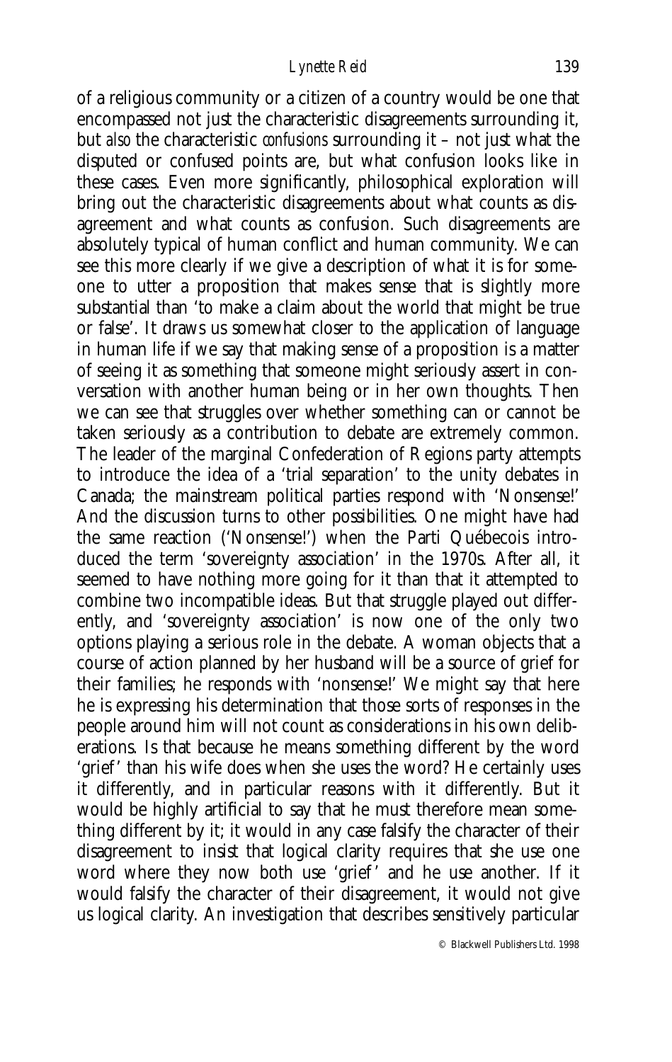of a religious community or a citizen of a country would be one that encompassed not just the characteristic disagreements surrounding it, but *also* the characteristic *confusions* surrounding it – not just what the disputed or confused points are, but what confusion looks like in these cases. Even more significantly, philosophical exploration will bring out the characteristic disagreements about what counts as disagreement and what counts as confusion. Such disagreements are absolutely typical of human conflict and human community. We can see this more clearly if we give a description of what it is for someone to utter a proposition that makes sense that is slightly more substantial than 'to make a claim about the world that might be true or false'. It draws us somewhat closer to the application of language in human life if we say that making sense of a proposition is a matter of seeing it as something that someone might seriously assert in conversation with another human being or in her own thoughts. Then we can see that struggles over whether something can or cannot be taken seriously as a contribution to debate are extremely common. The leader of the marginal Confederation of Regions party attempts to introduce the idea of a 'trial separation' to the unity debates in Canada; the mainstream political parties respond with 'Nonsense!' And the discussion turns to other possibilities. One might have had the same reaction ('Nonsense!') when the Parti Québecois introduced the term 'sovereignty association' in the 1970s. After all, it seemed to have nothing more going for it than that it attempted to combine two incompatible ideas. But that struggle played out differently, and 'sovereignty association' is now one of the only two options playing a serious role in the debate. A woman objects that a course of action planned by her husband will be a source of grief for their families; he responds with 'nonsense!' We might say that here he is expressing his determination that those sorts of responses in the people around him will not count as considerations in his own deliberations. Is that because he means something different by the word 'grief' than his wife does when she uses the word? He certainly uses it differently, and in particular reasons with it differently. But it would be highly artificial to say that he must therefore mean something different by it; it would in any case falsify the character of their disagreement to insist that logical clarity requires that she use one word where they now both use 'grief' and he use another. If it would falsify the character of their disagreement, it would not give us logical clarity. An investigation that describes sensitively particular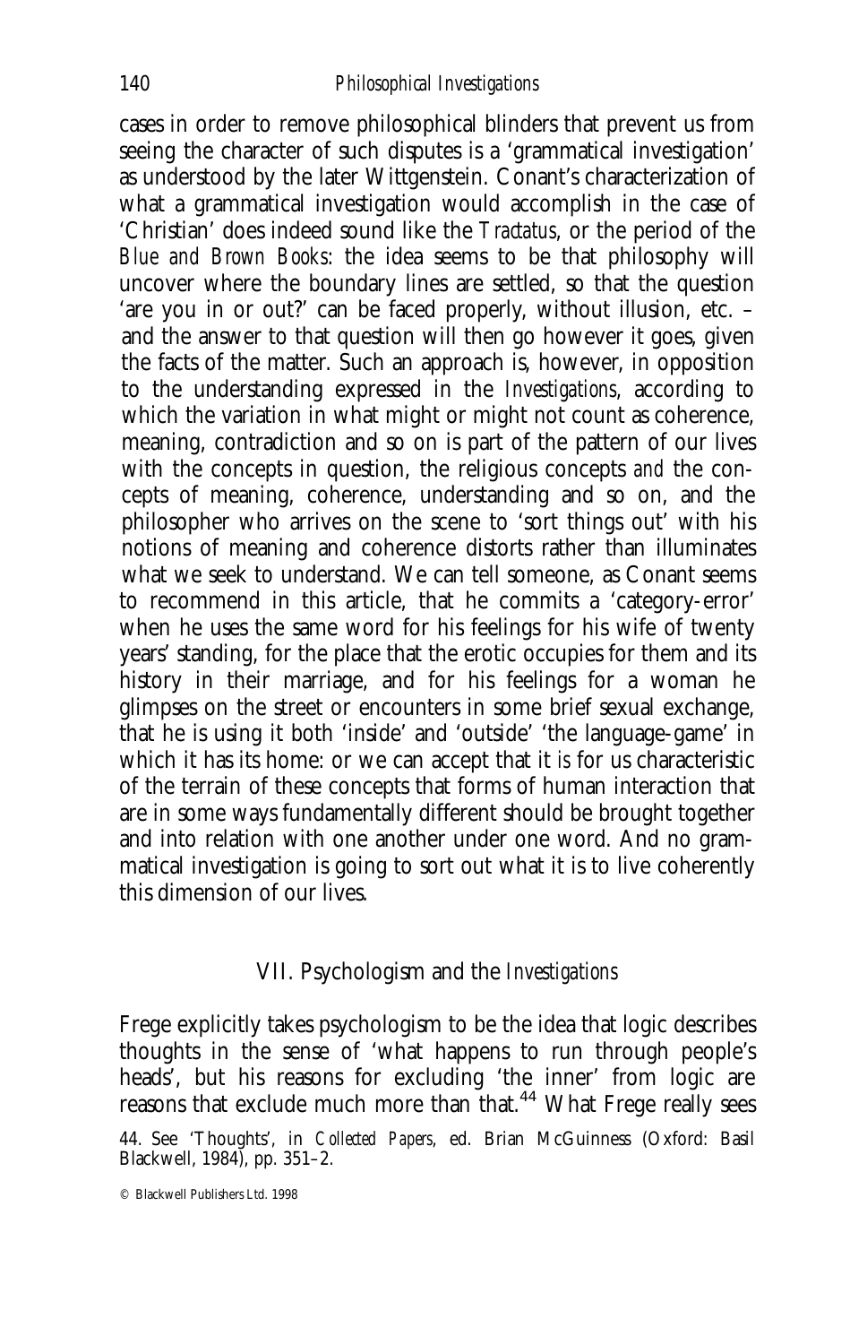cases in order to remove philosophical blinders that prevent us from seeing the character of such disputes is a 'grammatical investigation' as understood by the later Wittgenstein. Conant's characterization of what a grammatical investigation would accomplish in the case of 'Christian' does indeed sound like the *Tractatus*, or the period of the *Blue and Brown Books*: the idea seems to be that philosophy will uncover where the boundary lines are settled, so that the question 'are you in or out?' can be faced properly, without illusion, etc. – and the answer to that question will then go however it goes, given the facts of the matter. Such an approach is, however, in opposition to the understanding expressed in the *Investigations*, according to which the variation in what might or might not count as coherence, meaning, contradiction and so on is part of the pattern of our lives with the concepts in question, the religious concepts *and* the concepts of meaning, coherence, understanding and so on, and the philosopher who arrives on the scene to 'sort things out' with his notions of meaning and coherence distorts rather than illuminates what we seek to understand. We can tell someone, as Conant seems to recommend in this article, that he commits a 'category-error' when he uses the same word for his feelings for his wife of twenty years' standing, for the place that the erotic occupies for them and its history in their marriage, and for his feelings for a woman he glimpses on the street or encounters in some brief sexual exchange, that he is using it both 'inside' and 'outside' 'the language-game' in which it has its home: or we can accept that it *is* for us characteristic of the terrain of these concepts that forms of human interaction that are in some ways fundamentally different should be brought together and into relation with one another under one word. And no grammatical investigation is going to sort out what it is to live coherently this dimension of our lives.

## VII. Psychologism and the *Investigations*

Frege explicitly takes psychologism to be the idea that logic describes thoughts in the sense of 'what happens to run through people's heads', but his reasons for excluding 'the inner' from logic are reasons that exclude much more than that.[44] What Frege really sees

44. See 'Thoughts', in *Collected Papers*, ed. Brian McGuinness (Oxford: Basil Blackwell, 1984), pp. 351–2.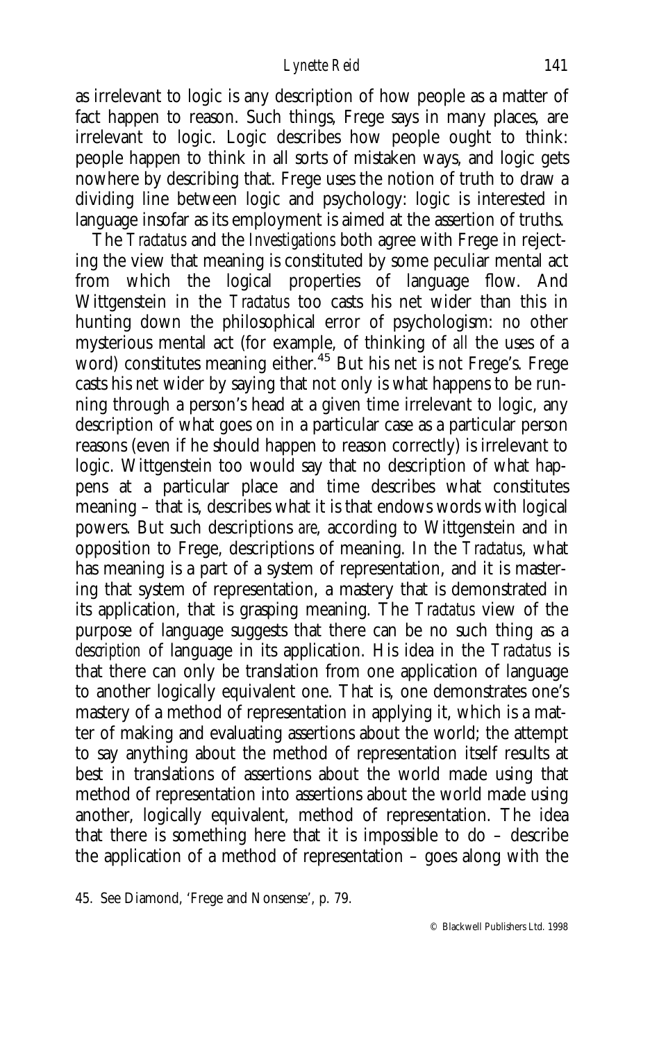as irrelevant to logic is any description of how people as a matter of fact happen to reason. Such things, Frege says in many places, are irrelevant to logic. Logic describes how people ought to think: people happen to think in all sorts of mistaken ways, and logic gets nowhere by describing that. Frege uses the notion of truth to draw a dividing line between logic and psychology: logic is interested in language insofar as its employment is aimed at the assertion of truths.

The *Tractatus* and the *Investigations* both agree with Frege in rejecting the view that meaning is constituted by some peculiar mental act from which the logical properties of language flow. And Wittgenstein in the *Tractatus* too casts his net wider than this in hunting down the philosophical error of psychologism: no other mysterious mental act (for example, of thinking of *all* the uses of a word) constitutes meaning either.[45] But his net is not Frege's. Frege casts his net wider by saying that not only is what happens to be running through a person's head at a given time irrelevant to logic, any description of what goes on in a particular case as a particular person reasons (even if he should happen to reason correctly) is irrelevant to logic. Wittgenstein too would say that no description of what happens at a particular place and time describes what constitutes meaning – that is, describes what it is that endows words with logical powers. But such descriptions *are*, according to Wittgenstein and in opposition to Frege, descriptions of meaning. In the *Tractatus*, what has meaning is a part of a system of representation, and it is mastering that system of representation, a mastery that is demonstrated in its application, that is grasping meaning. The *Tractatus* view of the purpose of language suggests that there can be no such thing as a *description* of language in its application. His idea in the *Tractatus* is that there can only be translation from one application of language to another logically equivalent one. That is, one demonstrates one's mastery of a method of representation in applying it, which is a matter of making and evaluating assertions about the world; the attempt to say anything about the method of representation itself results at best in translations of assertions about the world made using that method of representation into assertions about the world made using another, logically equivalent, method of representation. The idea that there is something here that it is impossible to do – describe the application of a method of representation – goes along with the

45. See Diamond, 'Frege and Nonsense', p. 79.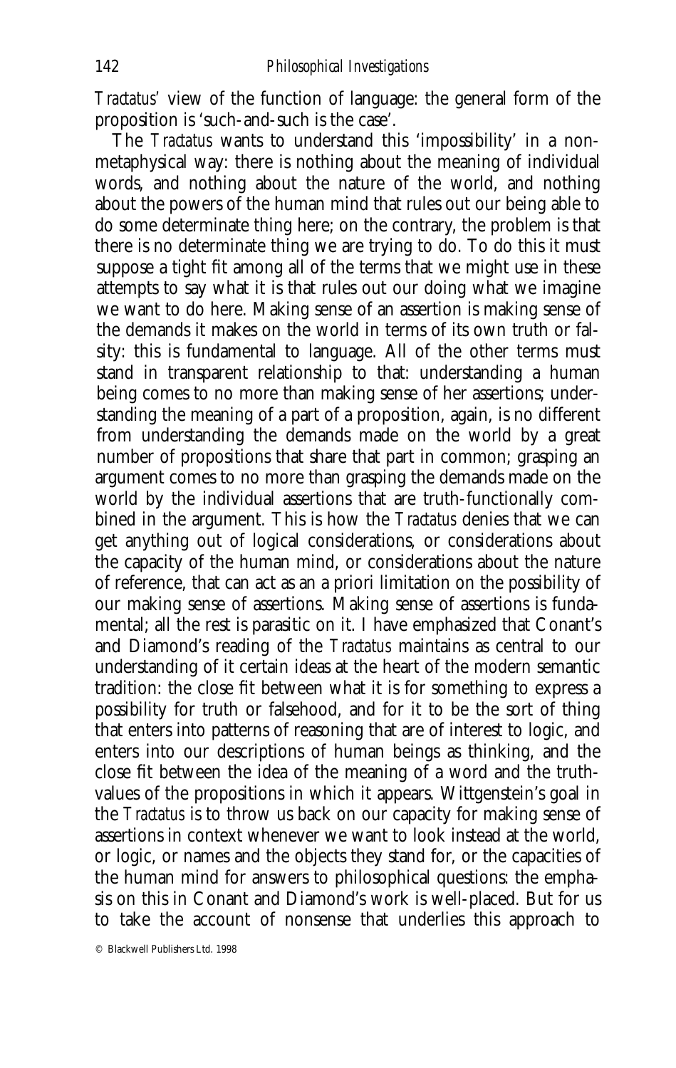*Tractatus*' view of the function of language: the general form of the proposition is 'such-and-such is the case'.

The *Tractatus* wants to understand this 'impossibility' in a non-metaphysical way: there is nothing about the meaning of individual words, and nothing about the nature of the world, and nothing about the powers of the human mind that rules out our being able to do some determinate thing here; on the contrary, the problem is that there is no determinate thing we are trying to do. To do this it must suppose a tight fit among all of the terms that we might use in these attempts to say what it is that rules out our doing what we imagine we want to do here. Making sense of an assertion is making sense of the demands it makes on the world in terms of its own truth or falsity: this is fundamental to language. All of the other terms must stand in transparent relationship to that: understanding a human being comes to no more than making sense of her assertions; understanding the meaning of a part of a proposition, again, is no different from understanding the demands made on the world by a great number of propositions that share that part in common; grasping an argument comes to no more than grasping the demands made on the world by the individual assertions that are truth-functionally combined in the argument. This is how the *Tractatus* denies that we can get anything out of logical considerations, or considerations about the capacity of the human mind, or considerations about the nature of reference, that can act as an a priori limitation on the possibility of our making sense of assertions. Making sense of assertions is fundamental; all the rest is parasitic on it. I have emphasized that Conant's and Diamond's reading of the *Tractatus* maintains as central to our understanding of it certain ideas at the heart of the modern semantic tradition: the close fit between what it is for something to express a possibility for truth or falsehood, and for it to be the sort of thing that enters into patterns of reasoning that are of interest to logic, and enters into our descriptions of human beings as thinking, and the close fit between the idea of the meaning of a word and the truth-values of the propositions in which it appears. Wittgenstein's goal in the *Tractatus* is to throw us back on our capacity for making sense of assertions in context whenever we want to look instead at the world, or logic, or names and the objects they stand for, or the capacities of the human mind for answers to philosophical questions: the emphasis on this in Conant and Diamond's work is well-placed. But for us to take the account of nonsense that underlies this approach to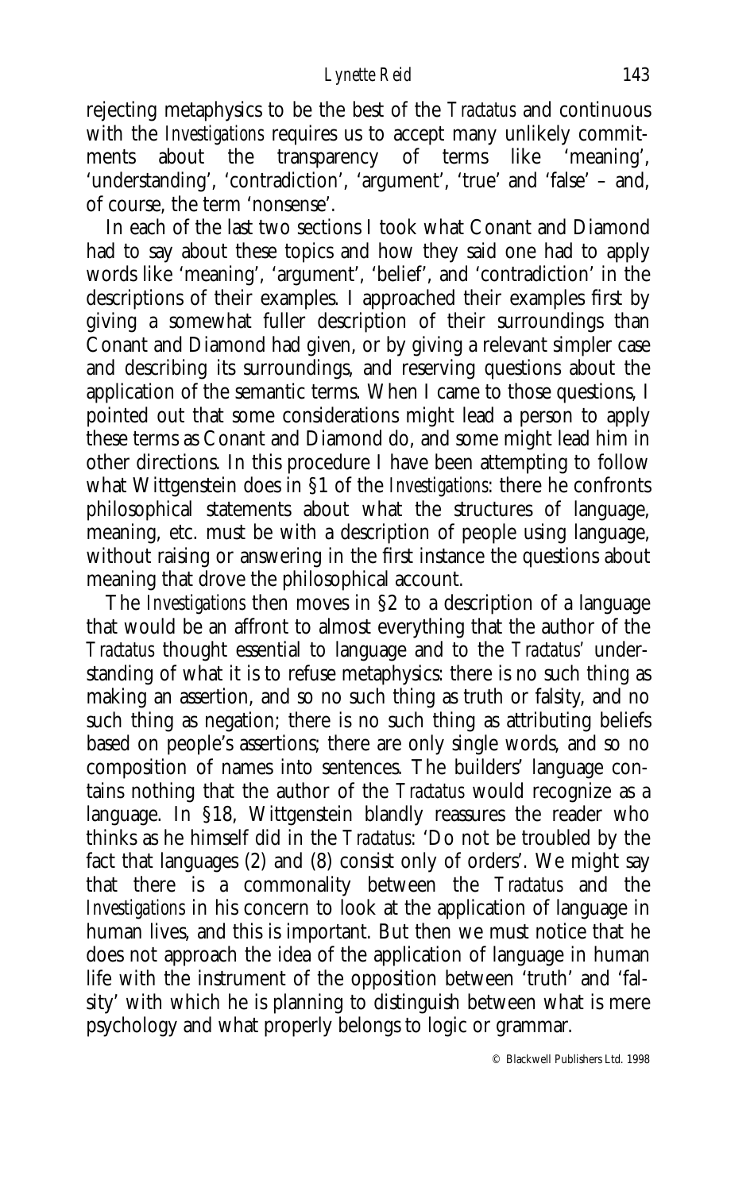rejecting metaphysics to be the best of the *Tractatus* and continuous with the *Investigations* requires us to accept many unlikely commitments about the transparency of terms like 'meaning', 'understanding', 'contradiction', 'argument', 'true' and 'false' – and, of course, the term 'nonsense'.

In each of the last two sections I took what Conant and Diamond had to say about these topics and how they said one had to apply words like 'meaning', 'argument', 'belief', and 'contradiction' in the descriptions of their examples. I approached their examples first by giving a somewhat fuller description of their surroundings than Conant and Diamond had given, or by giving a relevant simpler case and describing its surroundings, and reserving questions about the application of the semantic terms. When I came to those questions, I pointed out that some considerations might lead a person to apply these terms as Conant and Diamond do, and some might lead him in other directions. In this procedure I have been attempting to follow what Wittgenstein does in §1 of the *Investigations*: there he confronts philosophical statements about what the structures of language, meaning, etc. must be with a description of people using language, without raising or answering in the first instance the questions about meaning that drove the philosophical account.

The *Investigations* then moves in §2 to a description of a language that would be an affront to almost everything that the author of the *Tractatus* thought essential to language and to the *Tractatus*' understanding of what it is to refuse metaphysics: there is no such thing as making an assertion, and so no such thing as truth or falsity, and no such thing as negation; there is no such thing as attributing beliefs based on people's assertions; there are only single words, and so no composition of names into sentences. The builders' language contains nothing that the author of the *Tractatus* would recognize as a language. In §18, Wittgenstein blandly reassures the reader who thinks as he himself did in the *Tractatus*: 'Do not be troubled by the fact that languages (2) and (8) consist only of orders'. We might say that there is a commonality between the *Tractatus* and the *Investigations* in his concern to look at the application of language in human lives, and this is important. But then we must notice that he does not approach the idea of the application of language in human life with the instrument of the opposition between 'truth' and 'falsity' with which he is planning to distinguish between what is mere psychology and what properly belongs to logic or grammar.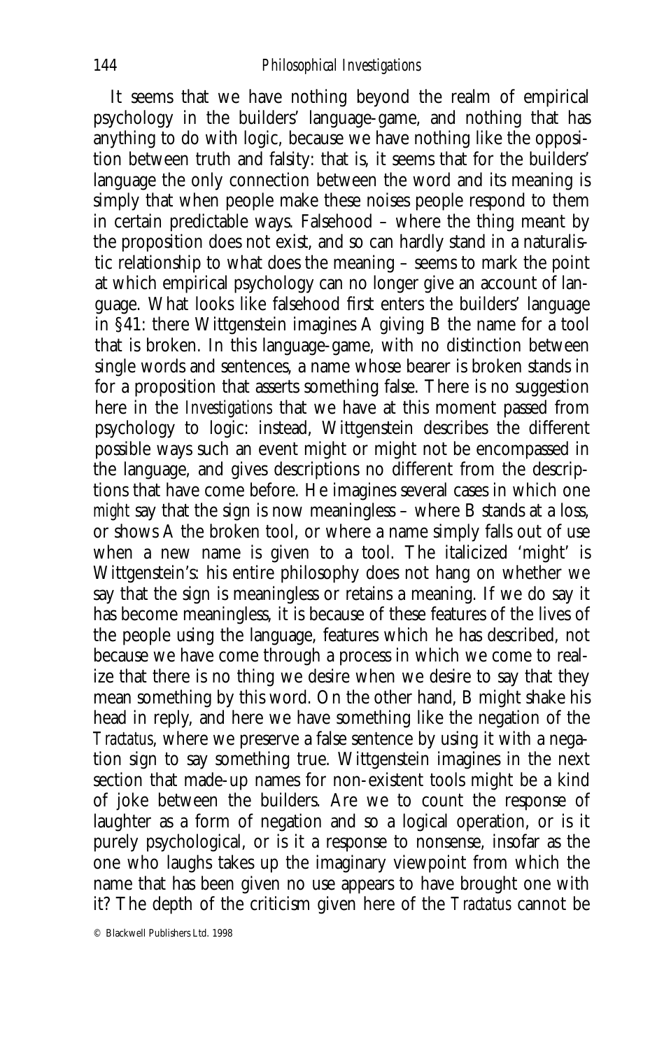It seems that we have nothing beyond the realm of empirical psychology in the builders' language-game, and nothing that has anything to do with logic, because we have nothing like the opposition between truth and falsity: that is, it seems that for the builders' language the only connection between the word and its meaning is simply that when people make these noises people respond to them in certain predictable ways. Falsehood – where the thing meant by the proposition does not exist, and so can hardly stand in a naturalistic relationship to what does the meaning – seems to mark the point at which empirical psychology can no longer give an account of language. What looks like falsehood first enters the builders' language in §41: there Wittgenstein imagines A giving B the name for a tool that is broken. In this language-game, with no distinction between single words and sentences, a name whose bearer is broken stands in for a proposition that asserts something false. There is no suggestion here in the *Investigations* that we have at this moment passed from psychology to logic: instead, Wittgenstein describes the different possible ways such an event might or might not be encompassed in the language, and gives descriptions no different from the descriptions that have come before. He imagines several cases in which one *might* say that the sign is now meaningless – where B stands at a loss, or shows A the broken tool, or where a name simply falls out of use when a new name is given to a tool. The italicized 'might' is Wittgenstein's: his entire philosophy does not hang on whether we say that the sign is meaningless or retains a meaning. If we do say it has become meaningless, it is because of these features of the lives of the people using the language, features which he has described, not because we have come through a process in which we come to realize that there is no thing we desire when we desire to say that they mean something by this word. On the other hand, B might shake his head in reply, and here we have something like the negation of the *Tractatus*, where we preserve a false sentence by using it with a negation sign to say something true. Wittgenstein imagines in the next section that made-up names for non-existent tools might be a kind of joke between the builders. Are we to count the response of laughter as a form of negation and so a logical operation, or is it purely psychological, or is it a response to nonsense, insofar as the one who laughs takes up the imaginary viewpoint from which the name that has been given no use appears to have brought one with it? The depth of the criticism given here of the *Tractatus* cannot be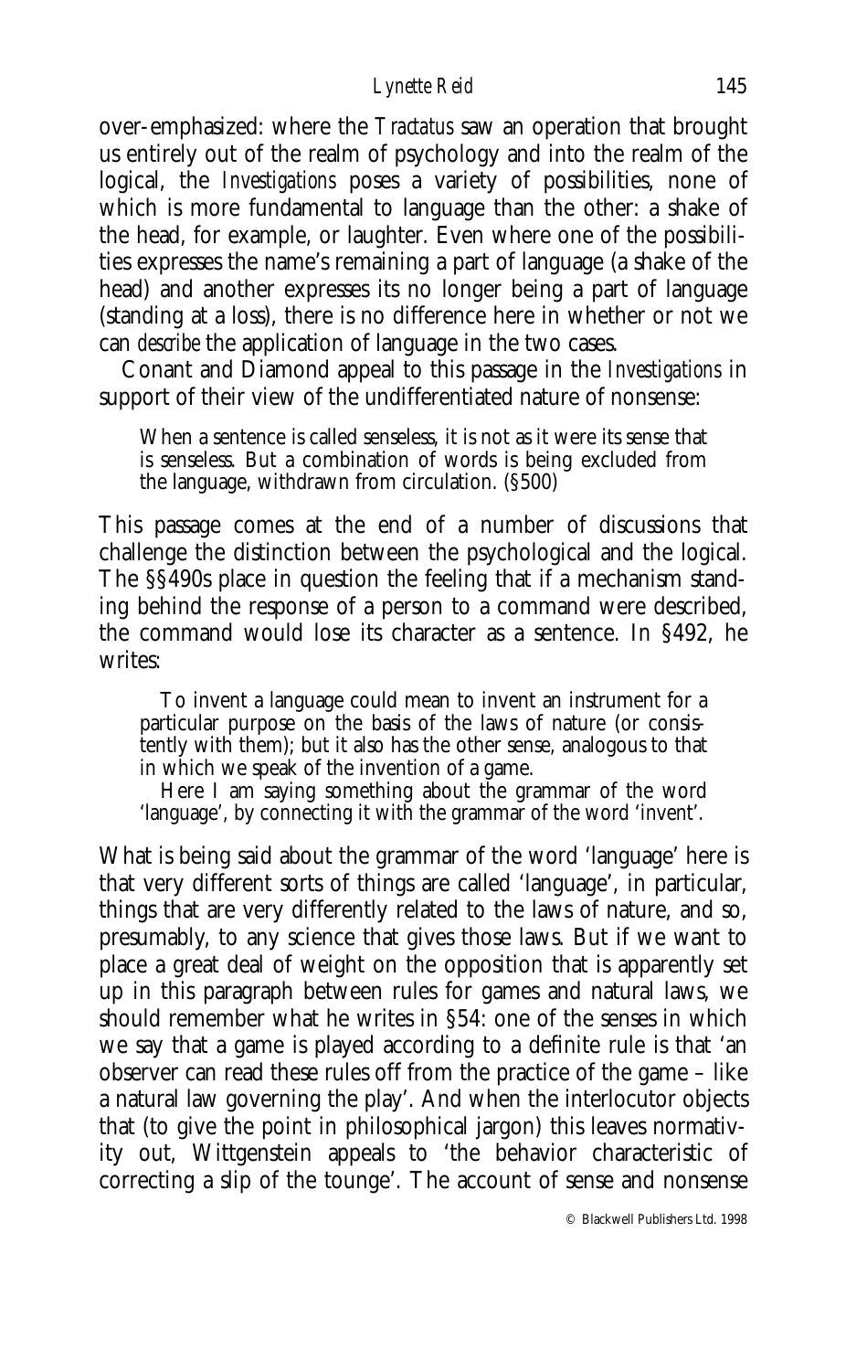over-emphasized: where the *Tractatus* saw an operation that brought us entirely out of the realm of psychology and into the realm of the logical, the *Investigations* poses a variety of possibilities, none of which is more fundamental to language than the other: a shake of the head, for example, or laughter. Even where one of the possibilities expresses the name's remaining a part of language (a shake of the head) and another expresses its no longer being a part of language (standing at a loss), there is no difference here in whether or not we can *describe* the application of language in the two cases.

Conant and Diamond appeal to this passage in the *Investigations* in support of their view of the undifferentiated nature of nonsense:

> When a sentence is called senseless, it is not as it were its sense that is senseless. But a combination of words is being excluded from the language, withdrawn from circulation. (§500)

This passage comes at the end of a number of discussions that challenge the distinction between the psychological and the logical. The §§490s place in question the feeling that if a mechanism standing behind the response of a person to a command were described, the command would lose its character as a sentence. In §492, he writes:

> To invent a language could mean to invent an instrument for a particular purpose on the basis of the laws of nature (or consistently with them); but it also has the other sense, analogous to that in which we speak of the invention of a game.
>
> Here I am saying something about the grammar of the word 'language', by connecting it with the grammar of the word 'invent'.

What is being said about the grammar of the word 'language' here is that very different sorts of things are called 'language', in particular, things that are very differently related to the laws of nature, and so, presumably, to any science that gives those laws. But if we want to place a great deal of weight on the opposition that is apparently set up in this paragraph between rules for games and natural laws, we should remember what he writes in §54: one of the senses in which we say that a game is played according to a definite rule is that 'an observer can read these rules off from the practice of the game – like a natural law governing the play'. And when the interlocutor objects that (to give the point in philosophical jargon) this leaves normativity out, Wittgenstein appeals to 'the behavior characteristic of correcting a slip of the tounge'. The account of sense and nonsense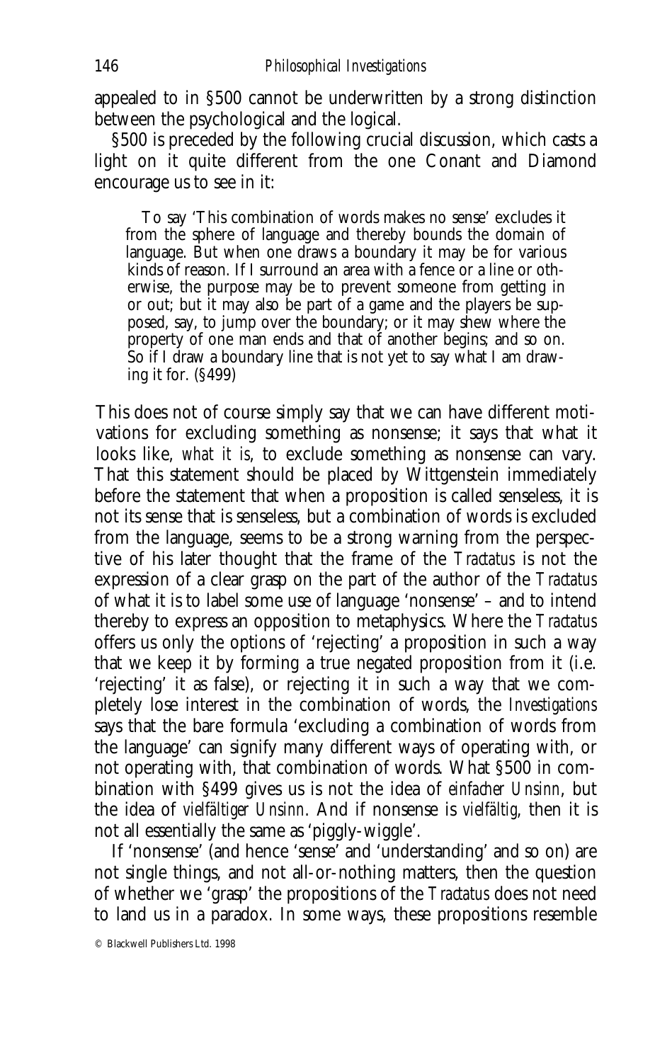appealed to in §500 cannot be underwritten by a strong distinction between the psychological and the logical.

§500 is preceded by the following crucial discussion, which casts a light on it quite different from the one Conant and Diamond encourage us to see in it:

> To say 'This combination of words makes no sense' excludes it from the sphere of language and thereby bounds the domain of language. But when one draws a boundary it may be for various kinds of reason. If I surround an area with a fence or a line or otherwise, the purpose may be to prevent someone from getting in or out; but it may also be part of a game and the players be supposed, say, to jump over the boundary; or it may shew where the property of one man ends and that of another begins; and so on. So if I draw a boundary line that is not yet to say what I am drawing it for. (§499)

This does not of course simply say that we can have different motivations for excluding something as nonsense; it says that what it looks like, *what it is*, to exclude something as nonsense can vary. That this statement should be placed by Wittgenstein immediately before the statement that when a proposition is called senseless, it is not its sense that is senseless, but a combination of words is excluded from the language, seems to be a strong warning from the perspective of his later thought that the frame of the *Tractatus* is not the expression of a clear grasp on the part of the author of the *Tractatus* of what it is to label some use of language 'nonsense' – and to intend thereby to express an opposition to metaphysics. Where the *Tractatus* offers us only the options of 'rejecting' a proposition in such a way that we keep it by forming a true negated proposition from it (i.e. 'rejecting' it as false), or rejecting it in such a way that we completely lose interest in the combination of words, the *Investigations* says that the bare formula 'excluding a combination of words from the language' can signify many different ways of operating with, or not operating with, that combination of words. What §500 in combination with §499 gives us is not the idea of *einfacher Unsinn*, but the idea of *vielfältiger Unsinn*. And if nonsense is *vielfältig*, then it is not all essentially the same as 'piggly-wiggle'.

If 'nonsense' (and hence 'sense' and 'understanding' and so on) are not single things, and not all-or-nothing matters, then the question of whether we 'grasp' the propositions of the *Tractatus* does not need to land us in a paradox. In some ways, these propositions resemble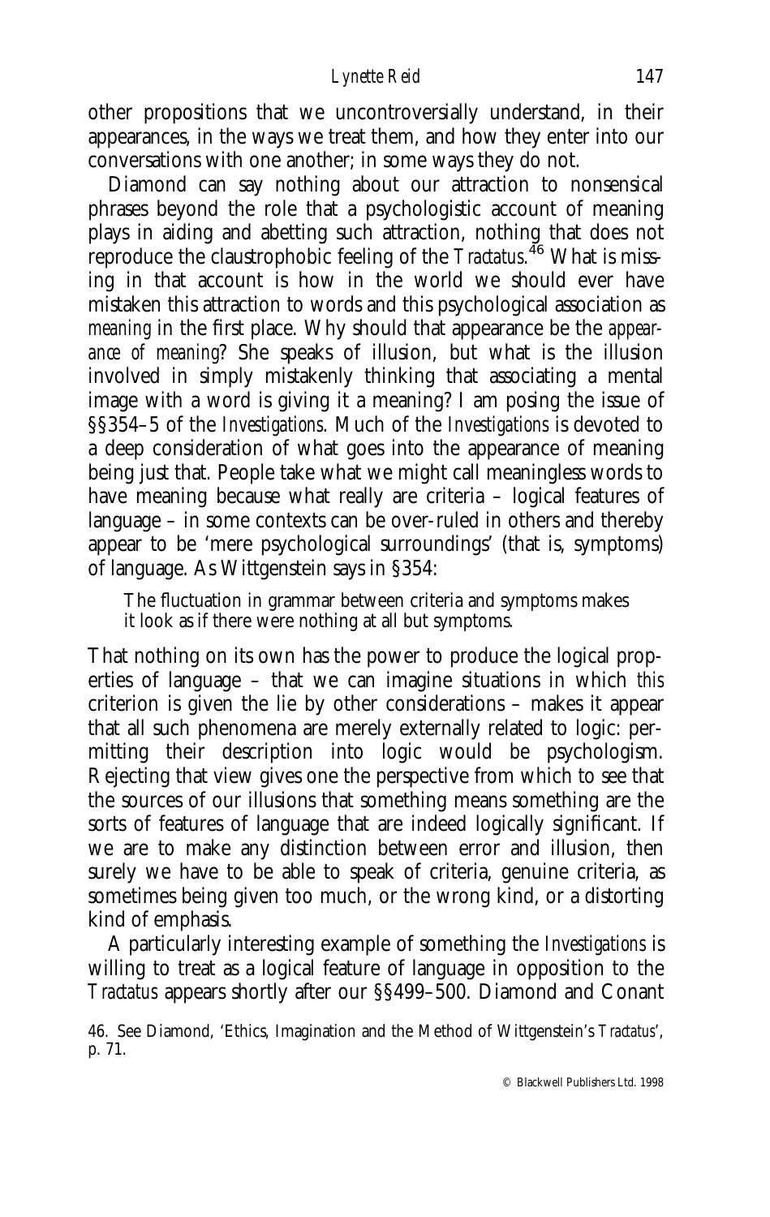other propositions that we uncontroversially understand, in their appearances, in the ways we treat them, and how they enter into our conversations with one another; in some ways they do not.

Diamond can say nothing about our attraction to nonsensical phrases beyond the role that a psychologistic account of meaning plays in aiding and abetting such attraction, nothing that does not reproduce the claustrophobic feeling of the *Tractatus*.[46] What is missing in that account is how in the world we should ever have mistaken this attraction to words and this psychological association as *meaning* in the first place. Why should that appearance be the *appearance of meaning*? She speaks of illusion, but what is the illusion involved in simply mistakenly thinking that associating a mental image with a word is giving it a meaning? I am posing the issue of §§354–5 of the *Investigations*. Much of the *Investigations* is devoted to a deep consideration of what goes into the appearance of meaning being just that. People take what we might call meaningless words to have meaning because what really are criteria – logical features of language – in some contexts can be over-ruled in others and thereby appear to be 'mere psychological surroundings' (that is, symptoms) of language. As Wittgenstein says in §354:

> The fluctuation in grammar between criteria and symptoms makes it look as if there were nothing at all but symptoms.

That nothing on its own has the power to produce the logical properties of language – that we can imagine situations in which *this* criterion is given the lie by other considerations – makes it appear that all such phenomena are merely externally related to logic: permitting their description into logic would be psychologism. Rejecting that view gives one the perspective from which to see that the sources of our illusions that something means something are the sorts of features of language that are indeed logically significant. If we are to make any distinction between error and illusion, then surely we have to be able to speak of criteria, genuine criteria, as sometimes being given too much, or the wrong kind, or a distorting kind of emphasis.

A particularly interesting example of something the *Investigations* is willing to treat as a logical feature of language in opposition to the *Tractatus* appears shortly after our §§499–500. Diamond and Conant

46. See Diamond, 'Ethics, Imagination and the Method of Wittgenstein's *Tractatus*', p. 71.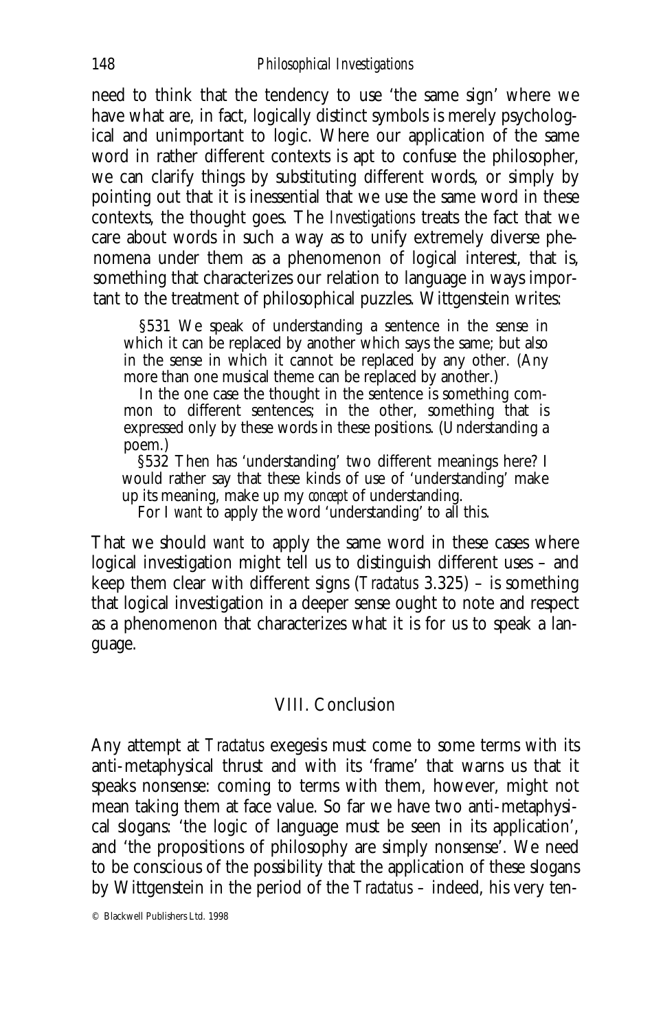need to think that the tendency to use 'the same sign' where we have what are, in fact, logically distinct symbols is merely psychological and unimportant to logic. Where our application of the same word in rather different contexts is apt to confuse the philosopher, we can clarify things by substituting different words, or simply by pointing out that it is inessential that we use the same word in these contexts, the thought goes. The *Investigations* treats the fact that we care about words in such a way as to unify extremely diverse phenomena under them as a phenomenon of logical interest, that is, something that characterizes our relation to language in ways important to the treatment of philosophical puzzles. Wittgenstein writes:

> §531 We speak of understanding a sentence in the sense in which it can be replaced by another which says the same; but also in the sense in which it cannot be replaced by any other. (Any more than one musical theme can be replaced by another.)
>
> In the one case the thought in the sentence is something common to different sentences; in the other, something that is expressed only by these words in these positions. (Understanding a poem.)
>
> §532 Then has 'understanding' two different meanings here? I would rather say that these kinds of use of 'understanding' make up its meaning, make up my *concept* of understanding.
>
> For I *want* to apply the word 'understanding' to all this.

That we should *want* to apply the same word in these cases where logical investigation might tell us to distinguish different uses – and keep them clear with different signs (*Tractatus* 3.325) – is something that logical investigation in a deeper sense ought to note and respect as a phenomenon that characterizes what it is for us to speak a language.

## VIII. Conclusion

Any attempt at *Tractatus* exegesis must come to some terms with its anti-metaphysical thrust and with its 'frame' that warns us that it speaks nonsense: coming to terms with them, however, might not mean taking them at face value. So far we have two anti-metaphysical slogans: 'the logic of language must be seen in its application', and 'the propositions of philosophy are simply nonsense'. We need to be conscious of the possibility that the application of these slogans by Wittgenstein in the period of the *Tractatus* – indeed, his very ten-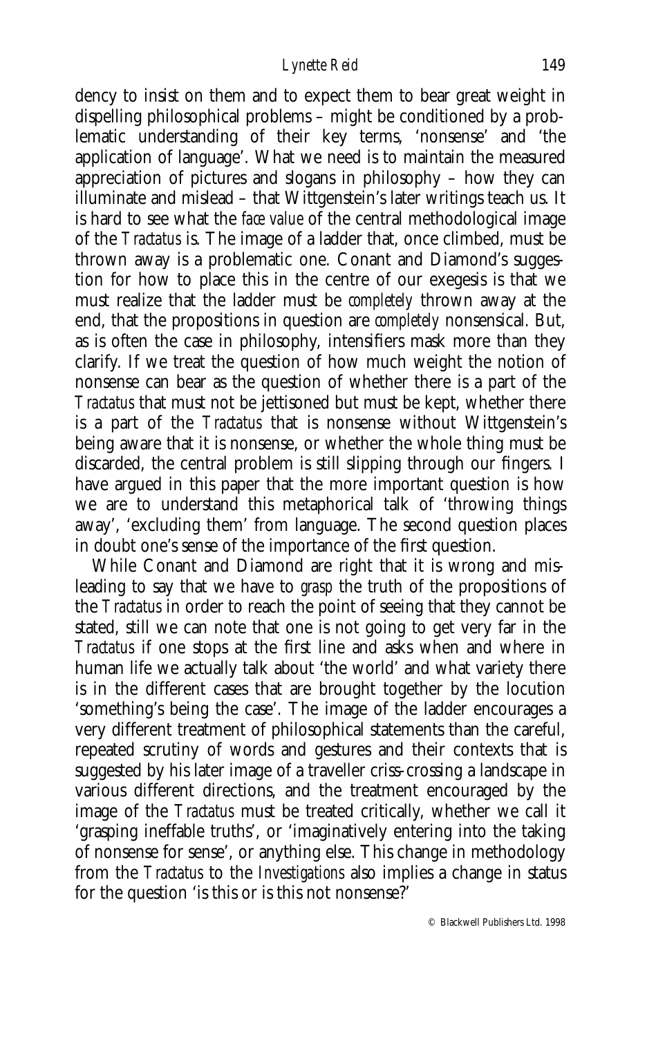dency to insist on them and to expect them to bear great weight in dispelling philosophical problems – might be conditioned by a problematic understanding of their key terms, 'nonsense' and 'the application of language'. What we need is to maintain the measured appreciation of pictures and slogans in philosophy – how they can illuminate and mislead – that Wittgenstein's later writings teach us. It is hard to see what the *face value* of the central methodological image of the *Tractatus* is. The image of a ladder that, once climbed, must be thrown away is a problematic one. Conant and Diamond's suggestion for how to place this in the centre of our exegesis is that we must realize that the ladder must be *completely* thrown away at the end, that the propositions in question are *completely* nonsensical. But, as is often the case in philosophy, intensifiers mask more than they clarify. If we treat the question of how much weight the notion of nonsense can bear as the question of whether there is a part of the *Tractatus* that must not be jettisoned but must be kept, whether there is a part of the *Tractatus* that is nonsense without Wittgenstein's being aware that it is nonsense, or whether the whole thing must be discarded, the central problem is still slipping through our fingers. I have argued in this paper that the more important question is how we are to understand this metaphorical talk of 'throwing things away', 'excluding them' from language. The second question places in doubt one's sense of the importance of the first question.

While Conant and Diamond are right that it is wrong and misleading to say that we have to *grasp* the truth of the propositions of the *Tractatus* in order to reach the point of seeing that they cannot be stated, still we can note that one is not going to get very far in the *Tractatus* if one stops at the first line and asks when and where in human life we actually talk about 'the world' and what variety there is in the different cases that are brought together by the locution 'something's being the case'. The image of the ladder encourages a very different treatment of philosophical statements than the careful, repeated scrutiny of words and gestures and their contexts that is suggested by his later image of a traveller criss-crossing a landscape in various different directions, and the treatment encouraged by the image of the *Tractatus* must be treated critically, whether we call it 'grasping ineffable truths', or 'imaginatively entering into the taking of nonsense for sense', or anything else. This change in methodology from the *Tractatus* to the *Investigations* also implies a change in status for the question 'is this or is this not nonsense?'

© Blackwell Publishers Ltd. 1998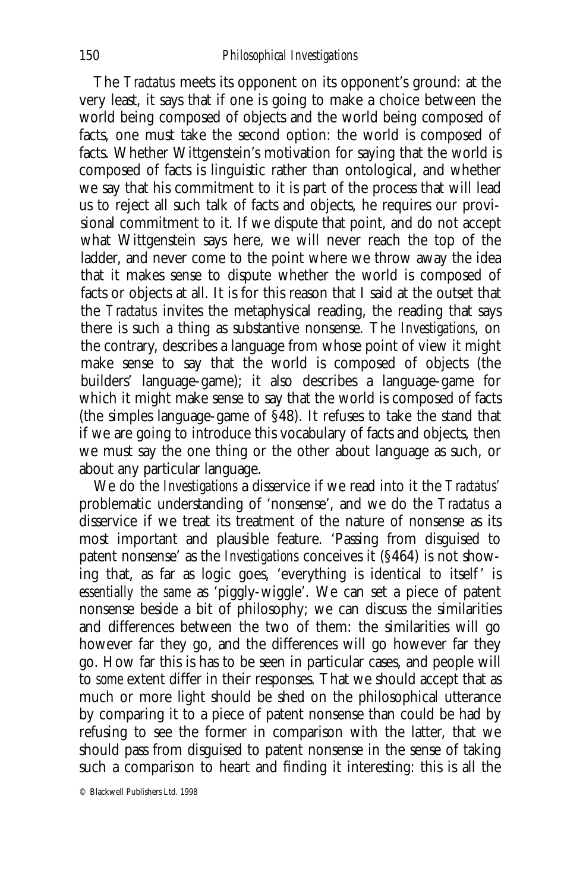The *Tractatus* meets its opponent on its opponent's ground: at the very least, it says that if one is going to make a choice between the world being composed of objects and the world being composed of facts, one must take the second option: the world is composed of facts. Whether Wittgenstein's motivation for saying that the world is composed of facts is linguistic rather than ontological, and whether we say that his commitment to it is part of the process that will lead us to reject all such talk of facts and objects, he requires our provisional commitment to it. If we dispute that point, and do not accept what Wittgenstein says here, we will never reach the top of the ladder, and never come to the point where we throw away the idea that it makes sense to dispute whether the world is composed of facts or objects at all. It is for this reason that I said at the outset that the *Tractatus* invites the metaphysical reading, the reading that says there is such a thing as substantive nonsense. The *Investigations*, on the contrary, describes a language from whose point of view it might make sense to say that the world is composed of objects (the builders' language-game); it also describes a language-game for which it might make sense to say that the world is composed of facts (the simples language-game of §48). It refuses to take the stand that if we are going to introduce this vocabulary of facts and objects, then we must say the one thing or the other about language as such, or about any particular language.

We do the *Investigations* a disservice if we read into it the *Tractatus*' problematic understanding of 'nonsense', and we do the *Tractatus* a disservice if we treat its treatment of the nature of nonsense as its most important and plausible feature. 'Passing from disguised to patent nonsense' as the *Investigations* conceives it (§464) is not showing that, as far as logic goes, 'everything is identical to itself' is *essentially the same* as 'piggly-wiggle'. We can set a piece of patent nonsense beside a bit of philosophy; we can discuss the similarities and differences between the two of them: the similarities will go however far they go, and the differences will go however far they go. How far this is has to be seen in particular cases, and people will to *some* extent differ in their responses. That we should accept that as much or more light should be shed on the philosophical utterance by comparing it to a piece of patent nonsense than could be had by refusing to see the former in comparison with the latter, that we should pass from disguised to patent nonsense in the sense of taking such a comparison to heart and finding it interesting: this is all the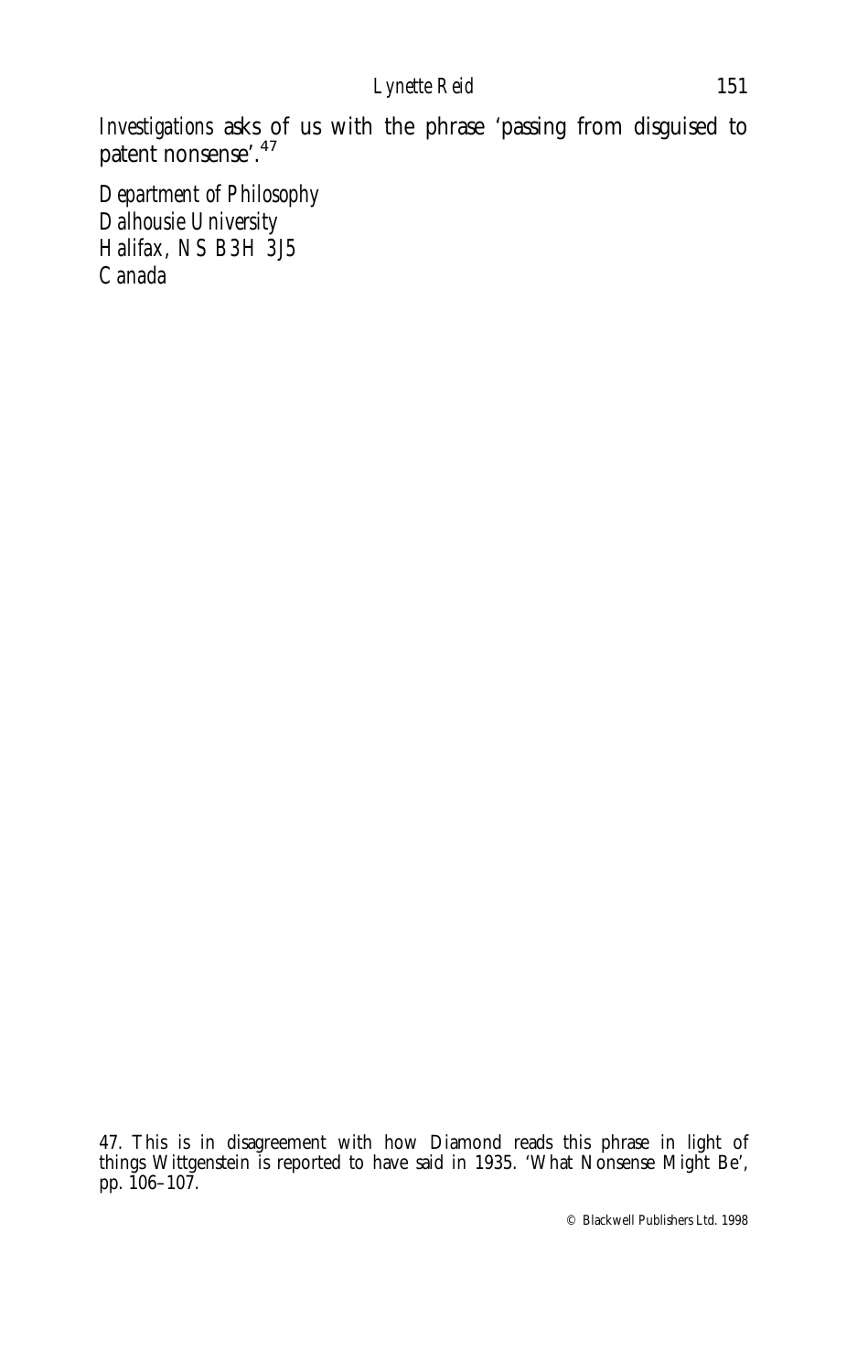*Investigations* asks of us with the phrase 'passing from disguised to patent nonsense'.[47]

*Department of Philosophy*
*Dalhousie University*
*Halifax, NS B3H 3J5*
*Canada*

47. This is in disagreement with how Diamond reads this phrase in light of things Wittgenstein is reported to have said in 1935. 'What Nonsense Might Be', pp. 106–107.

© Blackwell Publishers Ltd. 1998